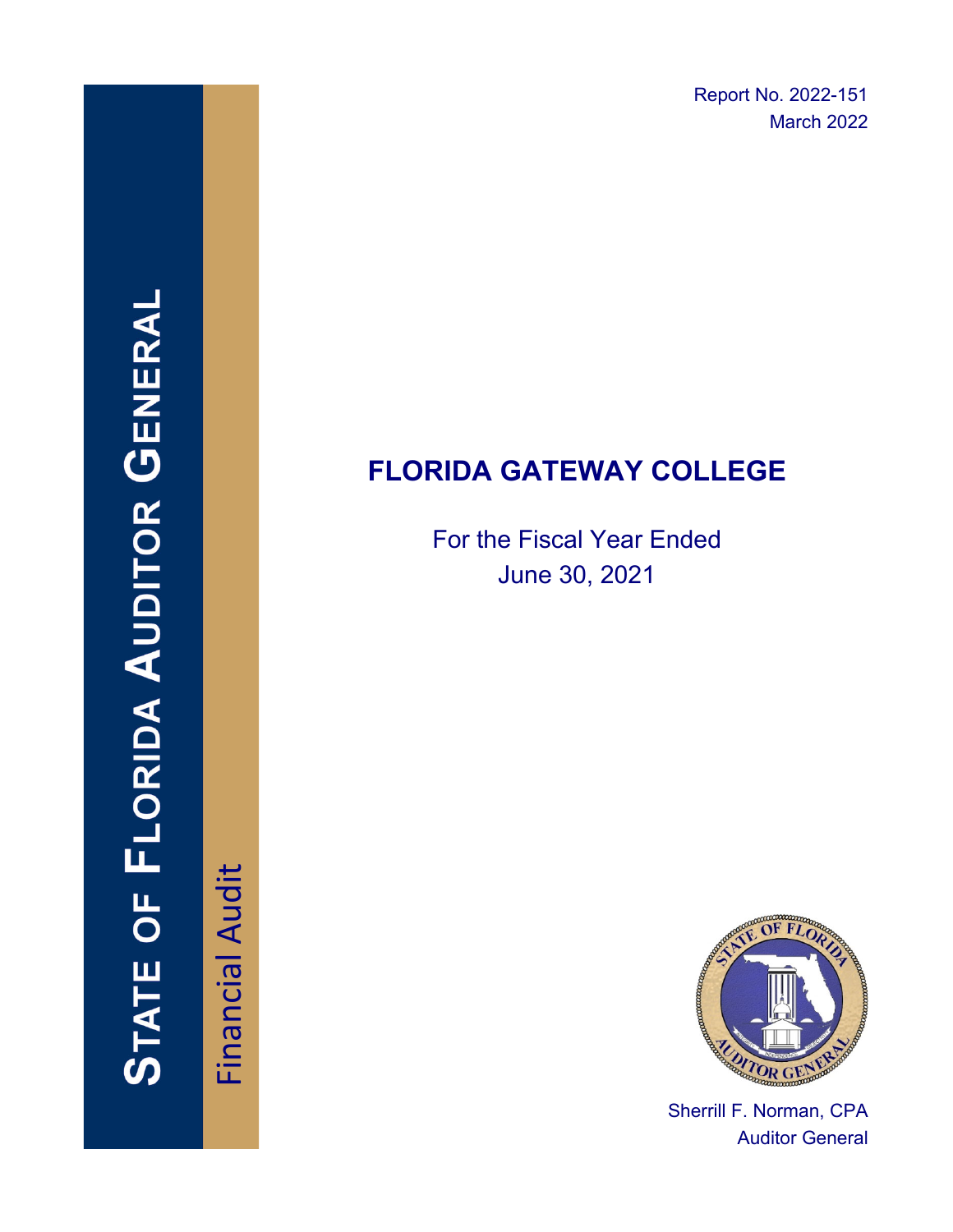Report No. 2022-151
March 2022

STATE OF FLORIDA AUDITOR GENERAL

Financial Audit

# FLORIDA GATEWAY COLLEGE

For the Fiscal Year Ended
June 30, 2021

Sherrill F. Norman, CPA
Auditor General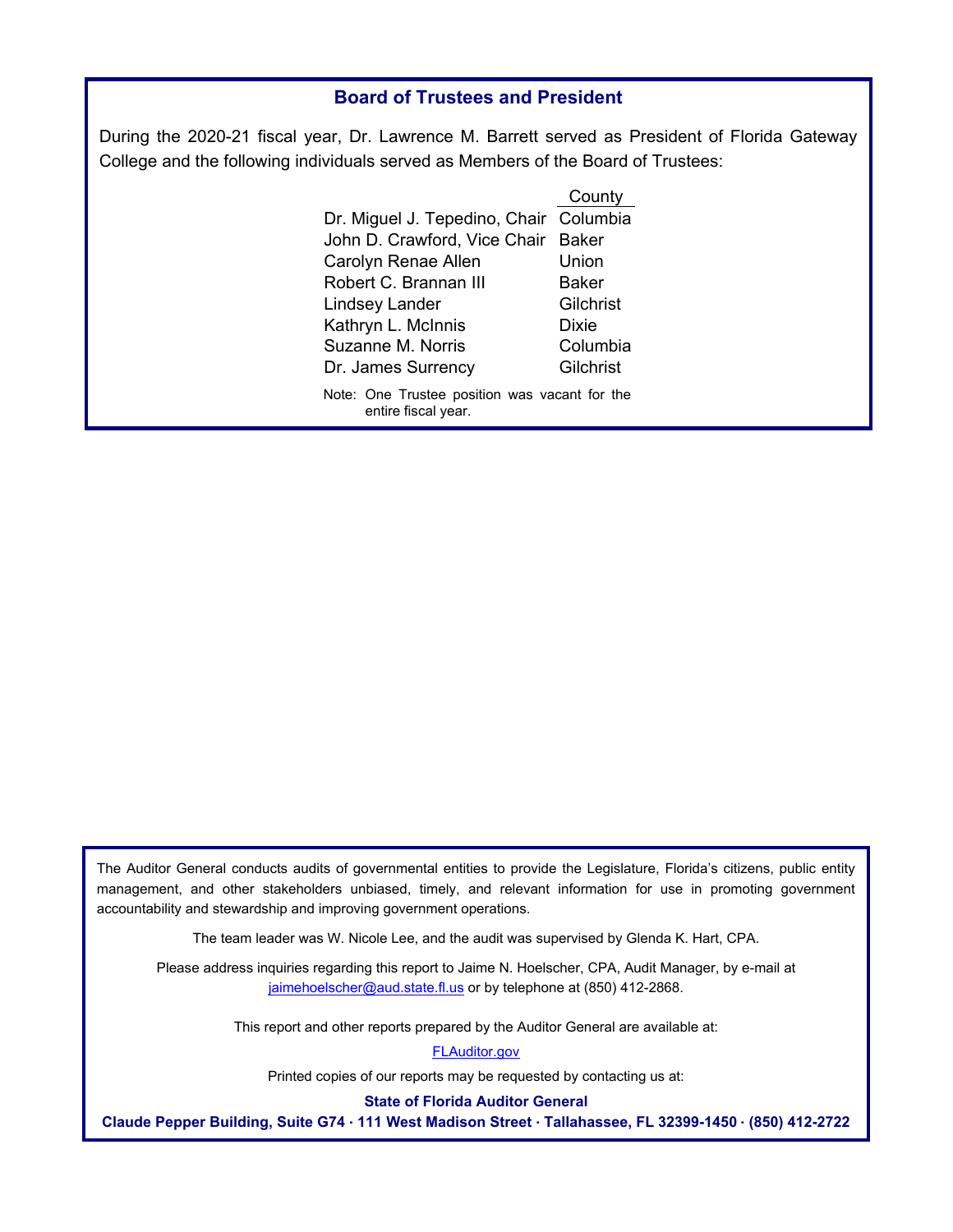## Board of Trustees and President

During the 2020-21 fiscal year, Dr. Lawrence M. Barrett served as President of Florida Gateway College and the following individuals served as Members of the Board of Trustees:

| | County |
|---|---|
| Dr. Miguel J. Tepedino, Chair | Columbia |
| John D. Crawford, Vice Chair | Baker |
| Carolyn Renae Allen | Union |
| Robert C. Brannan III | Baker |
| Lindsey Lander | Gilchrist |
| Kathryn L. McInnis | Dixie |
| Suzanne M. Norris | Columbia |
| Dr. James Surrency | Gilchrist |

Note: One Trustee position was vacant for the entire fiscal year.

The Auditor General conducts audits of governmental entities to provide the Legislature, Florida's citizens, public entity management, and other stakeholders unbiased, timely, and relevant information for use in promoting government accountability and stewardship and improving government operations.

The team leader was W. Nicole Lee, and the audit was supervised by Glenda K. Hart, CPA.

Please address inquiries regarding this report to Jaime N. Hoelscher, CPA, Audit Manager, by e-mail at jaimehoelscher@aud.state.fl.us or by telephone at (850) 412-2868.

This report and other reports prepared by the Auditor General are available at:

FLAuditor.gov

Printed copies of our reports may be requested by contacting us at:

**State of Florida Auditor General**

**Claude Pepper Building, Suite G74 · 111 West Madison Street · Tallahassee, FL 32399-1450 · (850) 412-2722**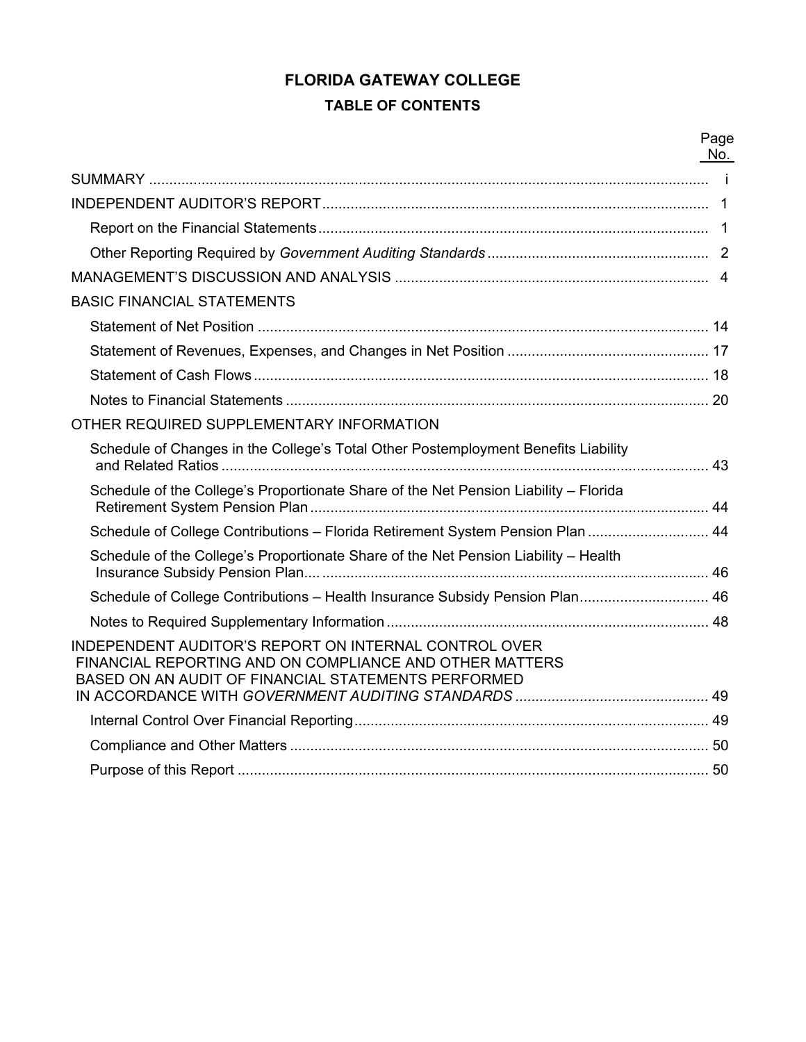# FLORIDA GATEWAY COLLEGE

## TABLE OF CONTENTS

| | Page No. |
|---|---|
| SUMMARY | i |
| INDEPENDENT AUDITOR'S REPORT | 1 |
| Report on the Financial Statements | 1 |
| Other Reporting Required by *Government Auditing Standards* | 2 |
| MANAGEMENT'S DISCUSSION AND ANALYSIS | 4 |
| BASIC FINANCIAL STATEMENTS | |
| Statement of Net Position | 14 |
| Statement of Revenues, Expenses, and Changes in Net Position | 17 |
| Statement of Cash Flows | 18 |
| Notes to Financial Statements | 20 |
| OTHER REQUIRED SUPPLEMENTARY INFORMATION | |
| Schedule of Changes in the College's Total Other Postemployment Benefits Liability and Related Ratios | 43 |
| Schedule of the College's Proportionate Share of the Net Pension Liability – Florida Retirement System Pension Plan | 44 |
| Schedule of College Contributions – Florida Retirement System Pension Plan | 44 |
| Schedule of the College's Proportionate Share of the Net Pension Liability – Health Insurance Subsidy Pension Plan | 46 |
| Schedule of College Contributions – Health Insurance Subsidy Pension Plan | 46 |
| Notes to Required Supplementary Information | 48 |
| INDEPENDENT AUDITOR'S REPORT ON INTERNAL CONTROL OVER FINANCIAL REPORTING AND ON COMPLIANCE AND OTHER MATTERS BASED ON AN AUDIT OF FINANCIAL STATEMENTS PERFORMED IN ACCORDANCE WITH *GOVERNMENT AUDITING STANDARDS* | 49 |
| Internal Control Over Financial Reporting | 49 |
| Compliance and Other Matters | 50 |
| Purpose of this Report | 50 |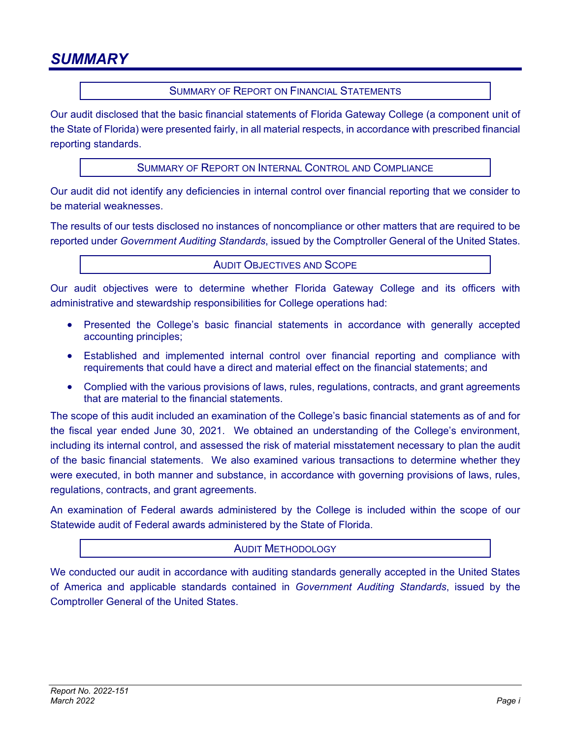# SUMMARY

## Summary of Report on Financial Statements

Our audit disclosed that the basic financial statements of Florida Gateway College (a component unit of the State of Florida) were presented fairly, in all material respects, in accordance with prescribed financial reporting standards.

## Summary of Report on Internal Control and Compliance

Our audit did not identify any deficiencies in internal control over financial reporting that we consider to be material weaknesses.

The results of our tests disclosed no instances of noncompliance or other matters that are required to be reported under *Government Auditing Standards*, issued by the Comptroller General of the United States.

## Audit Objectives and Scope

Our audit objectives were to determine whether Florida Gateway College and its officers with administrative and stewardship responsibilities for College operations had:

- Presented the College's basic financial statements in accordance with generally accepted accounting principles;
- Established and implemented internal control over financial reporting and compliance with requirements that could have a direct and material effect on the financial statements; and
- Complied with the various provisions of laws, rules, regulations, contracts, and grant agreements that are material to the financial statements.

The scope of this audit included an examination of the College's basic financial statements as of and for the fiscal year ended June 30, 2021. We obtained an understanding of the College's environment, including its internal control, and assessed the risk of material misstatement necessary to plan the audit of the basic financial statements. We also examined various transactions to determine whether they were executed, in both manner and substance, in accordance with governing provisions of laws, rules, regulations, contracts, and grant agreements.

An examination of Federal awards administered by the College is included within the scope of our Statewide audit of Federal awards administered by the State of Florida.

## Audit Methodology

We conducted our audit in accordance with auditing standards generally accepted in the United States of America and applicable standards contained in *Government Auditing Standards*, issued by the Comptroller General of the United States.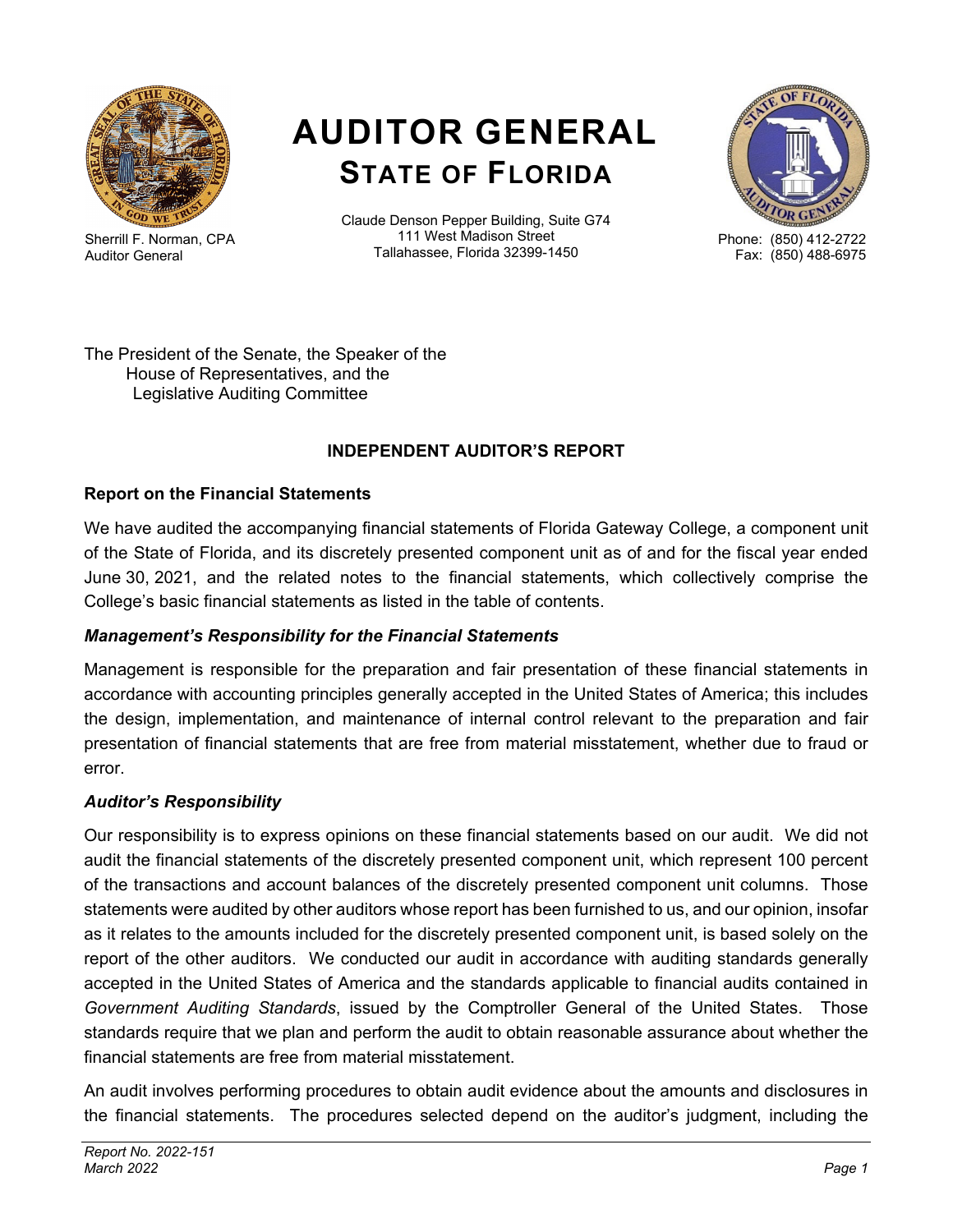# AUDITOR GENERAL
## STATE OF FLORIDA

Sherrill F. Norman, CPA
Auditor General

Claude Denson Pepper Building, Suite G74
111 West Madison Street
Tallahassee, Florida 32399-1450

Phone: (850) 412-2722
Fax: (850) 488-6975

The President of the Senate, the Speaker of the
House of Representatives, and the
Legislative Auditing Committee

**INDEPENDENT AUDITOR'S REPORT**

**Report on the Financial Statements**

We have audited the accompanying financial statements of Florida Gateway College, a component unit of the State of Florida, and its discretely presented component unit as of and for the fiscal year ended June 30, 2021, and the related notes to the financial statements, which collectively comprise the College's basic financial statements as listed in the table of contents.

***Management's Responsibility for the Financial Statements***

Management is responsible for the preparation and fair presentation of these financial statements in accordance with accounting principles generally accepted in the United States of America; this includes the design, implementation, and maintenance of internal control relevant to the preparation and fair presentation of financial statements that are free from material misstatement, whether due to fraud or error.

***Auditor's Responsibility***

Our responsibility is to express opinions on these financial statements based on our audit. We did not audit the financial statements of the discretely presented component unit, which represent 100 percent of the transactions and account balances of the discretely presented component unit columns. Those statements were audited by other auditors whose report has been furnished to us, and our opinion, insofar as it relates to the amounts included for the discretely presented component unit, is based solely on the report of the other auditors. We conducted our audit in accordance with auditing standards generally accepted in the United States of America and the standards applicable to financial audits contained in *Government Auditing Standards*, issued by the Comptroller General of the United States. Those standards require that we plan and perform the audit to obtain reasonable assurance about whether the financial statements are free from material misstatement.

An audit involves performing procedures to obtain audit evidence about the amounts and disclosures in the financial statements. The procedures selected depend on the auditor's judgment, including the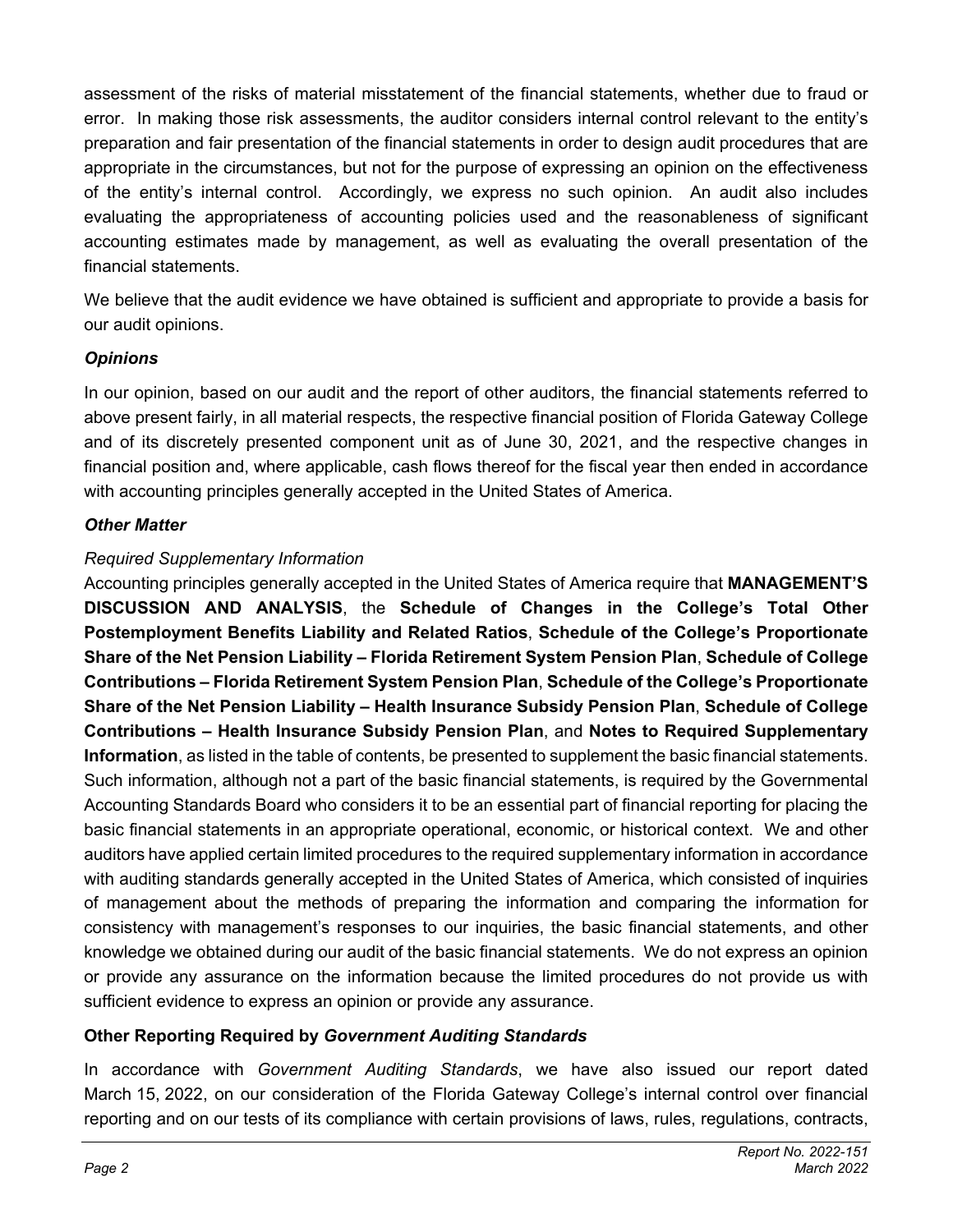assessment of the risks of material misstatement of the financial statements, whether due to fraud or error. In making those risk assessments, the auditor considers internal control relevant to the entity's preparation and fair presentation of the financial statements in order to design audit procedures that are appropriate in the circumstances, but not for the purpose of expressing an opinion on the effectiveness of the entity's internal control. Accordingly, we express no such opinion. An audit also includes evaluating the appropriateness of accounting policies used and the reasonableness of significant accounting estimates made by management, as well as evaluating the overall presentation of the financial statements.

We believe that the audit evidence we have obtained is sufficient and appropriate to provide a basis for our audit opinions.

### *Opinions*

In our opinion, based on our audit and the report of other auditors, the financial statements referred to above present fairly, in all material respects, the respective financial position of Florida Gateway College and of its discretely presented component unit as of June 30, 2021, and the respective changes in financial position and, where applicable, cash flows thereof for the fiscal year then ended in accordance with accounting principles generally accepted in the United States of America.

### *Other Matter*

*Required Supplementary Information*

Accounting principles generally accepted in the United States of America require that **MANAGEMENT'S DISCUSSION AND ANALYSIS**, the **Schedule of Changes in the College's Total Other Postemployment Benefits Liability and Related Ratios**, **Schedule of the College's Proportionate Share of the Net Pension Liability – Florida Retirement System Pension Plan**, **Schedule of College Contributions – Florida Retirement System Pension Plan**, **Schedule of the College's Proportionate Share of the Net Pension Liability – Health Insurance Subsidy Pension Plan**, **Schedule of College Contributions – Health Insurance Subsidy Pension Plan**, and **Notes to Required Supplementary Information**, as listed in the table of contents, be presented to supplement the basic financial statements. Such information, although not a part of the basic financial statements, is required by the Governmental Accounting Standards Board who considers it to be an essential part of financial reporting for placing the basic financial statements in an appropriate operational, economic, or historical context. We and other auditors have applied certain limited procedures to the required supplementary information in accordance with auditing standards generally accepted in the United States of America, which consisted of inquiries of management about the methods of preparing the information and comparing the information for consistency with management's responses to our inquiries, the basic financial statements, and other knowledge we obtained during our audit of the basic financial statements. We do not express an opinion or provide any assurance on the information because the limited procedures do not provide us with sufficient evidence to express an opinion or provide any assurance.

### Other Reporting Required by *Government Auditing Standards*

In accordance with *Government Auditing Standards*, we have also issued our report dated March 15, 2022, on our consideration of the Florida Gateway College's internal control over financial reporting and on our tests of its compliance with certain provisions of laws, rules, regulations, contracts,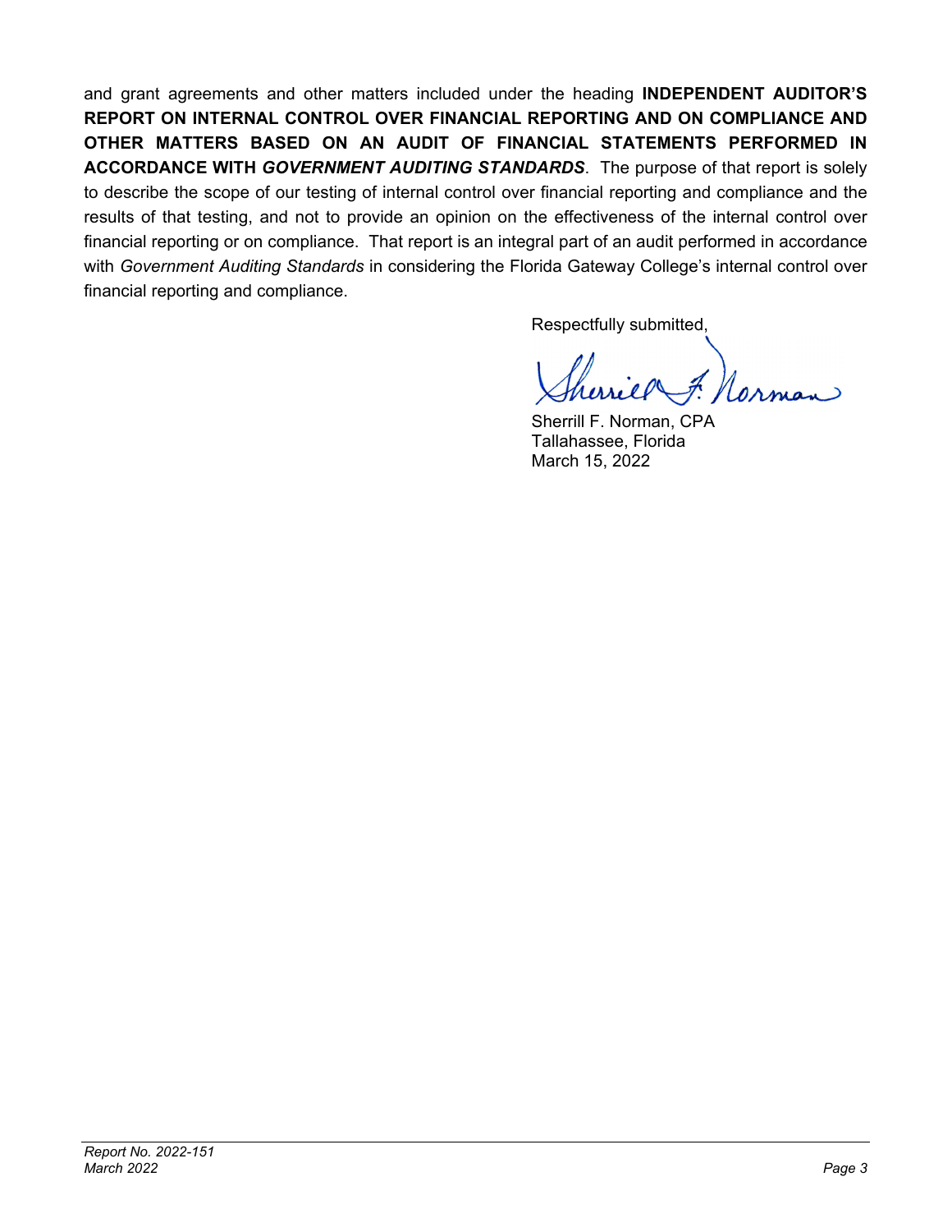and grant agreements and other matters included under the heading **INDEPENDENT AUDITOR'S REPORT ON INTERNAL CONTROL OVER FINANCIAL REPORTING AND ON COMPLIANCE AND OTHER MATTERS BASED ON AN AUDIT OF FINANCIAL STATEMENTS PERFORMED IN ACCORDANCE WITH *GOVERNMENT AUDITING STANDARDS***. The purpose of that report is solely to describe the scope of our testing of internal control over financial reporting and compliance and the results of that testing, and not to provide an opinion on the effectiveness of the internal control over financial reporting or on compliance. That report is an integral part of an audit performed in accordance with *Government Auditing Standards* in considering the Florida Gateway College's internal control over financial reporting and compliance.

Respectfully submitted,

Sherrill F. Norman, CPA
Tallahassee, Florida
March 15, 2022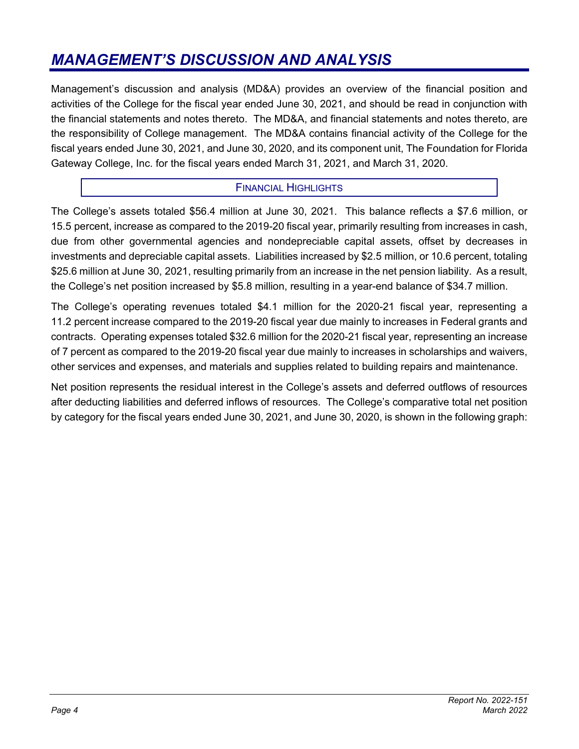# *MANAGEMENT'S DISCUSSION AND ANALYSIS*

Management's discussion and analysis (MD&A) provides an overview of the financial position and activities of the College for the fiscal year ended June 30, 2021, and should be read in conjunction with the financial statements and notes thereto. The MD&A, and financial statements and notes thereto, are the responsibility of College management. The MD&A contains financial activity of the College for the fiscal years ended June 30, 2021, and June 30, 2020, and its component unit, The Foundation for Florida Gateway College, Inc. for the fiscal years ended March 31, 2021, and March 31, 2020.

## FINANCIAL HIGHLIGHTS

The College's assets totaled $56.4 million at June 30, 2021. This balance reflects a $7.6 million, or 15.5 percent, increase as compared to the 2019-20 fiscal year, primarily resulting from increases in cash, due from other governmental agencies and nondepreciable capital assets, offset by decreases in investments and depreciable capital assets. Liabilities increased by $2.5 million, or 10.6 percent, totaling $25.6 million at June 30, 2021, resulting primarily from an increase in the net pension liability. As a result, the College's net position increased by $5.8 million, resulting in a year-end balance of $34.7 million.

The College's operating revenues totaled $4.1 million for the 2020-21 fiscal year, representing a 11.2 percent increase compared to the 2019-20 fiscal year due mainly to increases in Federal grants and contracts. Operating expenses totaled $32.6 million for the 2020-21 fiscal year, representing an increase of 7 percent as compared to the 2019-20 fiscal year due mainly to increases in scholarships and waivers, other services and expenses, and materials and supplies related to building repairs and maintenance.

Net position represents the residual interest in the College's assets and deferred outflows of resources after deducting liabilities and deferred inflows of resources. The College's comparative total net position by category for the fiscal years ended June 30, 2021, and June 30, 2020, is shown in the following graph: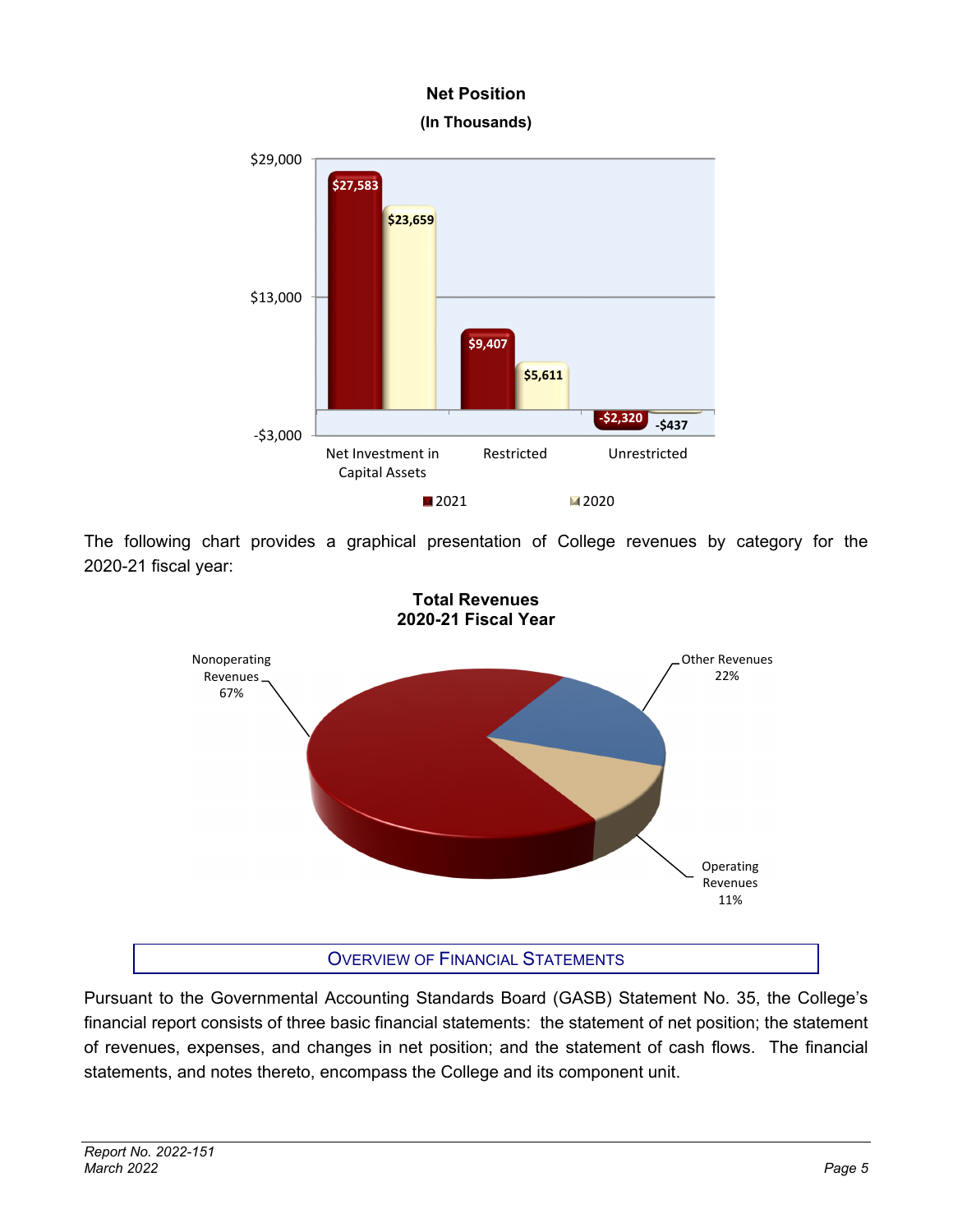**Net Position**

**(In Thousands)**

| | 2021 | 2020 |
|---|---|---|
| Net Investment in Capital Assets | $27,583 | $23,659 |
| Restricted | $9,407 | $5,611 |
| Unrestricted | -$2,320 | -$437 |

The following chart provides a graphical presentation of College revenues by category for the 2020-21 fiscal year:

**Total Revenues**
**2020-21 Fiscal Year**

| Category | Percentage |
|---|---|
| Nonoperating Revenues | 67% |
| Other Revenues | 22% |
| Operating Revenues | 11% |

## Overview of Financial Statements

Pursuant to the Governmental Accounting Standards Board (GASB) Statement No. 35, the College's financial report consists of three basic financial statements: the statement of net position; the statement of revenues, expenses, and changes in net position; and the statement of cash flows. The financial statements, and notes thereto, encompass the College and its component unit.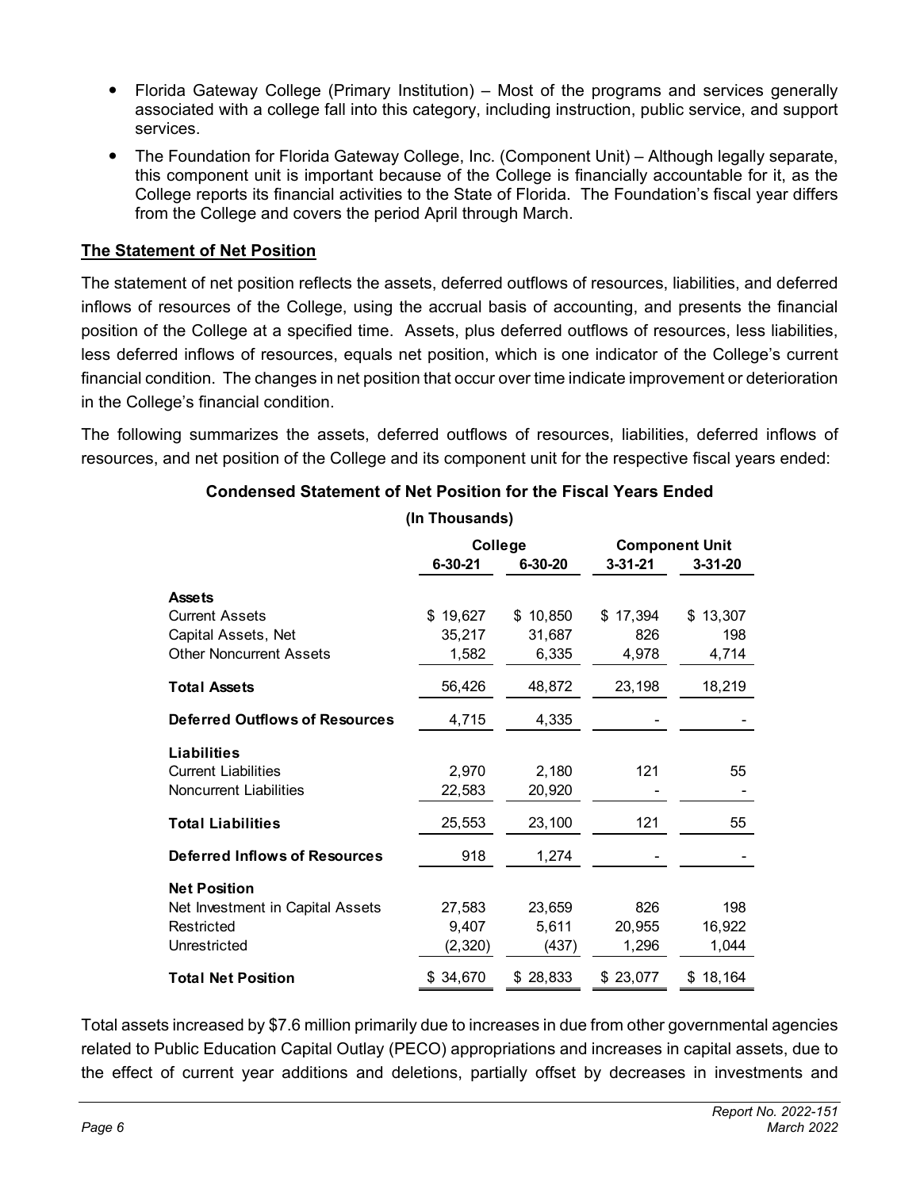- Florida Gateway College (Primary Institution) – Most of the programs and services generally associated with a college fall into this category, including instruction, public service, and support services.
- The Foundation for Florida Gateway College, Inc. (Component Unit) – Although legally separate, this component unit is important because of the College is financially accountable for it, as the College reports its financial activities to the State of Florida. The Foundation's fiscal year differs from the College and covers the period April through March.

## The Statement of Net Position

The statement of net position reflects the assets, deferred outflows of resources, liabilities, and deferred inflows of resources of the College, using the accrual basis of accounting, and presents the financial position of the College at a specified time. Assets, plus deferred outflows of resources, less liabilities, less deferred inflows of resources, equals net position, which is one indicator of the College's current financial condition. The changes in net position that occur over time indicate improvement or deterioration in the College's financial condition.

The following summarizes the assets, deferred outflows of resources, liabilities, deferred inflows of resources, and net position of the College and its component unit for the respective fiscal years ended:

**Condensed Statement of Net Position for the Fiscal Years Ended**

**(In Thousands)**

| | College | | Component Unit | |
|---|---|---|---|---|
| | 6-30-21 | 6-30-20 | 3-31-21 | 3-31-20 |
| **Assets** | | | | |
| Current Assets | $ 19,627 | $ 10,850 | $ 17,394 | $ 13,307 |
| Capital Assets, Net | 35,217 | 31,687 | 826 | 198 |
| Other Noncurrent Assets | 1,582 | 6,335 | 4,978 | 4,714 |
| **Total Assets** | 56,426 | 48,872 | 23,198 | 18,219 |
| **Deferred Outflows of Resources** | 4,715 | 4,335 | - | - |
| **Liabilities** | | | | |
| Current Liabilities | 2,970 | 2,180 | 121 | 55 |
| Noncurrent Liabilities | 22,583 | 20,920 | - | - |
| **Total Liabilities** | 25,553 | 23,100 | 121 | 55 |
| **Deferred Inflows of Resources** | 918 | 1,274 | - | - |
| **Net Position** | | | | |
| Net Investment in Capital Assets | 27,583 | 23,659 | 826 | 198 |
| Restricted | 9,407 | 5,611 | 20,955 | 16,922 |
| Unrestricted | (2,320) | (437) | 1,296 | 1,044 |
| **Total Net Position** | $ 34,670 | $ 28,833 | $ 23,077 | $ 18,164 |

Total assets increased by $7.6 million primarily due to increases in due from other governmental agencies related to Public Education Capital Outlay (PECO) appropriations and increases in capital assets, due to the effect of current year additions and deletions, partially offset by decreases in investments and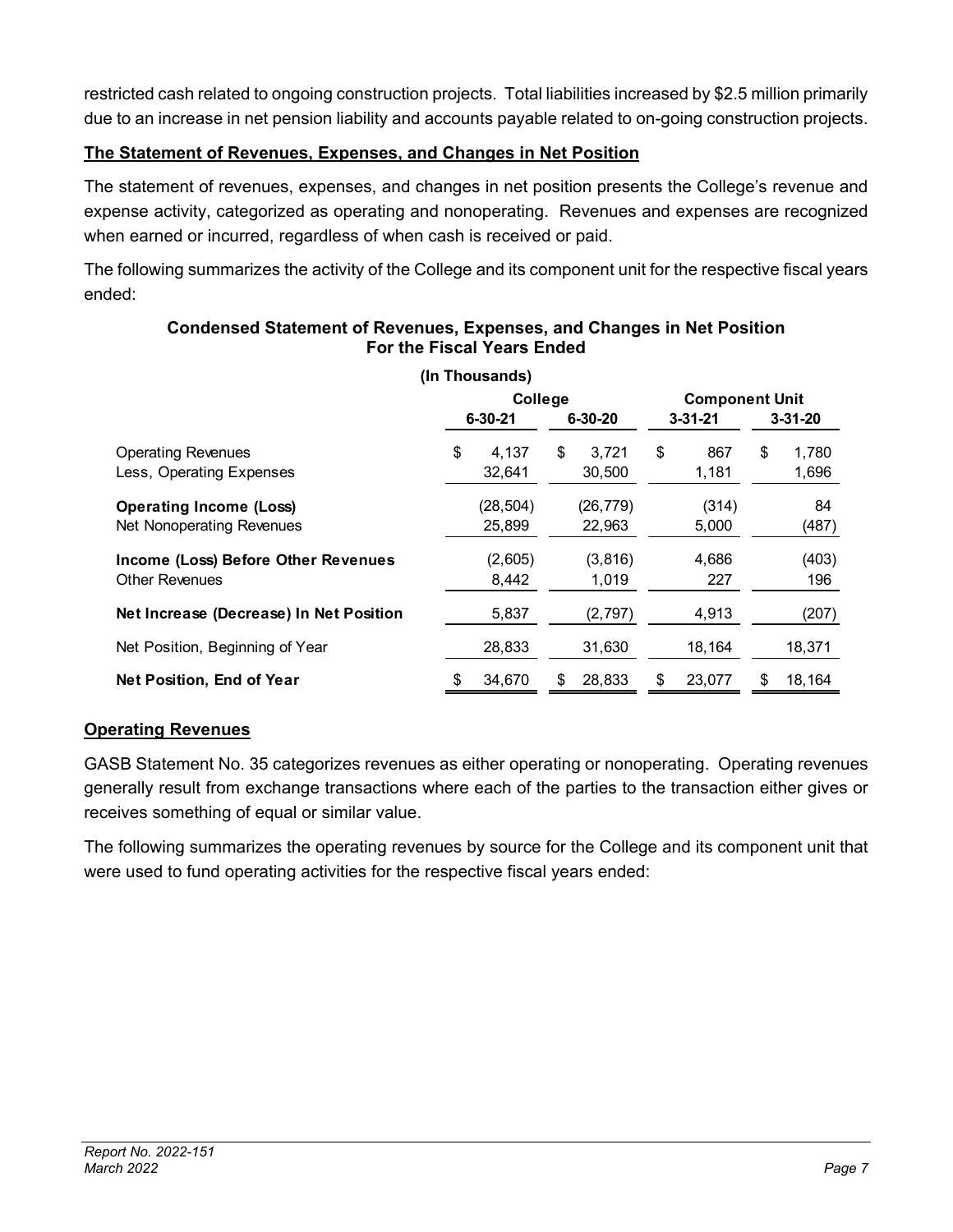restricted cash related to ongoing construction projects. Total liabilities increased by $2.5 million primarily due to an increase in net pension liability and accounts payable related to on-going construction projects.

## The Statement of Revenues, Expenses, and Changes in Net Position

The statement of revenues, expenses, and changes in net position presents the College's revenue and expense activity, categorized as operating and nonoperating. Revenues and expenses are recognized when earned or incurred, regardless of when cash is received or paid.

The following summarizes the activity of the College and its component unit for the respective fiscal years ended:

**Condensed Statement of Revenues, Expenses, and Changes in Net Position**
**For the Fiscal Years Ended**

**(In Thousands)**

| | College | | Component Unit | |
|---|---|---|---|---|
| | 6-30-21 | 6-30-20 | 3-31-21 | 3-31-20 |
| Operating Revenues | $ 4,137 | $ 3,721 | $ 867 | $ 1,780 |
| Less, Operating Expenses | 32,641 | 30,500 | 1,181 | 1,696 |
| **Operating Income (Loss)** | (28,504) | (26,779) | (314) | 84 |
| Net Nonoperating Revenues | 25,899 | 22,963 | 5,000 | (487) |
| **Income (Loss) Before Other Revenues** | (2,605) | (3,816) | 4,686 | (403) |
| Other Revenues | 8,442 | 1,019 | 227 | 196 |
| **Net Increase (Decrease) In Net Position** | 5,837 | (2,797) | 4,913 | (207) |
| Net Position, Beginning of Year | 28,833 | 31,630 | 18,164 | 18,371 |
| **Net Position, End of Year** | $ 34,670 | $ 28,833 | $ 23,077 | $ 18,164 |

## Operating Revenues

GASB Statement No. 35 categorizes revenues as either operating or nonoperating. Operating revenues generally result from exchange transactions where each of the parties to the transaction either gives or receives something of equal or similar value.

The following summarizes the operating revenues by source for the College and its component unit that were used to fund operating activities for the respective fiscal years ended: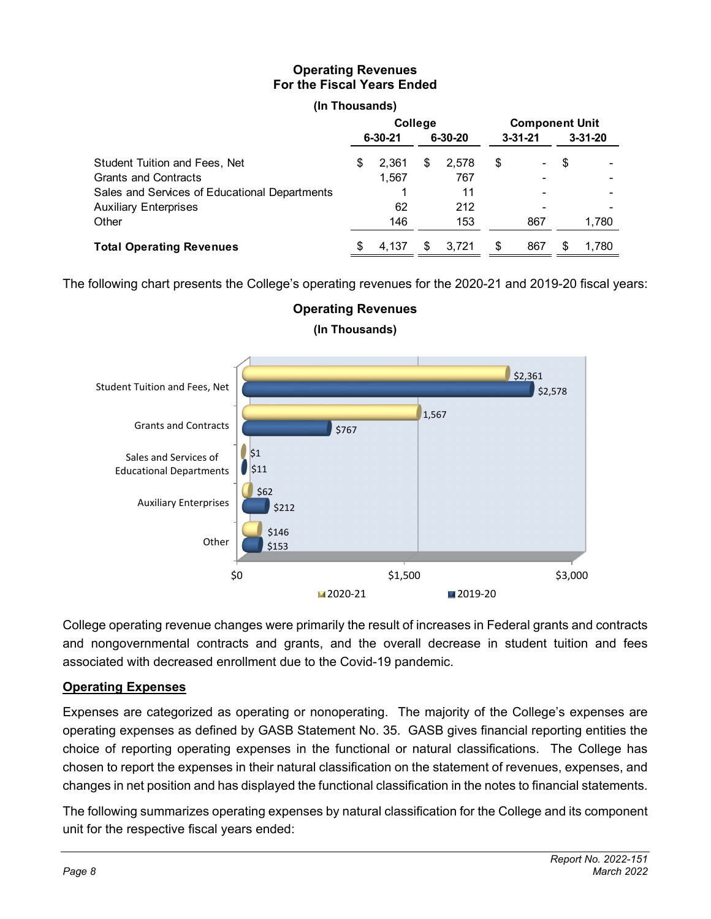**Operating Revenues**
**For the Fiscal Years Ended**

**(In Thousands)**

| | College | | Component Unit | |
|---|---|---|---|---|
| | **6-30-21** | **6-30-20** | **3-31-21** | **3-31-20** |
| Student Tuition and Fees, Net | $ 2,361 | $ 2,578 | $ - | $ - |
| Grants and Contracts | 1,567 | 767 | - | - |
| Sales and Services of Educational Departments | 1 | 11 | - | - |
| Auxiliary Enterprises | 62 | 212 | - | - |
| Other | 146 | 153 | 867 | 1,780 |
| **Total Operating Revenues** | $ 4,137 | $ 3,721 | $ 867 | $ 1,780 |

The following chart presents the College's operating revenues for the 2020-21 and 2019-20 fiscal years:

**Operating Revenues**
**(In Thousands)**

| | 2020-21 | 2019-20 |
|---|---|---|
| Student Tuition and Fees, Net | $2,361 | $2,578 |
| Grants and Contracts | 1,567 | $767 |
| Sales and Services of Educational Departments | $1 | $11 |
| Auxiliary Enterprises | $62 | $212 |
| Other | $146 | $153 |

College operating revenue changes were primarily the result of increases in Federal grants and contracts and nongovernmental contracts and grants, and the overall decrease in student tuition and fees associated with decreased enrollment due to the Covid-19 pandemic.

**Operating Expenses**

Expenses are categorized as operating or nonoperating. The majority of the College's expenses are operating expenses as defined by GASB Statement No. 35. GASB gives financial reporting entities the choice of reporting operating expenses in the functional or natural classifications. The College has chosen to report the expenses in their natural classification on the statement of revenues, expenses, and changes in net position and has displayed the functional classification in the notes to financial statements.

The following summarizes operating expenses by natural classification for the College and its component unit for the respective fiscal years ended: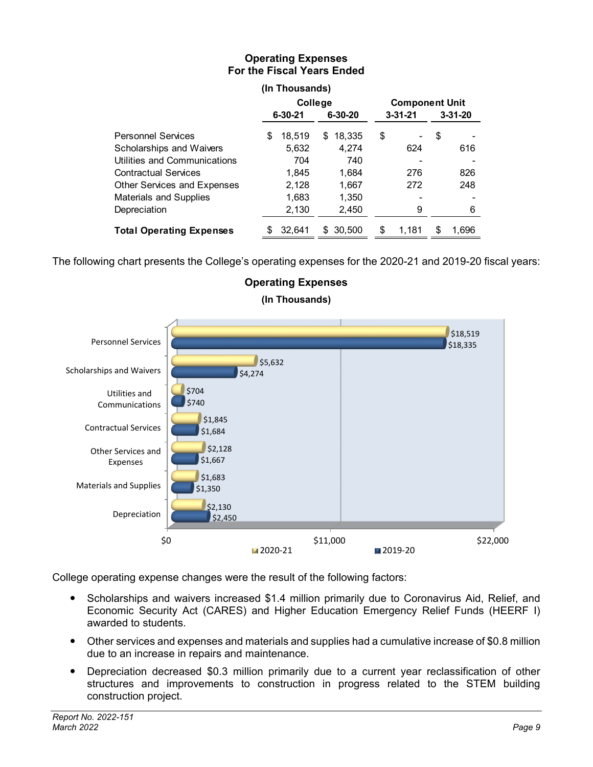**Operating Expenses**
**For the Fiscal Years Ended**

**(In Thousands)**

| | College | | Component Unit | |
|---|---|---|---|---|
| | **6-30-21** | **6-30-20** | **3-31-21** | **3-31-20** |
| Personnel Services | $ 18,519 | $ 18,335 | $ - | $ - |
| Scholarships and Waivers | 5,632 | 4,274 | 624 | 616 |
| Utilities and Communications | 704 | 740 | - | - |
| Contractual Services | 1,845 | 1,684 | 276 | 826 |
| Other Services and Expenses | 2,128 | 1,667 | 272 | 248 |
| Materials and Supplies | 1,683 | 1,350 | - | - |
| Depreciation | 2,130 | 2,450 | 9 | 6 |
| **Total Operating Expenses** | $ 32,641 | $ 30,500 | $ 1,181 | $ 1,696 |

The following chart presents the College's operating expenses for the 2020-21 and 2019-20 fiscal years:

**Operating Expenses**
**(In Thousands)**

| | 2020-21 | 2019-20 |
|---|---|---|
| Personnel Services | $18,519 | $18,335 |
| Scholarships and Waivers | $5,632 | $4,274 |
| Utilities and Communications | $704 | $740 |
| Contractual Services | $1,845 | $1,684 |
| Other Services and Expenses | $2,128 | $1,667 |
| Materials and Supplies | $1,683 | $1,350 |
| Depreciation | $2,130 | $2,450 |

College operating expense changes were the result of the following factors:

- Scholarships and waivers increased $1.4 million primarily due to Coronavirus Aid, Relief, and Economic Security Act (CARES) and Higher Education Emergency Relief Funds (HEERF I) awarded to students.
- Other services and expenses and materials and supplies had a cumulative increase of $0.8 million due to an increase in repairs and maintenance.
- Depreciation decreased $0.3 million primarily due to a current year reclassification of other structures and improvements to construction in progress related to the STEM building construction project.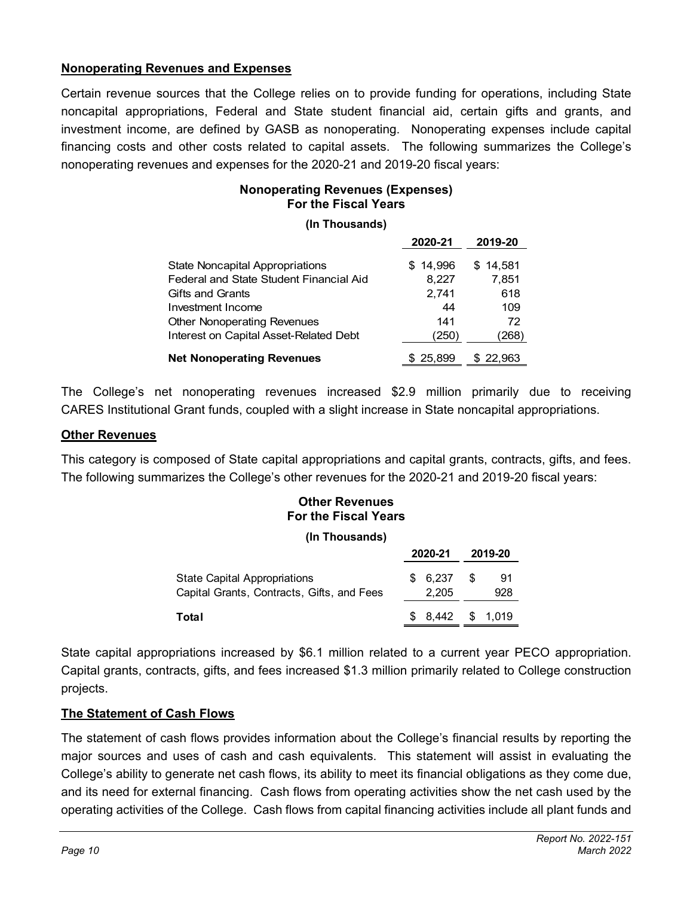## Nonoperating Revenues and Expenses

Certain revenue sources that the College relies on to provide funding for operations, including State noncapital appropriations, Federal and State student financial aid, certain gifts and grants, and investment income, are defined by GASB as nonoperating. Nonoperating expenses include capital financing costs and other costs related to capital assets. The following summarizes the College's nonoperating revenues and expenses for the 2020-21 and 2019-20 fiscal years:

**Nonoperating Revenues (Expenses)**
**For the Fiscal Years**
**(In Thousands)**

| | 2020-21 | 2019-20 |
|---|---|---|
| State Noncapital Appropriations | $ 14,996 | $ 14,581 |
| Federal and State Student Financial Aid | 8,227 | 7,851 |
| Gifts and Grants | 2,741 | 618 |
| Investment Income | 44 | 109 |
| Other Nonoperating Revenues | 141 | 72 |
| Interest on Capital Asset-Related Debt | (250) | (268) |
| **Net Nonoperating Revenues** | $ 25,899 | $ 22,963 |

The College's net nonoperating revenues increased $2.9 million primarily due to receiving CARES Institutional Grant funds, coupled with a slight increase in State noncapital appropriations.

## Other Revenues

This category is composed of State capital appropriations and capital grants, contracts, gifts, and fees. The following summarizes the College's other revenues for the 2020-21 and 2019-20 fiscal years:

**Other Revenues**
**For the Fiscal Years**
**(In Thousands)**

| | 2020-21 | 2019-20 |
|---|---|---|
| State Capital Appropriations | $ 6,237 | $ 91 |
| Capital Grants, Contracts, Gifts, and Fees | 2,205 | 928 |
| **Total** | $ 8,442 | $ 1,019 |

State capital appropriations increased by $6.1 million related to a current year PECO appropriation. Capital grants, contracts, gifts, and fees increased $1.3 million primarily related to College construction projects.

## The Statement of Cash Flows

The statement of cash flows provides information about the College's financial results by reporting the major sources and uses of cash and cash equivalents. This statement will assist in evaluating the College's ability to generate net cash flows, its ability to meet its financial obligations as they come due, and its need for external financing. Cash flows from operating activities show the net cash used by the operating activities of the College. Cash flows from capital financing activities include all plant funds and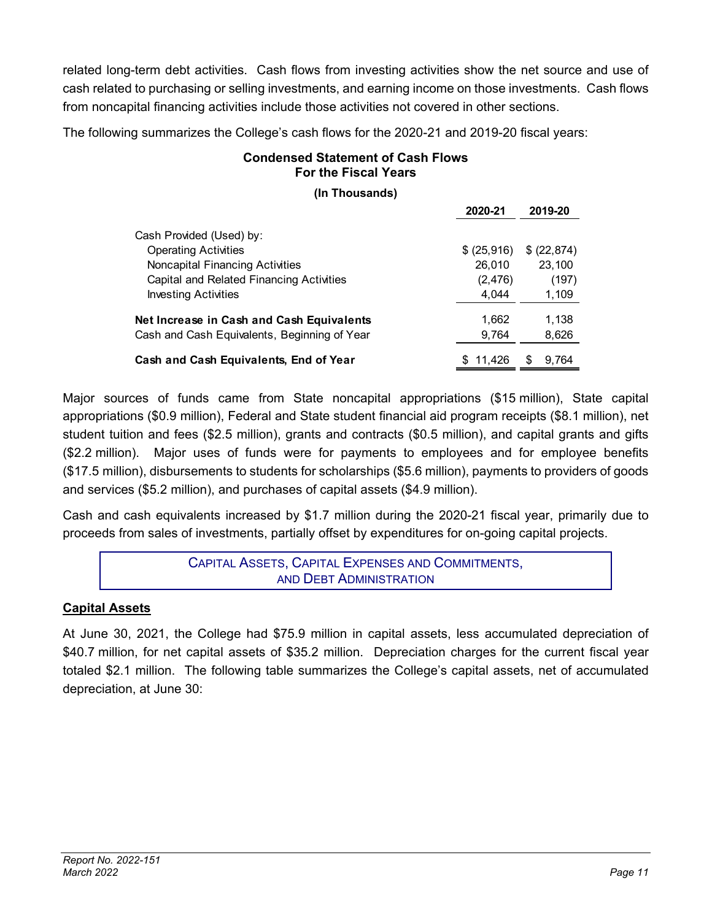related long-term debt activities. Cash flows from investing activities show the net source and use of cash related to purchasing or selling investments, and earning income on those investments. Cash flows from noncapital financing activities include those activities not covered in other sections.

The following summarizes the College's cash flows for the 2020-21 and 2019-20 fiscal years:

**Condensed Statement of Cash Flows**
**For the Fiscal Years**

**(In Thousands)**

| | **2020-21** | **2019-20** |
|---|---|---|
| Cash Provided (Used) by: | | |
| Operating Activities | $ (25,916) | $ (22,874) |
| Noncapital Financing Activities | 26,010 | 23,100 |
| Capital and Related Financing Activities | (2,476) | (197) |
| Investing Activities | 4,044 | 1,109 |
| **Net Increase in Cash and Cash Equivalents** | 1,662 | 1,138 |
| Cash and Cash Equivalents, Beginning of Year | 9,764 | 8,626 |
| **Cash and Cash Equivalents, End of Year** | $ 11,426 | $ 9,764 |

Major sources of funds came from State noncapital appropriations ($15 million), State capital appropriations ($0.9 million), Federal and State student financial aid program receipts ($8.1 million), net student tuition and fees ($2.5 million), grants and contracts ($0.5 million), and capital grants and gifts ($2.2 million). Major uses of funds were for payments to employees and for employee benefits ($17.5 million), disbursements to students for scholarships ($5.6 million), payments to providers of goods and services ($5.2 million), and purchases of capital assets ($4.9 million).

Cash and cash equivalents increased by $1.7 million during the 2020-21 fiscal year, primarily due to proceeds from sales of investments, partially offset by expenditures for on-going capital projects.

## CAPITAL ASSETS, CAPITAL EXPENSES AND COMMITMENTS, AND DEBT ADMINISTRATION

### Capital Assets

At June 30, 2021, the College had $75.9 million in capital assets, less accumulated depreciation of $40.7 million, for net capital assets of $35.2 million. Depreciation charges for the current fiscal year totaled $2.1 million. The following table summarizes the College's capital assets, net of accumulated depreciation, at June 30: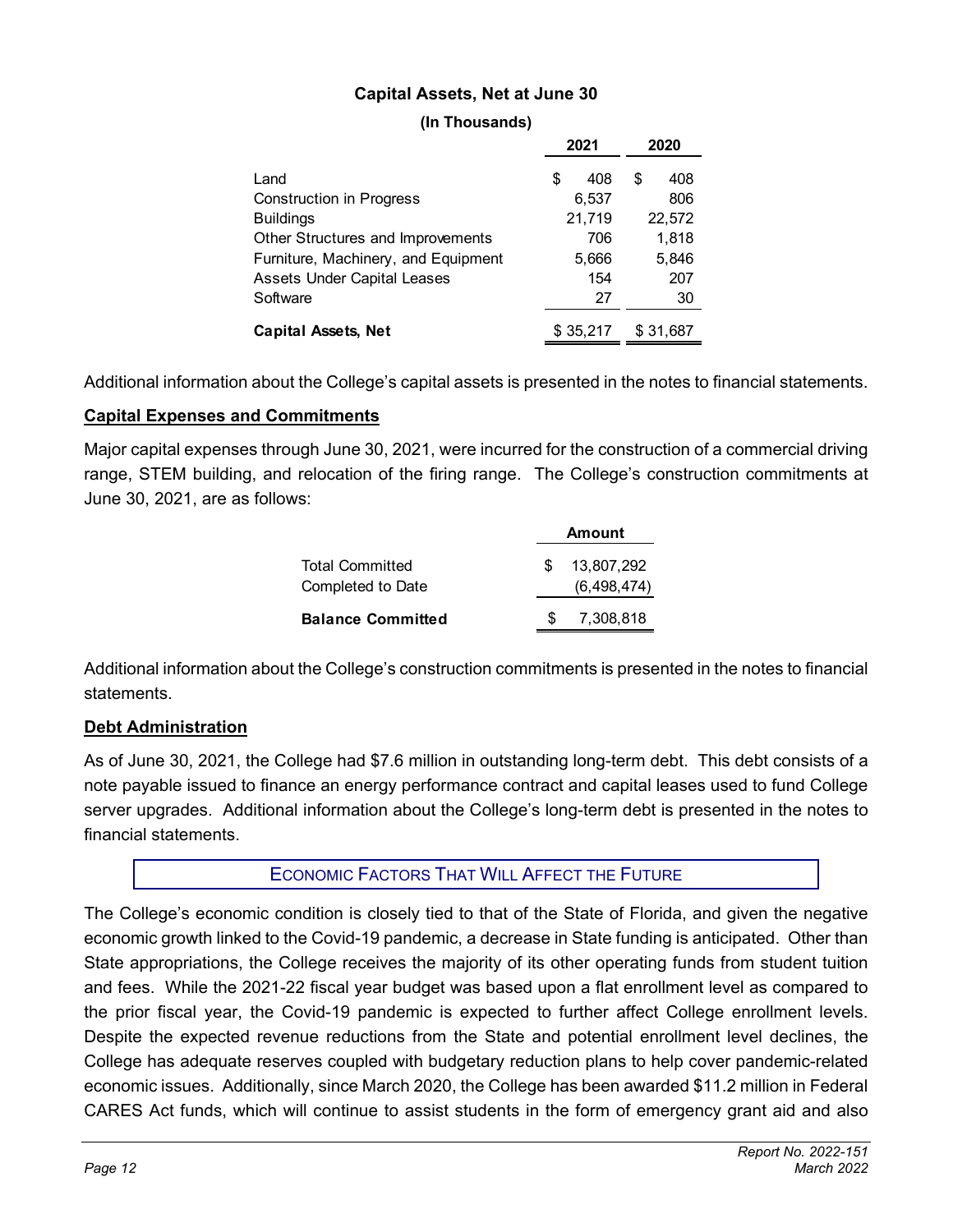**Capital Assets, Net at June 30**

**(In Thousands)**

| | 2021 | 2020 |
|---|---|---|
| Land | $ 408 | $ 408 |
| Construction in Progress | 6,537 | 806 |
| Buildings | 21,719 | 22,572 |
| Other Structures and Improvements | 706 | 1,818 |
| Furniture, Machinery, and Equipment | 5,666 | 5,846 |
| Assets Under Capital Leases | 154 | 207 |
| Software | 27 | 30 |
| **Capital Assets, Net** | $ 35,217 | $ 31,687 |

Additional information about the College's capital assets is presented in the notes to financial statements.

## Capital Expenses and Commitments

Major capital expenses through June 30, 2021, were incurred for the construction of a commercial driving range, STEM building, and relocation of the firing range. The College's construction commitments at June 30, 2021, are as follows:

| | Amount |
|---|---|
| Total Committed | $ 13,807,292 |
| Completed to Date | (6,498,474) |
| **Balance Committed** | $ 7,308,818 |

Additional information about the College's construction commitments is presented in the notes to financial statements.

## Debt Administration

As of June 30, 2021, the College had $7.6 million in outstanding long-term debt. This debt consists of a note payable issued to finance an energy performance contract and capital leases used to fund College server upgrades. Additional information about the College's long-term debt is presented in the notes to financial statements.

## Economic Factors That Will Affect the Future

The College's economic condition is closely tied to that of the State of Florida, and given the negative economic growth linked to the Covid-19 pandemic, a decrease in State funding is anticipated. Other than State appropriations, the College receives the majority of its other operating funds from student tuition and fees. While the 2021-22 fiscal year budget was based upon a flat enrollment level as compared to the prior fiscal year, the Covid-19 pandemic is expected to further affect College enrollment levels. Despite the expected revenue reductions from the State and potential enrollment level declines, the College has adequate reserves coupled with budgetary reduction plans to help cover pandemic-related economic issues. Additionally, since March 2020, the College has been awarded $11.2 million in Federal CARES Act funds, which will continue to assist students in the form of emergency grant aid and also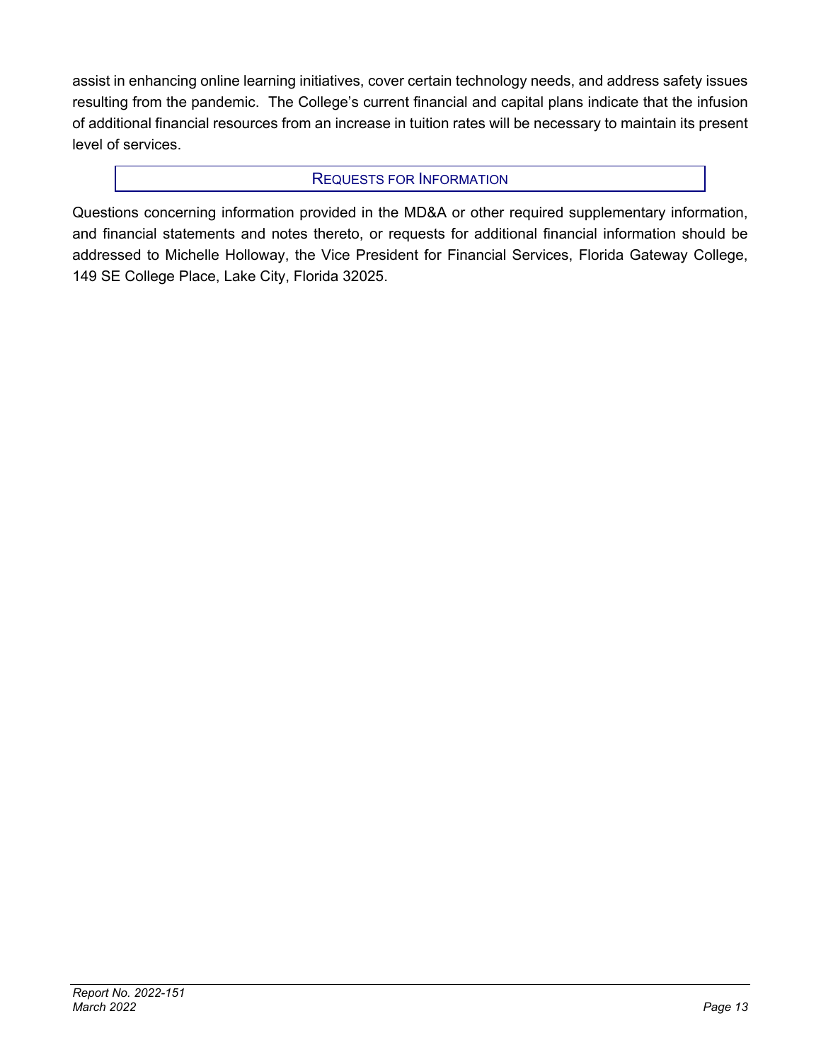assist in enhancing online learning initiatives, cover certain technology needs, and address safety issues resulting from the pandemic. The College's current financial and capital plans indicate that the infusion of additional financial resources from an increase in tuition rates will be necessary to maintain its present level of services.

## Requests for Information

Questions concerning information provided in the MD&A or other required supplementary information, and financial statements and notes thereto, or requests for additional financial information should be addressed to Michelle Holloway, the Vice President for Financial Services, Florida Gateway College, 149 SE College Place, Lake City, Florida 32025.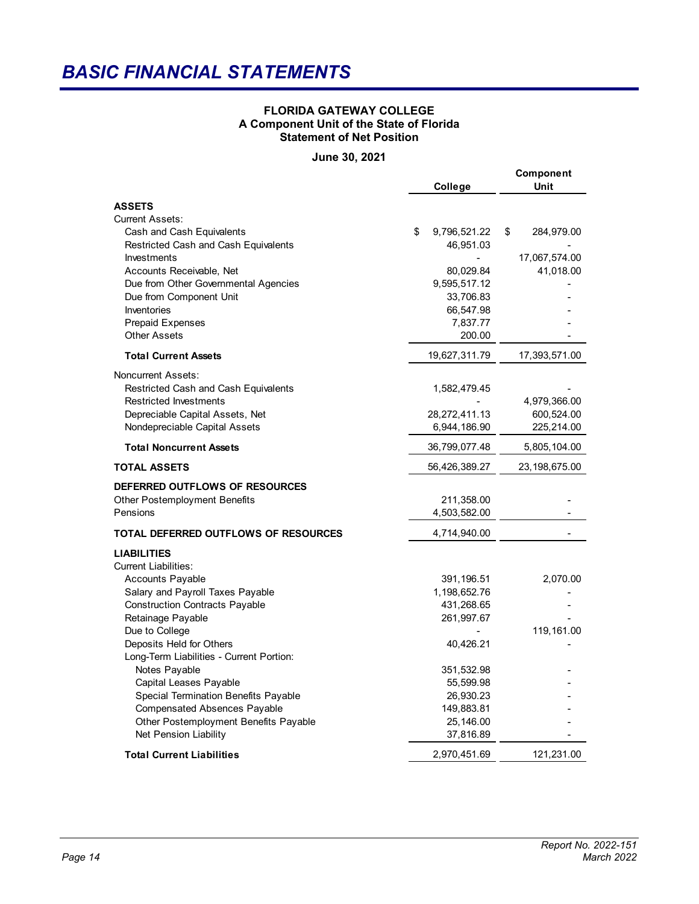# BASIC FINANCIAL STATEMENTS

**FLORIDA GATEWAY COLLEGE**
**A Component Unit of the State of Florida**
**Statement of Net Position**

**June 30, 2021**

| | College | Component Unit |
|---|---|---|
| **ASSETS** | | |
| Current Assets: | | |
| Cash and Cash Equivalents | $ 9,796,521.22 | $ 284,979.00 |
| Restricted Cash and Cash Equivalents | 46,951.03 | - |
| Investments | - | 17,067,574.00 |
| Accounts Receivable, Net | 80,029.84 | 41,018.00 |
| Due from Other Governmental Agencies | 9,595,517.12 | - |
| Due from Component Unit | 33,706.83 | - |
| Inventories | 66,547.98 | - |
| Prepaid Expenses | 7,837.77 | - |
| Other Assets | 200.00 | - |
| **Total Current Assets** | 19,627,311.79 | 17,393,571.00 |
| Noncurrent Assets: | | |
| Restricted Cash and Cash Equivalents | 1,582,479.45 | - |
| Restricted Investments | - | 4,979,366.00 |
| Depreciable Capital Assets, Net | 28,272,411.13 | 600,524.00 |
| Nondepreciable Capital Assets | 6,944,186.90 | 225,214.00 |
| **Total Noncurrent Assets** | 36,799,077.48 | 5,805,104.00 |
| **TOTAL ASSETS** | 56,426,389.27 | 23,198,675.00 |
| **DEFERRED OUTFLOWS OF RESOURCES** | | |
| Other Postemployment Benefits | 211,358.00 | - |
| Pensions | 4,503,582.00 | - |
| **TOTAL DEFERRED OUTFLOWS OF RESOURCES** | 4,714,940.00 | - |
| **LIABILITIES** | | |
| Current Liabilities: | | |
| Accounts Payable | 391,196.51 | 2,070.00 |
| Salary and Payroll Taxes Payable | 1,198,652.76 | - |
| Construction Contracts Payable | 431,268.65 | - |
| Retainage Payable | 261,997.67 | - |
| Due to College | - | 119,161.00 |
| Deposits Held for Others | 40,426.21 | - |
| Long-Term Liabilities - Current Portion: | | |
| Notes Payable | 351,532.98 | - |
| Capital Leases Payable | 55,599.98 | - |
| Special Termination Benefits Payable | 26,930.23 | - |
| Compensated Absences Payable | 149,883.81 | - |
| Other Postemployment Benefits Payable | 25,146.00 | - |
| Net Pension Liability | 37,816.89 | - |
| **Total Current Liabilities** | 2,970,451.69 | 121,231.00 |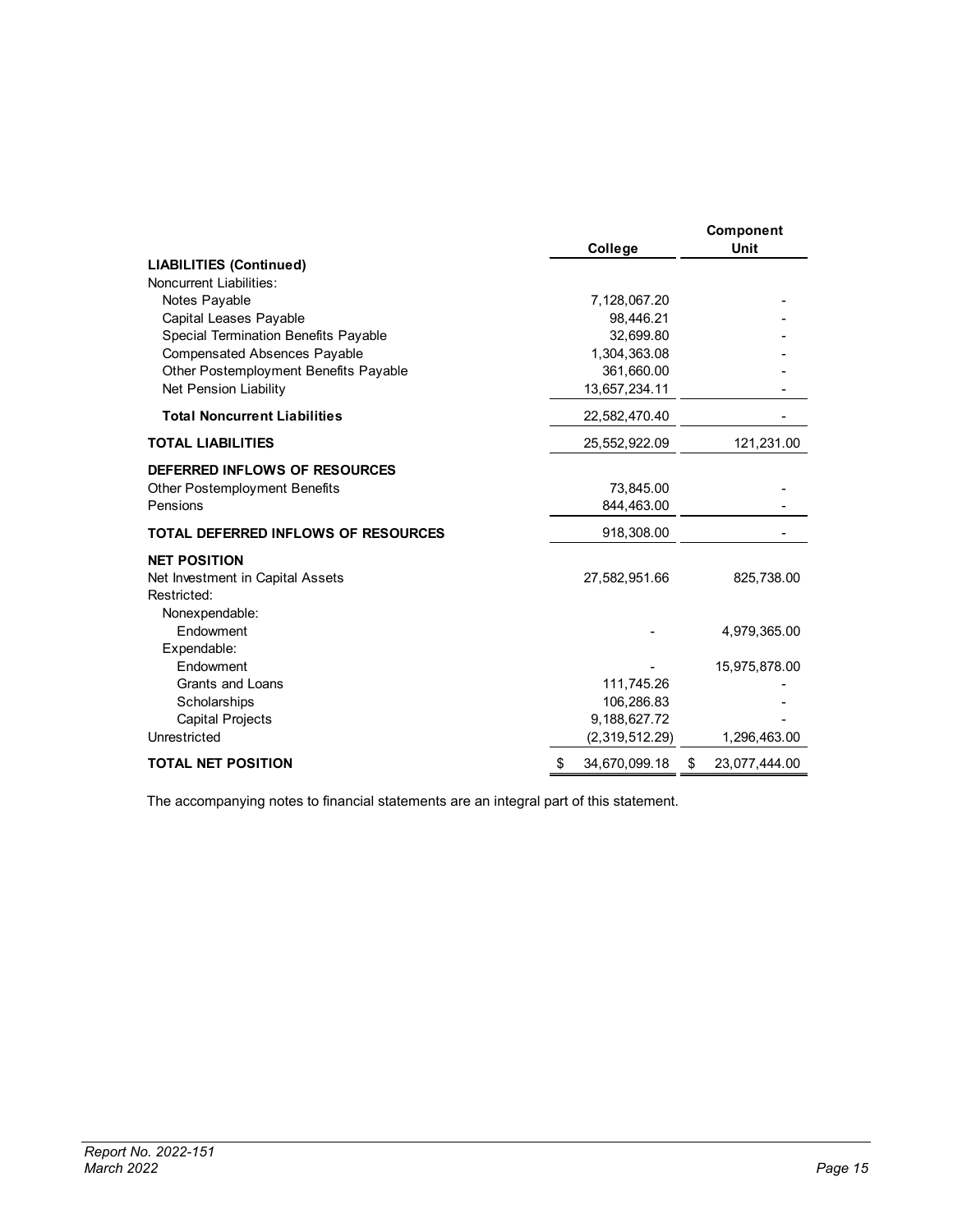| | College | Component Unit |
|---|---|---|
| **LIABILITIES (Continued)** | | |
| Noncurrent Liabilities: | | |
| Notes Payable | 7,128,067.20 | - |
| Capital Leases Payable | 98,446.21 | - |
| Special Termination Benefits Payable | 32,699.80 | - |
| Compensated Absences Payable | 1,304,363.08 | - |
| Other Postemployment Benefits Payable | 361,660.00 | - |
| Net Pension Liability | 13,657,234.11 | - |
| **Total Noncurrent Liabilities** | 22,582,470.40 | - |
| **TOTAL LIABILITIES** | 25,552,922.09 | 121,231.00 |
| **DEFERRED INFLOWS OF RESOURCES** | | |
| Other Postemployment Benefits | 73,845.00 | - |
| Pensions | 844,463.00 | - |
| **TOTAL DEFERRED INFLOWS OF RESOURCES** | 918,308.00 | - |
| **NET POSITION** | | |
| Net Investment in Capital Assets | 27,582,951.66 | 825,738.00 |
| Restricted: | | |
| Nonexpendable: | | |
| Endowment | - | 4,979,365.00 |
| Expendable: | | |
| Endowment | - | 15,975,878.00 |
| Grants and Loans | 111,745.26 | - |
| Scholarships | 106,286.83 | - |
| Capital Projects | 9,188,627.72 | - |
| Unrestricted | (2,319,512.29) | 1,296,463.00 |
| **TOTAL NET POSITION** | $ 34,670,099.18 | $ 23,077,444.00 |

The accompanying notes to financial statements are an integral part of this statement.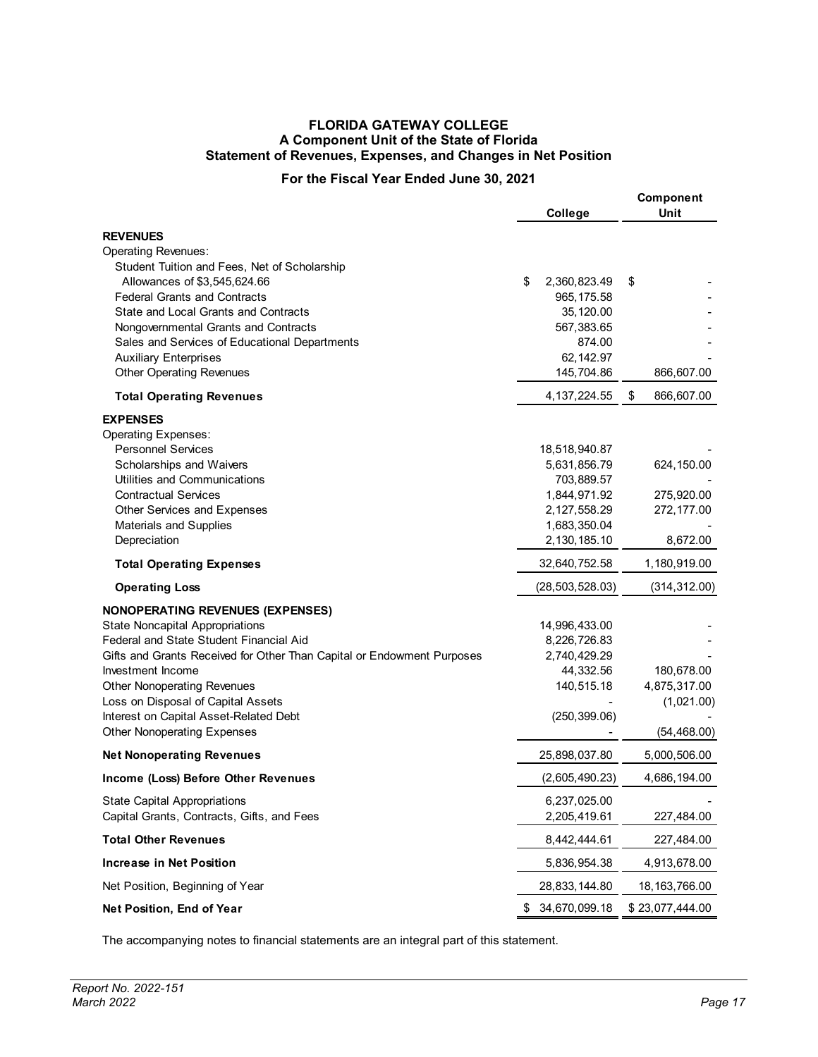# FLORIDA GATEWAY COLLEGE
## A Component Unit of the State of Florida
## Statement of Revenues, Expenses, and Changes in Net Position

### For the Fiscal Year Ended June 30, 2021

| | College | Component Unit |
|---|---|---|
| **REVENUES** | | |
| Operating Revenues: | | |
| Student Tuition and Fees, Net of Scholarship Allowances of $3,545,624.66 | $ 2,360,823.49 | $ - |
| Federal Grants and Contracts | 965,175.58 | - |
| State and Local Grants and Contracts | 35,120.00 | - |
| Nongovernmental Grants and Contracts | 567,383.65 | - |
| Sales and Services of Educational Departments | 874.00 | - |
| Auxiliary Enterprises | 62,142.97 | - |
| Other Operating Revenues | 145,704.86 | 866,607.00 |
| **Total Operating Revenues** | 4,137,224.55 | $ 866,607.00 |
| **EXPENSES** | | |
| Operating Expenses: | | |
| Personnel Services | 18,518,940.87 | - |
| Scholarships and Waivers | 5,631,856.79 | 624,150.00 |
| Utilities and Communications | 703,889.57 | - |
| Contractual Services | 1,844,971.92 | 275,920.00 |
| Other Services and Expenses | 2,127,558.29 | 272,177.00 |
| Materials and Supplies | 1,683,350.04 | - |
| Depreciation | 2,130,185.10 | 8,672.00 |
| **Total Operating Expenses** | 32,640,752.58 | 1,180,919.00 |
| **Operating Loss** | (28,503,528.03) | (314,312.00) |
| **NONOPERATING REVENUES (EXPENSES)** | | |
| State Noncapital Appropriations | 14,996,433.00 | - |
| Federal and State Student Financial Aid | 8,226,726.83 | - |
| Gifts and Grants Received for Other Than Capital or Endowment Purposes | 2,740,429.29 | - |
| Investment Income | 44,332.56 | 180,678.00 |
| Other Nonoperating Revenues | 140,515.18 | 4,875,317.00 |
| Loss on Disposal of Capital Assets | - | (1,021.00) |
| Interest on Capital Asset-Related Debt | (250,399.06) | - |
| Other Nonoperating Expenses | - | (54,468.00) |
| **Net Nonoperating Revenues** | 25,898,037.80 | 5,000,506.00 |
| **Income (Loss) Before Other Revenues** | (2,605,490.23) | 4,686,194.00 |
| State Capital Appropriations | 6,237,025.00 | - |
| Capital Grants, Contracts, Gifts, and Fees | 2,205,419.61 | 227,484.00 |
| **Total Other Revenues** | 8,442,444.61 | 227,484.00 |
| **Increase in Net Position** | 5,836,954.38 | 4,913,678.00 |
| Net Position, Beginning of Year | 28,833,144.80 | 18,163,766.00 |
| **Net Position, End of Year** | $ 34,670,099.18 | $ 23,077,444.00 |

The accompanying notes to financial statements are an integral part of this statement.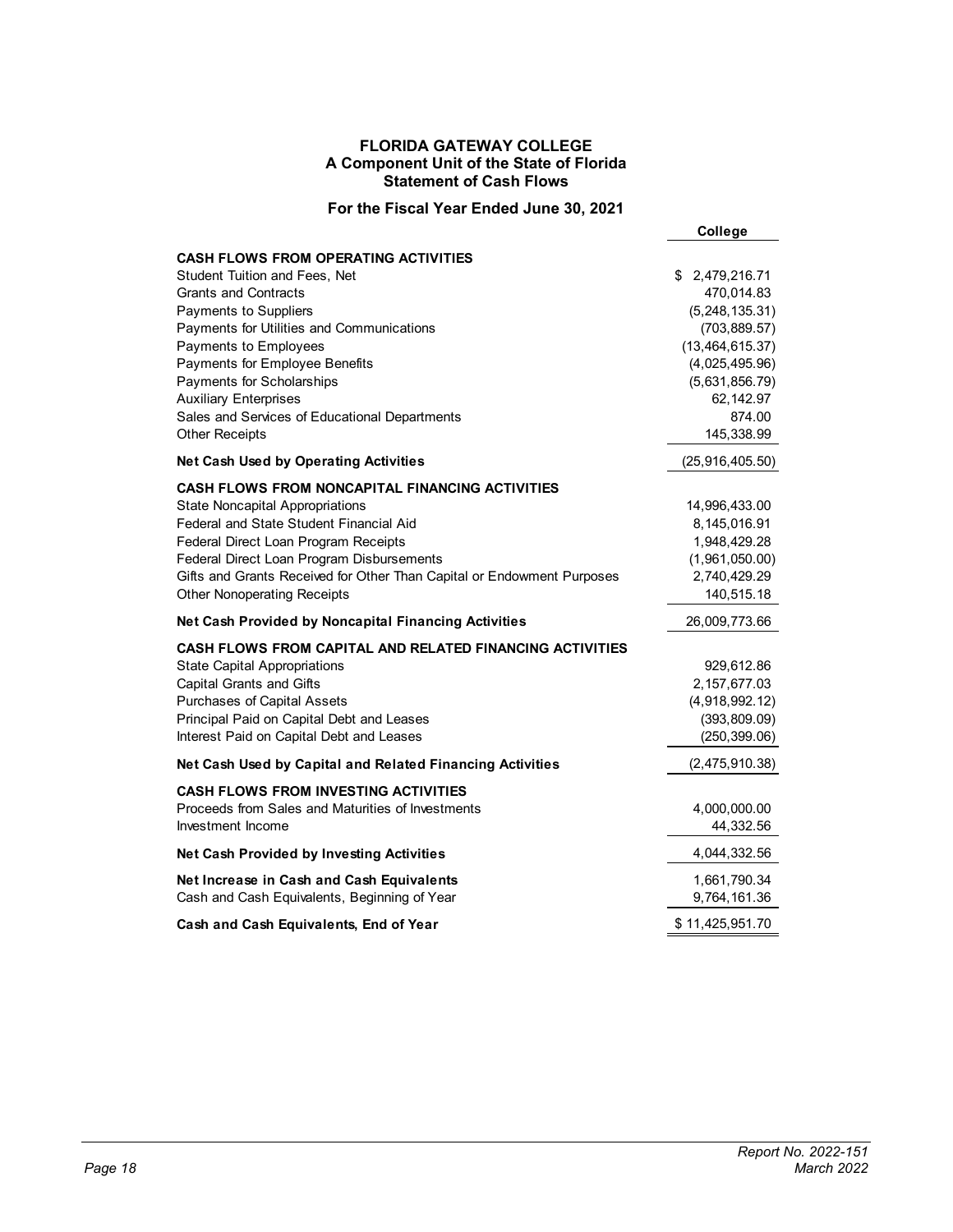# FLORIDA GATEWAY COLLEGE
## A Component Unit of the State of Florida
## Statement of Cash Flows

### For the Fiscal Year Ended June 30, 2021

| | College |
|---|---|
| **CASH FLOWS FROM OPERATING ACTIVITIES** | |
| Student Tuition and Fees, Net | $ 2,479,216.71 |
| Grants and Contracts | 470,014.83 |
| Payments to Suppliers | (5,248,135.31) |
| Payments for Utilities and Communications | (703,889.57) |
| Payments to Employees | (13,464,615.37) |
| Payments for Employee Benefits | (4,025,495.96) |
| Payments for Scholarships | (5,631,856.79) |
| Auxiliary Enterprises | 62,142.97 |
| Sales and Services of Educational Departments | 874.00 |
| Other Receipts | 145,338.99 |
| **Net Cash Used by Operating Activities** | (25,916,405.50) |
| **CASH FLOWS FROM NONCAPITAL FINANCING ACTIVITIES** | |
| State Noncapital Appropriations | 14,996,433.00 |
| Federal and State Student Financial Aid | 8,145,016.91 |
| Federal Direct Loan Program Receipts | 1,948,429.28 |
| Federal Direct Loan Program Disbursements | (1,961,050.00) |
| Gifts and Grants Received for Other Than Capital or Endowment Purposes | 2,740,429.29 |
| Other Nonoperating Receipts | 140,515.18 |
| **Net Cash Provided by Noncapital Financing Activities** | 26,009,773.66 |
| **CASH FLOWS FROM CAPITAL AND RELATED FINANCING ACTIVITIES** | |
| State Capital Appropriations | 929,612.86 |
| Capital Grants and Gifts | 2,157,677.03 |
| Purchases of Capital Assets | (4,918,992.12) |
| Principal Paid on Capital Debt and Leases | (393,809.09) |
| Interest Paid on Capital Debt and Leases | (250,399.06) |
| **Net Cash Used by Capital and Related Financing Activities** | (2,475,910.38) |
| **CASH FLOWS FROM INVESTING ACTIVITIES** | |
| Proceeds from Sales and Maturities of Investments | 4,000,000.00 |
| Investment Income | 44,332.56 |
| **Net Cash Provided by Investing Activities** | 4,044,332.56 |
| **Net Increase in Cash and Cash Equivalents** | 1,661,790.34 |
| Cash and Cash Equivalents, Beginning of Year | 9,764,161.36 |
| **Cash and Cash Equivalents, End of Year** | $ 11,425,951.70 |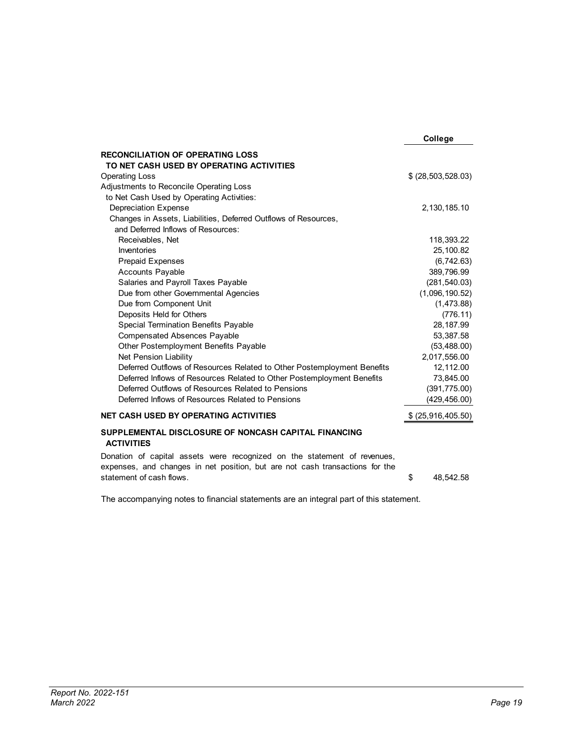| | College |
|---|---|
| **RECONCILIATION OF OPERATING LOSS TO NET CASH USED BY OPERATING ACTIVITIES** | |
| Operating Loss | $ (28,503,528.03) |
| Adjustments to Reconcile Operating Loss to Net Cash Used by Operating Activities: | |
| Depreciation Expense | 2,130,185.10 |
| Changes in Assets, Liabilities, Deferred Outflows of Resources, and Deferred Inflows of Resources: | |
| Receivables, Net | 118,393.22 |
| Inventories | 25,100.82 |
| Prepaid Expenses | (6,742.63) |
| Accounts Payable | 389,796.99 |
| Salaries and Payroll Taxes Payable | (281,540.03) |
| Due from other Governmental Agencies | (1,096,190.52) |
| Due from Component Unit | (1,473.88) |
| Deposits Held for Others | (776.11) |
| Special Termination Benefits Payable | 28,187.99 |
| Compensated Absences Payable | 53,387.58 |
| Other Postemployment Benefits Payable | (53,488.00) |
| Net Pension Liability | 2,017,556.00 |
| Deferred Outflows of Resources Related to Other Postemployment Benefits | 12,112.00 |
| Deferred Inflows of Resources Related to Other Postemployment Benefits | 73,845.00 |
| Deferred Outflows of Resources Related to Pensions | (391,775.00) |
| Deferred Inflows of Resources Related to Pensions | (429,456.00) |
| **NET CASH USED BY OPERATING ACTIVITIES** | $ (25,916,405.50) |
| **SUPPLEMENTAL DISCLOSURE OF NONCASH CAPITAL FINANCING ACTIVITIES** | |
| Donation of capital assets were recognized on the statement of revenues, expenses, and changes in net position, but are not cash transactions for the statement of cash flows. | $ 48,542.58 |

The accompanying notes to financial statements are an integral part of this statement.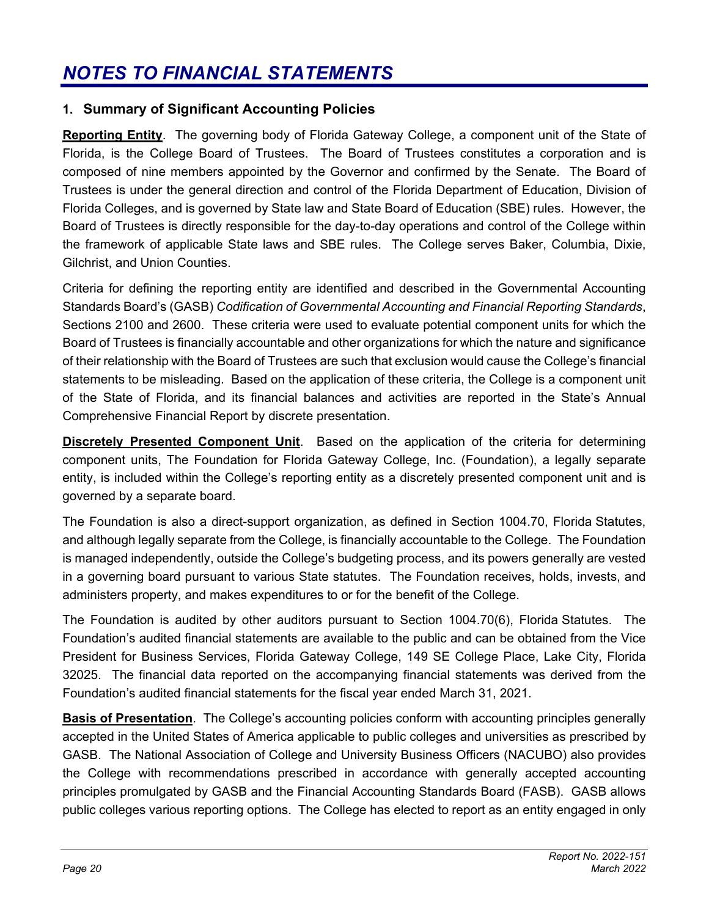# NOTES TO FINANCIAL STATEMENTS

## 1. Summary of Significant Accounting Policies

**Reporting Entity**. The governing body of Florida Gateway College, a component unit of the State of Florida, is the College Board of Trustees. The Board of Trustees constitutes a corporation and is composed of nine members appointed by the Governor and confirmed by the Senate. The Board of Trustees is under the general direction and control of the Florida Department of Education, Division of Florida Colleges, and is governed by State law and State Board of Education (SBE) rules. However, the Board of Trustees is directly responsible for the day-to-day operations and control of the College within the framework of applicable State laws and SBE rules. The College serves Baker, Columbia, Dixie, Gilchrist, and Union Counties.

Criteria for defining the reporting entity are identified and described in the Governmental Accounting Standards Board's (GASB) *Codification of Governmental Accounting and Financial Reporting Standards*, Sections 2100 and 2600. These criteria were used to evaluate potential component units for which the Board of Trustees is financially accountable and other organizations for which the nature and significance of their relationship with the Board of Trustees are such that exclusion would cause the College's financial statements to be misleading. Based on the application of these criteria, the College is a component unit of the State of Florida, and its financial balances and activities are reported in the State's Annual Comprehensive Financial Report by discrete presentation.

**Discretely Presented Component Unit**. Based on the application of the criteria for determining component units, The Foundation for Florida Gateway College, Inc. (Foundation), a legally separate entity, is included within the College's reporting entity as a discretely presented component unit and is governed by a separate board.

The Foundation is also a direct-support organization, as defined in Section 1004.70, Florida Statutes, and although legally separate from the College, is financially accountable to the College. The Foundation is managed independently, outside the College's budgeting process, and its powers generally are vested in a governing board pursuant to various State statutes. The Foundation receives, holds, invests, and administers property, and makes expenditures to or for the benefit of the College.

The Foundation is audited by other auditors pursuant to Section 1004.70(6), Florida Statutes. The Foundation's audited financial statements are available to the public and can be obtained from the Vice President for Business Services, Florida Gateway College, 149 SE College Place, Lake City, Florida 32025. The financial data reported on the accompanying financial statements was derived from the Foundation's audited financial statements for the fiscal year ended March 31, 2021.

**Basis of Presentation**. The College's accounting policies conform with accounting principles generally accepted in the United States of America applicable to public colleges and universities as prescribed by GASB. The National Association of College and University Business Officers (NACUBO) also provides the College with recommendations prescribed in accordance with generally accepted accounting principles promulgated by GASB and the Financial Accounting Standards Board (FASB). GASB allows public colleges various reporting options. The College has elected to report as an entity engaged in only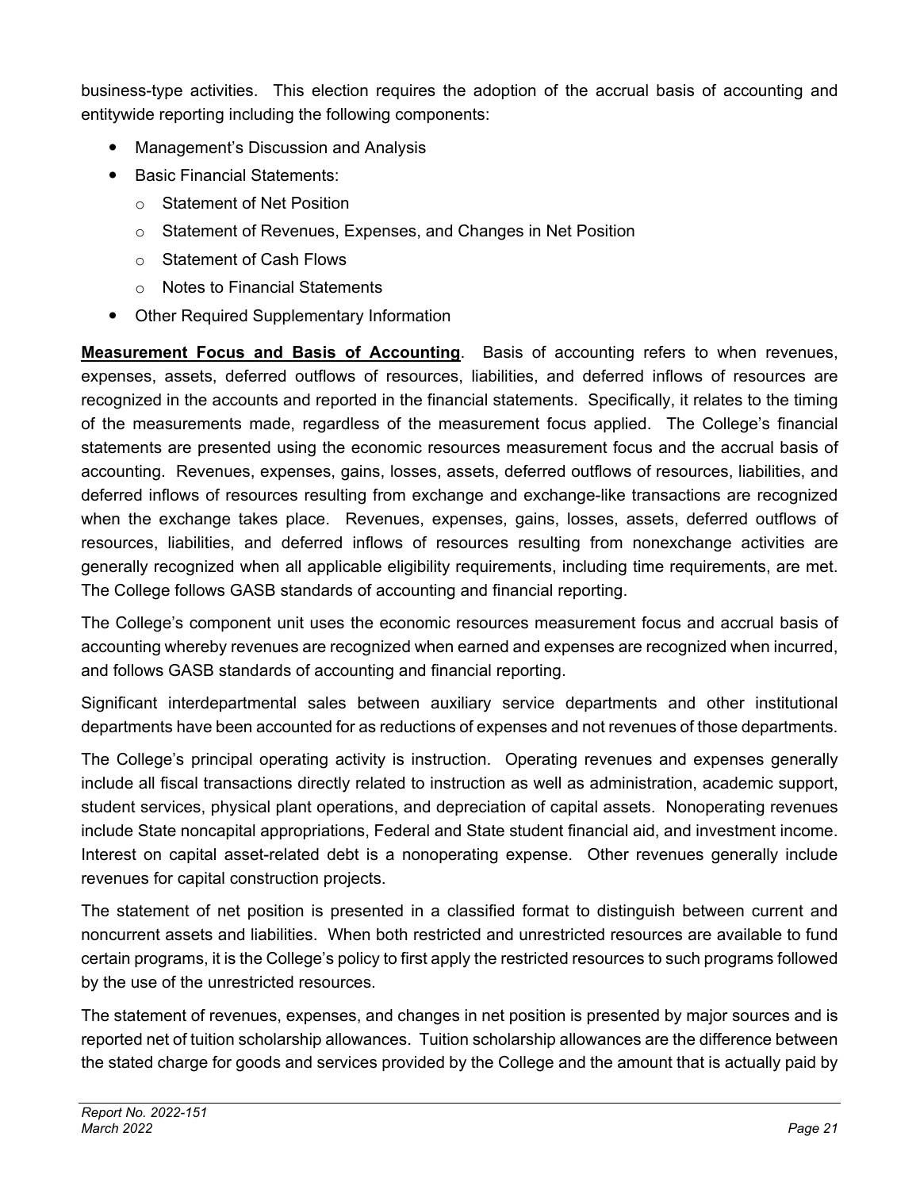business-type activities. This election requires the adoption of the accrual basis of accounting and entitywide reporting including the following components:

- Management's Discussion and Analysis
- Basic Financial Statements:
  - Statement of Net Position
  - Statement of Revenues, Expenses, and Changes in Net Position
  - Statement of Cash Flows
  - Notes to Financial Statements
- Other Required Supplementary Information

**Measurement Focus and Basis of Accounting**. Basis of accounting refers to when revenues, expenses, assets, deferred outflows of resources, liabilities, and deferred inflows of resources are recognized in the accounts and reported in the financial statements. Specifically, it relates to the timing of the measurements made, regardless of the measurement focus applied. The College's financial statements are presented using the economic resources measurement focus and the accrual basis of accounting. Revenues, expenses, gains, losses, assets, deferred outflows of resources, liabilities, and deferred inflows of resources resulting from exchange and exchange-like transactions are recognized when the exchange takes place. Revenues, expenses, gains, losses, assets, deferred outflows of resources, liabilities, and deferred inflows of resources resulting from nonexchange activities are generally recognized when all applicable eligibility requirements, including time requirements, are met. The College follows GASB standards of accounting and financial reporting.

The College's component unit uses the economic resources measurement focus and accrual basis of accounting whereby revenues are recognized when earned and expenses are recognized when incurred, and follows GASB standards of accounting and financial reporting.

Significant interdepartmental sales between auxiliary service departments and other institutional departments have been accounted for as reductions of expenses and not revenues of those departments.

The College's principal operating activity is instruction. Operating revenues and expenses generally include all fiscal transactions directly related to instruction as well as administration, academic support, student services, physical plant operations, and depreciation of capital assets. Nonoperating revenues include State noncapital appropriations, Federal and State student financial aid, and investment income. Interest on capital asset-related debt is a nonoperating expense. Other revenues generally include revenues for capital construction projects.

The statement of net position is presented in a classified format to distinguish between current and noncurrent assets and liabilities. When both restricted and unrestricted resources are available to fund certain programs, it is the College's policy to first apply the restricted resources to such programs followed by the use of the unrestricted resources.

The statement of revenues, expenses, and changes in net position is presented by major sources and is reported net of tuition scholarship allowances. Tuition scholarship allowances are the difference between the stated charge for goods and services provided by the College and the amount that is actually paid by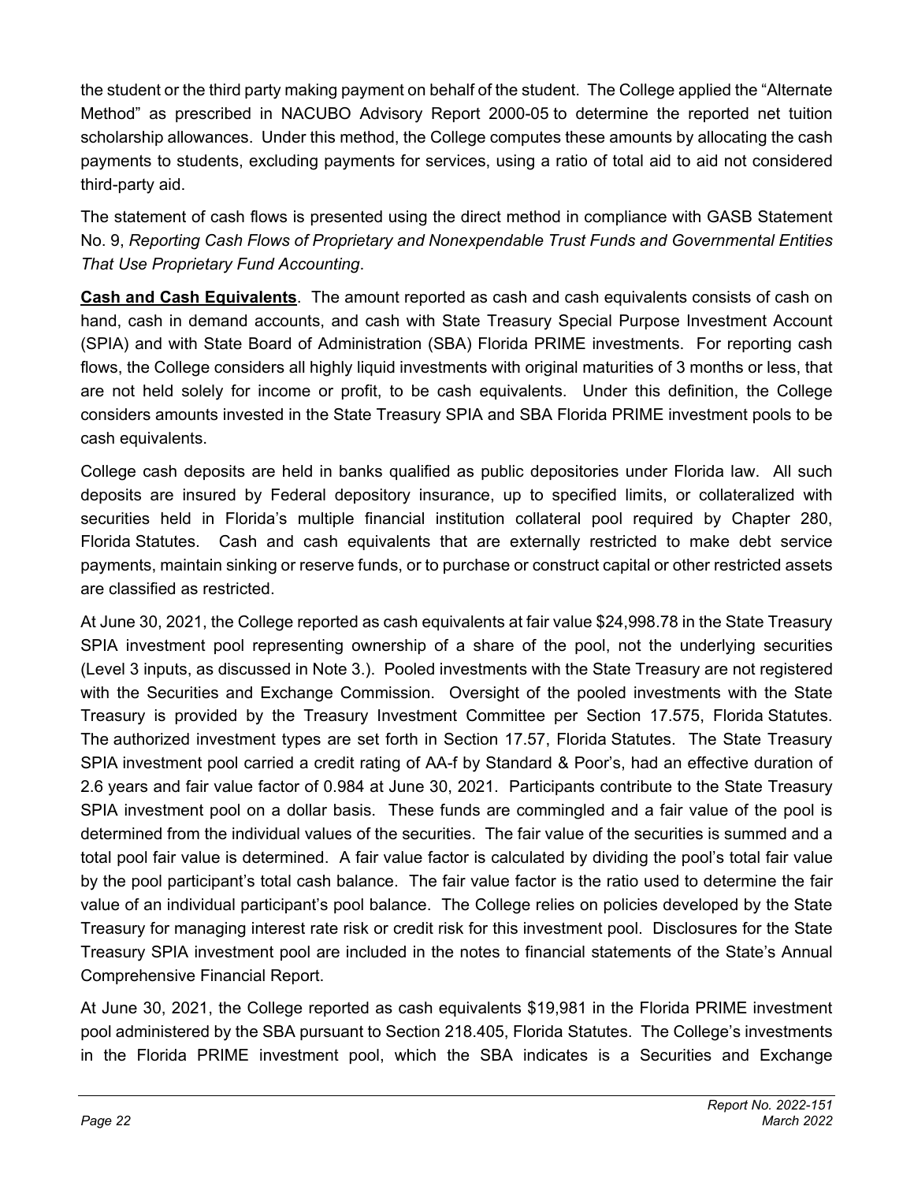the student or the third party making payment on behalf of the student. The College applied the "Alternate Method" as prescribed in NACUBO Advisory Report 2000-05 to determine the reported net tuition scholarship allowances. Under this method, the College computes these amounts by allocating the cash payments to students, excluding payments for services, using a ratio of total aid to aid not considered third-party aid.

The statement of cash flows is presented using the direct method in compliance with GASB Statement No. 9, *Reporting Cash Flows of Proprietary and Nonexpendable Trust Funds and Governmental Entities That Use Proprietary Fund Accounting*.

**Cash and Cash Equivalents**. The amount reported as cash and cash equivalents consists of cash on hand, cash in demand accounts, and cash with State Treasury Special Purpose Investment Account (SPIA) and with State Board of Administration (SBA) Florida PRIME investments. For reporting cash flows, the College considers all highly liquid investments with original maturities of 3 months or less, that are not held solely for income or profit, to be cash equivalents. Under this definition, the College considers amounts invested in the State Treasury SPIA and SBA Florida PRIME investment pools to be cash equivalents.

College cash deposits are held in banks qualified as public depositories under Florida law. All such deposits are insured by Federal depository insurance, up to specified limits, or collateralized with securities held in Florida's multiple financial institution collateral pool required by Chapter 280, Florida Statutes. Cash and cash equivalents that are externally restricted to make debt service payments, maintain sinking or reserve funds, or to purchase or construct capital or other restricted assets are classified as restricted.

At June 30, 2021, the College reported as cash equivalents at fair value $24,998.78 in the State Treasury SPIA investment pool representing ownership of a share of the pool, not the underlying securities (Level 3 inputs, as discussed in Note 3.). Pooled investments with the State Treasury are not registered with the Securities and Exchange Commission. Oversight of the pooled investments with the State Treasury is provided by the Treasury Investment Committee per Section 17.575, Florida Statutes. The authorized investment types are set forth in Section 17.57, Florida Statutes. The State Treasury SPIA investment pool carried a credit rating of AA-f by Standard & Poor's, had an effective duration of 2.6 years and fair value factor of 0.984 at June 30, 2021. Participants contribute to the State Treasury SPIA investment pool on a dollar basis. These funds are commingled and a fair value of the pool is determined from the individual values of the securities. The fair value of the securities is summed and a total pool fair value is determined. A fair value factor is calculated by dividing the pool's total fair value by the pool participant's total cash balance. The fair value factor is the ratio used to determine the fair value of an individual participant's pool balance. The College relies on policies developed by the State Treasury for managing interest rate risk or credit risk for this investment pool. Disclosures for the State Treasury SPIA investment pool are included in the notes to financial statements of the State's Annual Comprehensive Financial Report.

At June 30, 2021, the College reported as cash equivalents $19,981 in the Florida PRIME investment pool administered by the SBA pursuant to Section 218.405, Florida Statutes. The College's investments in the Florida PRIME investment pool, which the SBA indicates is a Securities and Exchange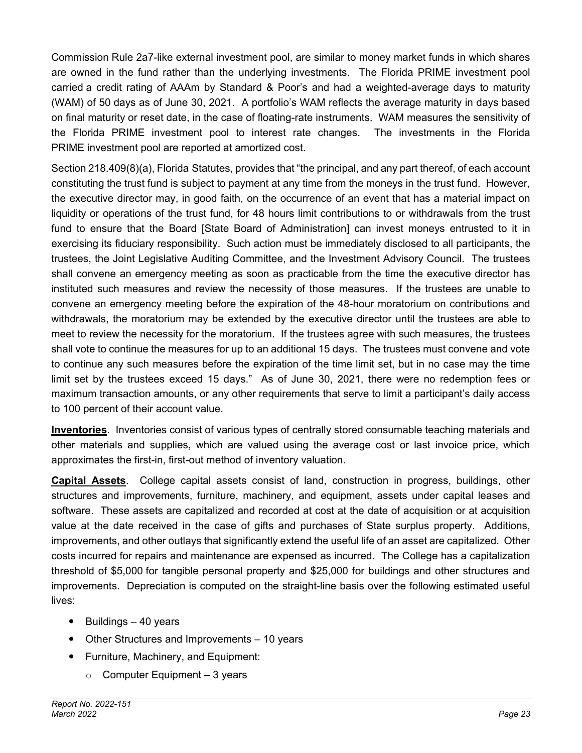Commission Rule 2a7-like external investment pool, are similar to money market funds in which shares are owned in the fund rather than the underlying investments. The Florida PRIME investment pool carried a credit rating of AAAm by Standard & Poor's and had a weighted-average days to maturity (WAM) of 50 days as of June 30, 2021. A portfolio's WAM reflects the average maturity in days based on final maturity or reset date, in the case of floating-rate instruments. WAM measures the sensitivity of the Florida PRIME investment pool to interest rate changes. The investments in the Florida PRIME investment pool are reported at amortized cost.

Section 218.409(8)(a), Florida Statutes, provides that "the principal, and any part thereof, of each account constituting the trust fund is subject to payment at any time from the moneys in the trust fund. However, the executive director may, in good faith, on the occurrence of an event that has a material impact on liquidity or operations of the trust fund, for 48 hours limit contributions to or withdrawals from the trust fund to ensure that the Board [State Board of Administration] can invest moneys entrusted to it in exercising its fiduciary responsibility. Such action must be immediately disclosed to all participants, the trustees, the Joint Legislative Auditing Committee, and the Investment Advisory Council. The trustees shall convene an emergency meeting as soon as practicable from the time the executive director has instituted such measures and review the necessity of those measures. If the trustees are unable to convene an emergency meeting before the expiration of the 48-hour moratorium on contributions and withdrawals, the moratorium may be extended by the executive director until the trustees are able to meet to review the necessity for the moratorium. If the trustees agree with such measures, the trustees shall vote to continue the measures for up to an additional 15 days. The trustees must convene and vote to continue any such measures before the expiration of the time limit set, but in no case may the time limit set by the trustees exceed 15 days." As of June 30, 2021, there were no redemption fees or maximum transaction amounts, or any other requirements that serve to limit a participant's daily access to 100 percent of their account value.

**Inventories**. Inventories consist of various types of centrally stored consumable teaching materials and other materials and supplies, which are valued using the average cost or last invoice price, which approximates the first-in, first-out method of inventory valuation.

**Capital Assets**. College capital assets consist of land, construction in progress, buildings, other structures and improvements, furniture, machinery, and equipment, assets under capital leases and software. These assets are capitalized and recorded at cost at the date of acquisition or at acquisition value at the date received in the case of gifts and purchases of State surplus property. Additions, improvements, and other outlays that significantly extend the useful life of an asset are capitalized. Other costs incurred for repairs and maintenance are expensed as incurred. The College has a capitalization threshold of $5,000 for tangible personal property and $25,000 for buildings and other structures and improvements. Depreciation is computed on the straight-line basis over the following estimated useful lives:

- Buildings – 40 years
- Other Structures and Improvements – 10 years
- Furniture, Machinery, and Equipment:
  - Computer Equipment – 3 years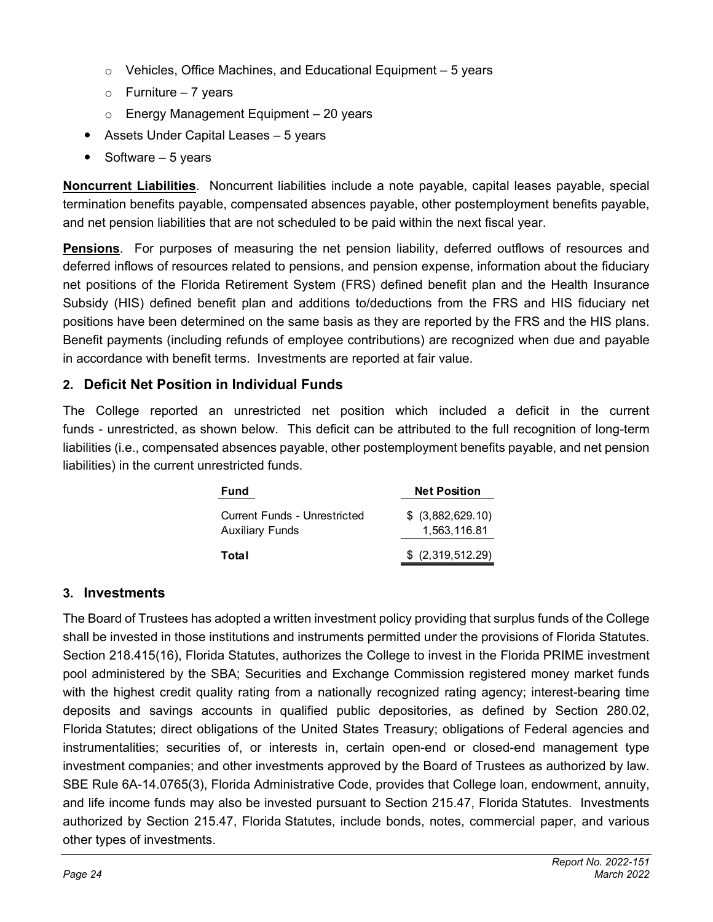- Vehicles, Office Machines, and Educational Equipment – 5 years
  - Furniture – 7 years
  - Energy Management Equipment – 20 years
- Assets Under Capital Leases – 5 years
- Software – 5 years

**Noncurrent Liabilities**. Noncurrent liabilities include a note payable, capital leases payable, special termination benefits payable, compensated absences payable, other postemployment benefits payable, and net pension liabilities that are not scheduled to be paid within the next fiscal year.

**Pensions**. For purposes of measuring the net pension liability, deferred outflows of resources and deferred inflows of resources related to pensions, and pension expense, information about the fiduciary net positions of the Florida Retirement System (FRS) defined benefit plan and the Health Insurance Subsidy (HIS) defined benefit plan and additions to/deductions from the FRS and HIS fiduciary net positions have been determined on the same basis as they are reported by the FRS and the HIS plans. Benefit payments (including refunds of employee contributions) are recognized when due and payable in accordance with benefit terms. Investments are reported at fair value.

## 2. Deficit Net Position in Individual Funds

The College reported an unrestricted net position which included a deficit in the current funds - unrestricted, as shown below. This deficit can be attributed to the full recognition of long-term liabilities (i.e., compensated absences payable, other postemployment benefits payable, and net pension liabilities) in the current unrestricted funds.

| Fund | Net Position |
|---|---|
| Current Funds - Unrestricted | $ (3,882,629.10) |
| Auxiliary Funds | 1,563,116.81 |
| **Total** | $ (2,319,512.29) |

## 3. Investments

The Board of Trustees has adopted a written investment policy providing that surplus funds of the College shall be invested in those institutions and instruments permitted under the provisions of Florida Statutes. Section 218.415(16), Florida Statutes, authorizes the College to invest in the Florida PRIME investment pool administered by the SBA; Securities and Exchange Commission registered money market funds with the highest credit quality rating from a nationally recognized rating agency; interest-bearing time deposits and savings accounts in qualified public depositories, as defined by Section 280.02, Florida Statutes; direct obligations of the United States Treasury; obligations of Federal agencies and instrumentalities; securities of, or interests in, certain open-end or closed-end management type investment companies; and other investments approved by the Board of Trustees as authorized by law. SBE Rule 6A-14.0765(3), Florida Administrative Code, provides that College loan, endowment, annuity, and life income funds may also be invested pursuant to Section 215.47, Florida Statutes. Investments authorized by Section 215.47, Florida Statutes, include bonds, notes, commercial paper, and various other types of investments.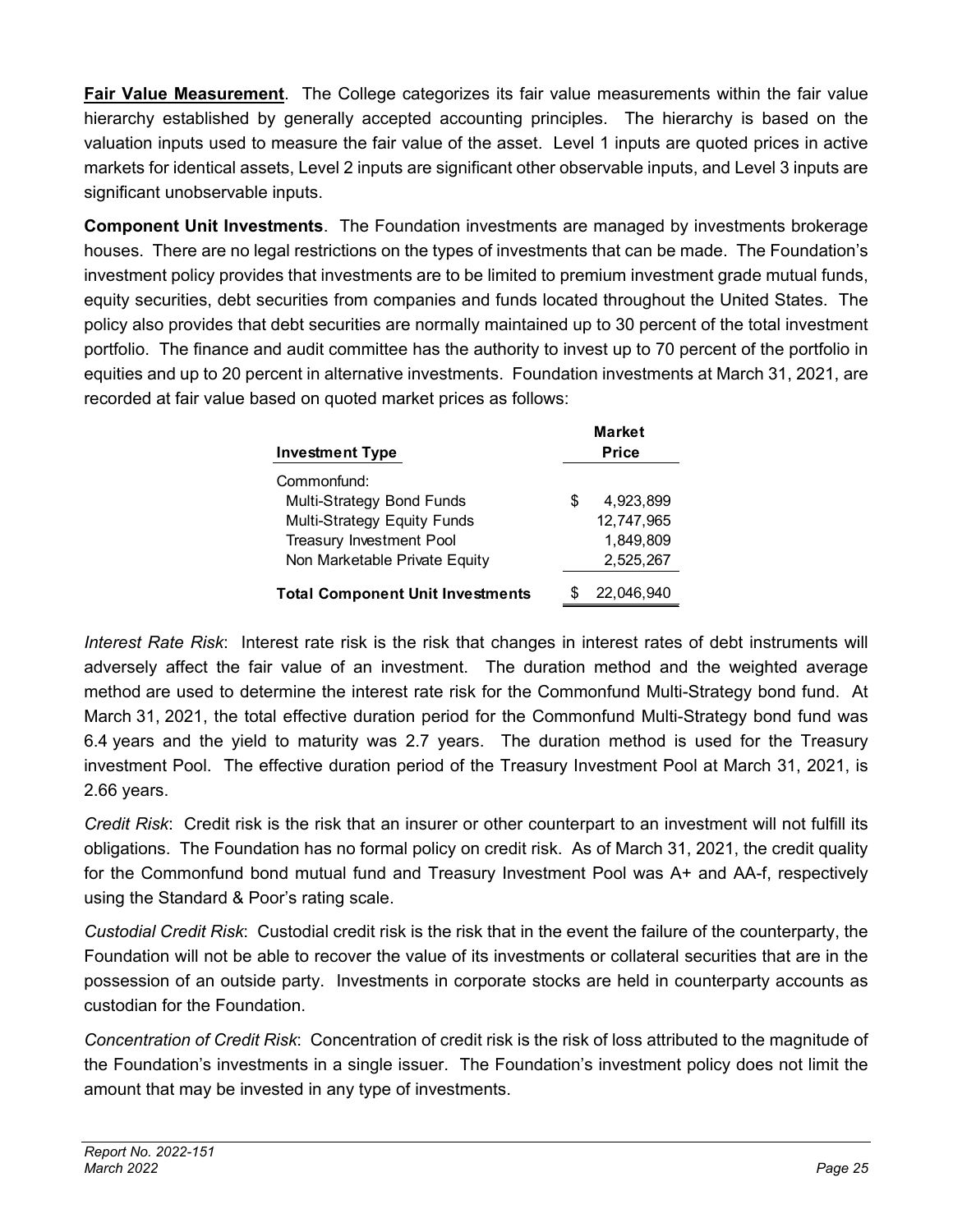**Fair Value Measurement**. The College categorizes its fair value measurements within the fair value hierarchy established by generally accepted accounting principles. The hierarchy is based on the valuation inputs used to measure the fair value of the asset. Level 1 inputs are quoted prices in active markets for identical assets, Level 2 inputs are significant other observable inputs, and Level 3 inputs are significant unobservable inputs.

**Component Unit Investments**. The Foundation investments are managed by investments brokerage houses. There are no legal restrictions on the types of investments that can be made. The Foundation's investment policy provides that investments are to be limited to premium investment grade mutual funds, equity securities, debt securities from companies and funds located throughout the United States. The policy also provides that debt securities are normally maintained up to 30 percent of the total investment portfolio. The finance and audit committee has the authority to invest up to 70 percent of the portfolio in equities and up to 20 percent in alternative investments. Foundation investments at March 31, 2021, are recorded at fair value based on quoted market prices as follows:

| Investment Type | Market Price |
|---|---|
| Commonfund: | |
| Multi-Strategy Bond Funds | $ 4,923,899 |
| Multi-Strategy Equity Funds | 12,747,965 |
| Treasury Investment Pool | 1,849,809 |
| Non Marketable Private Equity | 2,525,267 |
| **Total Component Unit Investments** | $ 22,046,940 |

*Interest Rate Risk*: Interest rate risk is the risk that changes in interest rates of debt instruments will adversely affect the fair value of an investment. The duration method and the weighted average method are used to determine the interest rate risk for the Commonfund Multi-Strategy bond fund. At March 31, 2021, the total effective duration period for the Commonfund Multi-Strategy bond fund was 6.4 years and the yield to maturity was 2.7 years. The duration method is used for the Treasury investment Pool. The effective duration period of the Treasury Investment Pool at March 31, 2021, is 2.66 years.

*Credit Risk*: Credit risk is the risk that an insurer or other counterpart to an investment will not fulfill its obligations. The Foundation has no formal policy on credit risk. As of March 31, 2021, the credit quality for the Commonfund bond mutual fund and Treasury Investment Pool was A+ and AA-f, respectively using the Standard & Poor's rating scale.

*Custodial Credit Risk*: Custodial credit risk is the risk that in the event the failure of the counterparty, the Foundation will not be able to recover the value of its investments or collateral securities that are in the possession of an outside party. Investments in corporate stocks are held in counterparty accounts as custodian for the Foundation.

*Concentration of Credit Risk*: Concentration of credit risk is the risk of loss attributed to the magnitude of the Foundation's investments in a single issuer. The Foundation's investment policy does not limit the amount that may be invested in any type of investments.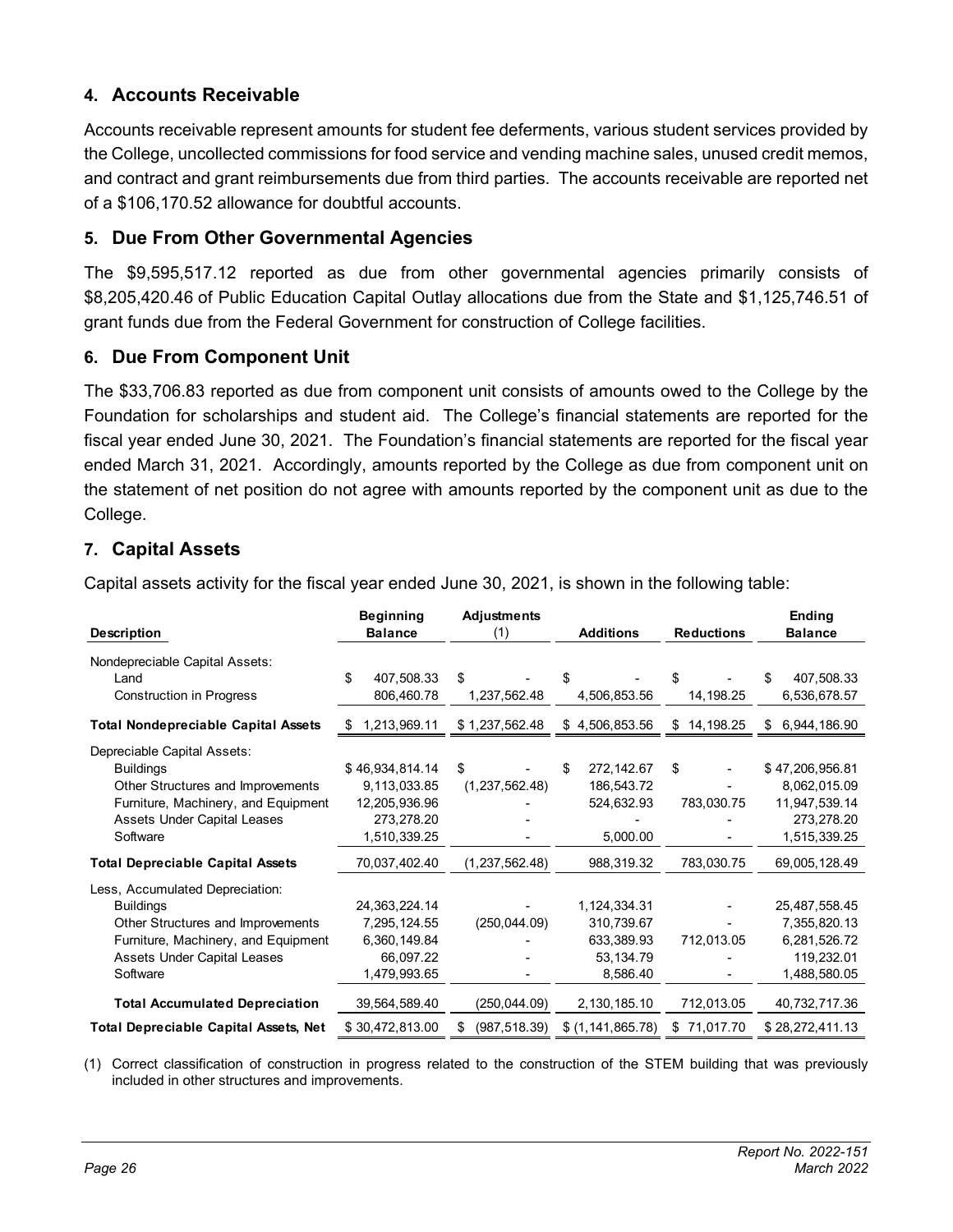## 4. Accounts Receivable

Accounts receivable represent amounts for student fee deferments, various student services provided by the College, uncollected commissions for food service and vending machine sales, unused credit memos, and contract and grant reimbursements due from third parties. The accounts receivable are reported net of a $106,170.52 allowance for doubtful accounts.

## 5. Due From Other Governmental Agencies

The $9,595,517.12 reported as due from other governmental agencies primarily consists of $8,205,420.46 of Public Education Capital Outlay allocations due from the State and $1,125,746.51 of grant funds due from the Federal Government for construction of College facilities.

## 6. Due From Component Unit

The $33,706.83 reported as due from component unit consists of amounts owed to the College by the Foundation for scholarships and student aid. The College's financial statements are reported for the fiscal year ended June 30, 2021. The Foundation's financial statements are reported for the fiscal year ended March 31, 2021. Accordingly, amounts reported by the College as due from component unit on the statement of net position do not agree with amounts reported by the component unit as due to the College.

## 7. Capital Assets

Capital assets activity for the fiscal year ended June 30, 2021, is shown in the following table:

| Description | Beginning Balance | Adjustments (1) | Additions | Reductions | Ending Balance |
|---|---|---|---|---|---|
| Nondepreciable Capital Assets: | | | | | |
| Land | $ 407,508.33 | $ - | $ - | $ - | $ 407,508.33 |
| Construction in Progress | 806,460.78 | 1,237,562.48 | 4,506,853.56 | 14,198.25 | 6,536,678.57 |
| **Total Nondepreciable Capital Assets** | $ 1,213,969.11 | $ 1,237,562.48 | $ 4,506,853.56 | $ 14,198.25 | $ 6,944,186.90 |
| Depreciable Capital Assets: | | | | | |
| Buildings | $ 46,934,814.14 | $ - | $ 272,142.67 | $ - | $ 47,206,956.81 |
| Other Structures and Improvements | 9,113,033.85 | (1,237,562.48) | 186,543.72 | - | 8,062,015.09 |
| Furniture, Machinery, and Equipment | 12,205,936.96 | - | 524,632.93 | 783,030.75 | 11,947,539.14 |
| Assets Under Capital Leases | 273,278.20 | - | - | - | 273,278.20 |
| Software | 1,510,339.25 | - | 5,000.00 | - | 1,515,339.25 |
| **Total Depreciable Capital Assets** | 70,037,402.40 | (1,237,562.48) | 988,319.32 | 783,030.75 | 69,005,128.49 |
| Less, Accumulated Depreciation: | | | | | |
| Buildings | 24,363,224.14 | - | 1,124,334.31 | - | 25,487,558.45 |
| Other Structures and Improvements | 7,295,124.55 | (250,044.09) | 310,739.67 | - | 7,355,820.13 |
| Furniture, Machinery, and Equipment | 6,360,149.84 | - | 633,389.93 | 712,013.05 | 6,281,526.72 |
| Assets Under Capital Leases | 66,097.22 | - | 53,134.79 | - | 119,232.01 |
| Software | 1,479,993.65 | - | 8,586.40 | - | 1,488,580.05 |
| **Total Accumulated Depreciation** | 39,564,589.40 | (250,044.09) | 2,130,185.10 | 712,013.05 | 40,732,717.36 |
| **Total Depreciable Capital Assets, Net** | $ 30,472,813.00 | $ (987,518.39) | $ (1,141,865.78) | $ 71,017.70 | $ 28,272,411.13 |

(1) Correct classification of construction in progress related to the construction of the STEM building that was previously included in other structures and improvements.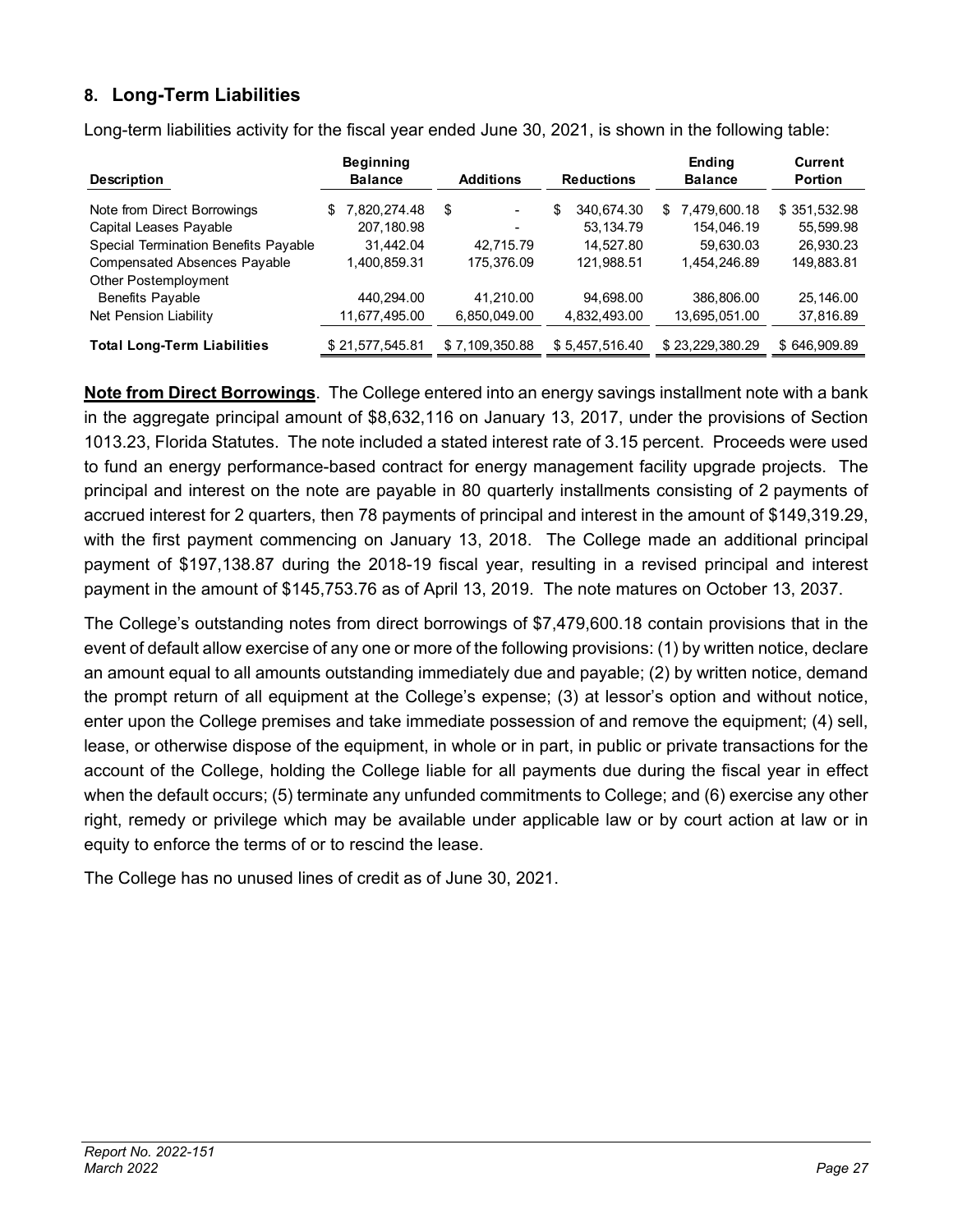## 8. Long-Term Liabilities

Long-term liabilities activity for the fiscal year ended June 30, 2021, is shown in the following table:

| Description | Beginning Balance | Additions | Reductions | Ending Balance | Current Portion |
|---|---|---|---|---|---|
| Note from Direct Borrowings | $ 7,820,274.48 | $ - | $ 340,674.30 | $ 7,479,600.18 | $ 351,532.98 |
| Capital Leases Payable | 207,180.98 | - | 53,134.79 | 154,046.19 | 55,599.98 |
| Special Termination Benefits Payable | 31,442.04 | 42,715.79 | 14,527.80 | 59,630.03 | 26,930.23 |
| Compensated Absences Payable | 1,400,859.31 | 175,376.09 | 121,988.51 | 1,454,246.89 | 149,883.81 |
| Other Postemployment Benefits Payable | 440,294.00 | 41,210.00 | 94,698.00 | 386,806.00 | 25,146.00 |
| Net Pension Liability | 11,677,495.00 | 6,850,049.00 | 4,832,493.00 | 13,695,051.00 | 37,816.89 |
| **Total Long-Term Liabilities** | $ 21,577,545.81 | $ 7,109,350.88 | $ 5,457,516.40 | $ 23,229,380.29 | $ 646,909.89 |

**Note from Direct Borrowings**. The College entered into an energy savings installment note with a bank in the aggregate principal amount of $8,632,116 on January 13, 2017, under the provisions of Section 1013.23, Florida Statutes. The note included a stated interest rate of 3.15 percent. Proceeds were used to fund an energy performance-based contract for energy management facility upgrade projects. The principal and interest on the note are payable in 80 quarterly installments consisting of 2 payments of accrued interest for 2 quarters, then 78 payments of principal and interest in the amount of $149,319.29, with the first payment commencing on January 13, 2018. The College made an additional principal payment of $197,138.87 during the 2018-19 fiscal year, resulting in a revised principal and interest payment in the amount of $145,753.76 as of April 13, 2019. The note matures on October 13, 2037.

The College's outstanding notes from direct borrowings of $7,479,600.18 contain provisions that in the event of default allow exercise of any one or more of the following provisions: (1) by written notice, declare an amount equal to all amounts outstanding immediately due and payable; (2) by written notice, demand the prompt return of all equipment at the College's expense; (3) at lessor's option and without notice, enter upon the College premises and take immediate possession of and remove the equipment; (4) sell, lease, or otherwise dispose of the equipment, in whole or in part, in public or private transactions for the account of the College, holding the College liable for all payments due during the fiscal year in effect when the default occurs; (5) terminate any unfunded commitments to College; and (6) exercise any other right, remedy or privilege which may be available under applicable law or by court action at law or in equity to enforce the terms of or to rescind the lease.

The College has no unused lines of credit as of June 30, 2021.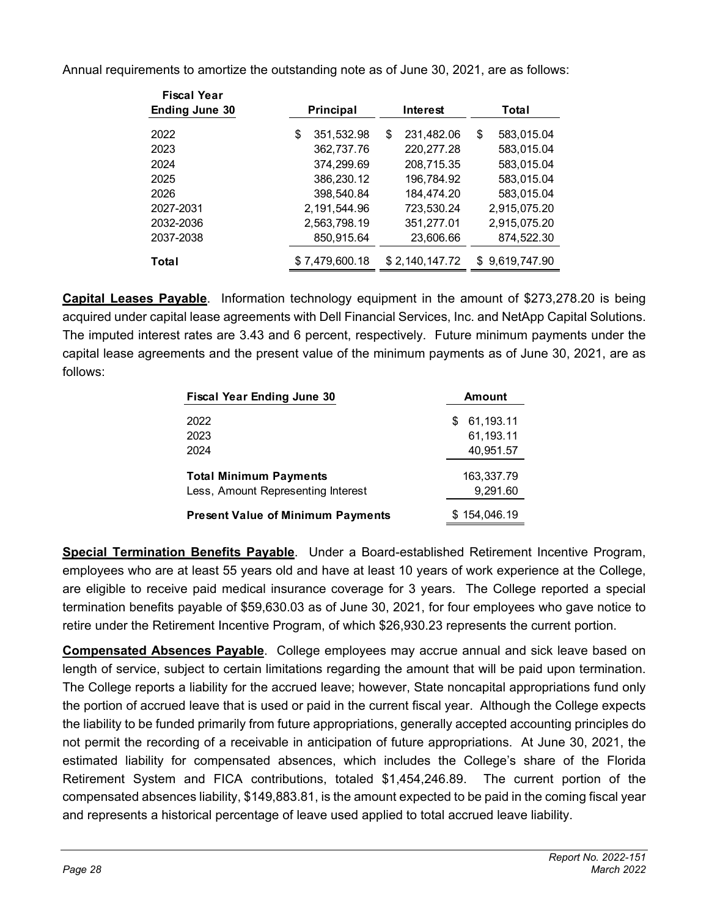Annual requirements to amortize the outstanding note as of June 30, 2021, are as follows:

| Fiscal Year Ending June 30 | Principal | Interest | Total |
|---|---|---|---|
| 2022 | $ 351,532.98 | $ 231,482.06 | $ 583,015.04 |
| 2023 | 362,737.76 | 220,277.28 | 583,015.04 |
| 2024 | 374,299.69 | 208,715.35 | 583,015.04 |
| 2025 | 386,230.12 | 196,784.92 | 583,015.04 |
| 2026 | 398,540.84 | 184,474.20 | 583,015.04 |
| 2027-2031 | 2,191,544.96 | 723,530.24 | 2,915,075.20 |
| 2032-2036 | 2,563,798.19 | 351,277.01 | 2,915,075.20 |
| 2037-2038 | 850,915.64 | 23,606.66 | 874,522.30 |
| **Total** | $ 7,479,600.18 | $ 2,140,147.72 | $ 9,619,747.90 |

**Capital Leases Payable**. Information technology equipment in the amount of $273,278.20 is being acquired under capital lease agreements with Dell Financial Services, Inc. and NetApp Capital Solutions. The imputed interest rates are 3.43 and 6 percent, respectively. Future minimum payments under the capital lease agreements and the present value of the minimum payments as of June 30, 2021, are as follows:

| Fiscal Year Ending June 30 | Amount |
|---|---|
| 2022 | $ 61,193.11 |
| 2023 | 61,193.11 |
| 2024 | 40,951.57 |
| **Total Minimum Payments** | 163,337.79 |
| Less, Amount Representing Interest | 9,291.60 |
| **Present Value of Minimum Payments** | $ 154,046.19 |

**Special Termination Benefits Payable**. Under a Board-established Retirement Incentive Program, employees who are at least 55 years old and have at least 10 years of work experience at the College, are eligible to receive paid medical insurance coverage for 3 years. The College reported a special termination benefits payable of $59,630.03 as of June 30, 2021, for four employees who gave notice to retire under the Retirement Incentive Program, of which $26,930.23 represents the current portion.

**Compensated Absences Payable**. College employees may accrue annual and sick leave based on length of service, subject to certain limitations regarding the amount that will be paid upon termination. The College reports a liability for the accrued leave; however, State noncapital appropriations fund only the portion of accrued leave that is used or paid in the current fiscal year. Although the College expects the liability to be funded primarily from future appropriations, generally accepted accounting principles do not permit the recording of a receivable in anticipation of future appropriations. At June 30, 2021, the estimated liability for compensated absences, which includes the College's share of the Florida Retirement System and FICA contributions, totaled $1,454,246.89. The current portion of the compensated absences liability, $149,883.81, is the amount expected to be paid in the coming fiscal year and represents a historical percentage of leave used applied to total accrued leave liability.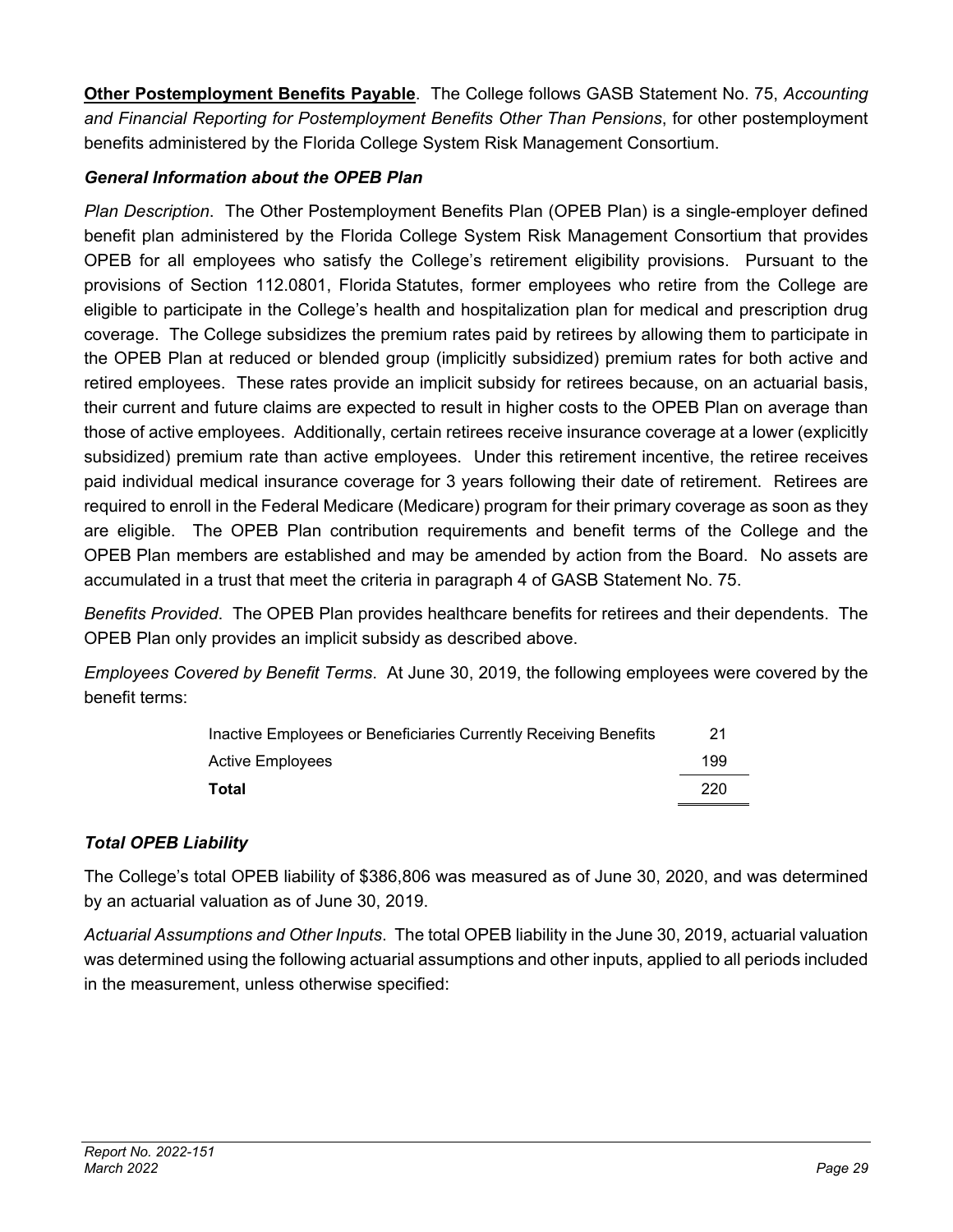**Other Postemployment Benefits Payable**. The College follows GASB Statement No. 75, *Accounting and Financial Reporting for Postemployment Benefits Other Than Pensions*, for other postemployment benefits administered by the Florida College System Risk Management Consortium.

### *General Information about the OPEB Plan*

*Plan Description*. The Other Postemployment Benefits Plan (OPEB Plan) is a single-employer defined benefit plan administered by the Florida College System Risk Management Consortium that provides OPEB for all employees who satisfy the College's retirement eligibility provisions. Pursuant to the provisions of Section 112.0801, Florida Statutes, former employees who retire from the College are eligible to participate in the College's health and hospitalization plan for medical and prescription drug coverage. The College subsidizes the premium rates paid by retirees by allowing them to participate in the OPEB Plan at reduced or blended group (implicitly subsidized) premium rates for both active and retired employees. These rates provide an implicit subsidy for retirees because, on an actuarial basis, their current and future claims are expected to result in higher costs to the OPEB Plan on average than those of active employees. Additionally, certain retirees receive insurance coverage at a lower (explicitly subsidized) premium rate than active employees. Under this retirement incentive, the retiree receives paid individual medical insurance coverage for 3 years following their date of retirement. Retirees are required to enroll in the Federal Medicare (Medicare) program for their primary coverage as soon as they are eligible. The OPEB Plan contribution requirements and benefit terms of the College and the OPEB Plan members are established and may be amended by action from the Board. No assets are accumulated in a trust that meet the criteria in paragraph 4 of GASB Statement No. 75.

*Benefits Provided*. The OPEB Plan provides healthcare benefits for retirees and their dependents. The OPEB Plan only provides an implicit subsidy as described above.

*Employees Covered by Benefit Terms*. At June 30, 2019, the following employees were covered by the benefit terms:

| | |
|---|---|
| Inactive Employees or Beneficiaries Currently Receiving Benefits | 21 |
| Active Employees | 199 |
| **Total** | 220 |

### *Total OPEB Liability*

The College's total OPEB liability of $386,806 was measured as of June 30, 2020, and was determined by an actuarial valuation as of June 30, 2019.

*Actuarial Assumptions and Other Inputs*. The total OPEB liability in the June 30, 2019, actuarial valuation was determined using the following actuarial assumptions and other inputs, applied to all periods included in the measurement, unless otherwise specified: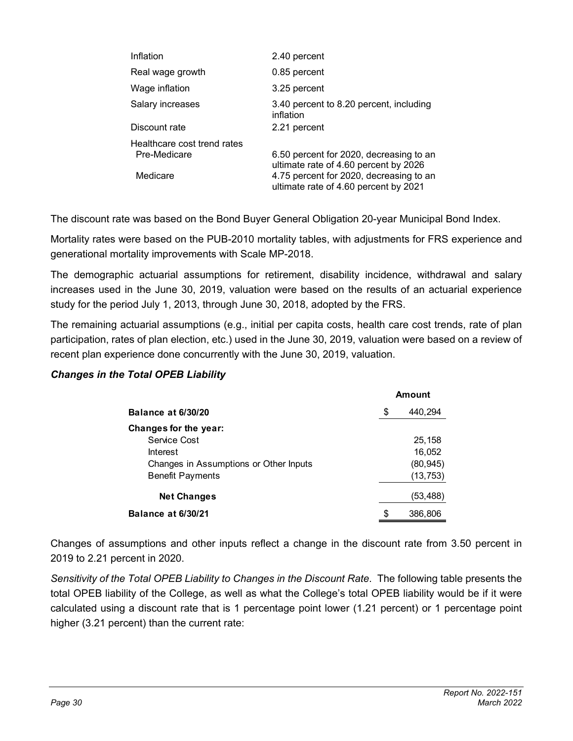| | |
|---|---|
| Inflation | 2.40 percent |
| Real wage growth | 0.85 percent |
| Wage inflation | 3.25 percent |
| Salary increases | 3.40 percent to 8.20 percent, including inflation |
| Discount rate | 2.21 percent |
| Healthcare cost trend rates | |
| Pre-Medicare | 6.50 percent for 2020, decreasing to an ultimate rate of 4.60 percent by 2026 |
| Medicare | 4.75 percent for 2020, decreasing to an ultimate rate of 4.60 percent by 2021 |

The discount rate was based on the Bond Buyer General Obligation 20-year Municipal Bond Index.

Mortality rates were based on the PUB-2010 mortality tables, with adjustments for FRS experience and generational mortality improvements with Scale MP-2018.

The demographic actuarial assumptions for retirement, disability incidence, withdrawal and salary increases used in the June 30, 2019, valuation were based on the results of an actuarial experience study for the period July 1, 2013, through June 30, 2018, adopted by the FRS.

The remaining actuarial assumptions (e.g., initial per capita costs, health care cost trends, rate of plan participation, rates of plan election, etc.) used in the June 30, 2019, valuation were based on a review of recent plan experience done concurrently with the June 30, 2019, valuation.

***Changes in the Total OPEB Liability***

| | Amount |
|---|---|
| **Balance at 6/30/20** | $ 440,294 |
| **Changes for the year:** | |
| Service Cost | 25,158 |
| Interest | 16,052 |
| Changes in Assumptions or Other Inputs | (80,945) |
| Benefit Payments | (13,753) |
| **Net Changes** | (53,488) |
| **Balance at 6/30/21** | $ 386,806 |

Changes of assumptions and other inputs reflect a change in the discount rate from 3.50 percent in 2019 to 2.21 percent in 2020.

*Sensitivity of the Total OPEB Liability to Changes in the Discount Rate*. The following table presents the total OPEB liability of the College, as well as what the College's total OPEB liability would be if it were calculated using a discount rate that is 1 percentage point lower (1.21 percent) or 1 percentage point higher (3.21 percent) than the current rate: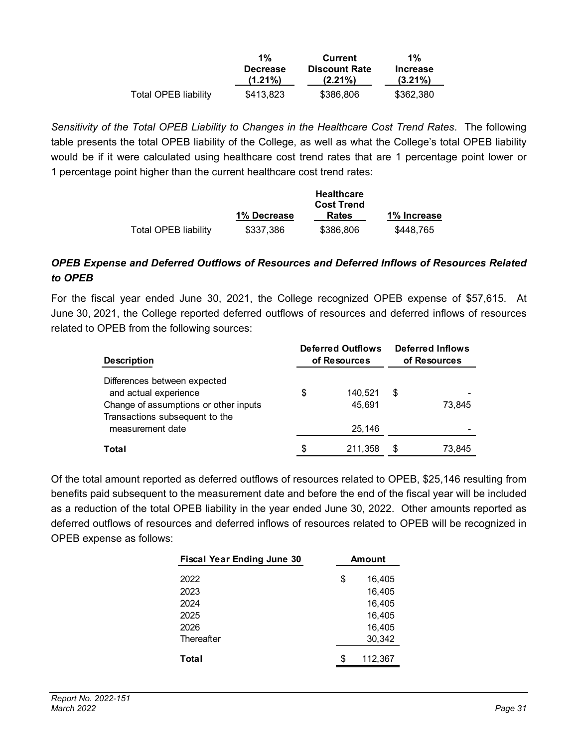| | 1% Decrease (1.21%) | Current Discount Rate (2.21%) | 1% Increase (3.21%) |
|---|---|---|---|
| Total OPEB liability | $413,823 | $386,806 | $362,380 |

*Sensitivity of the Total OPEB Liability to Changes in the Healthcare Cost Trend Rates*. The following table presents the total OPEB liability of the College, as well as what the College's total OPEB liability would be if it were calculated using healthcare cost trend rates that are 1 percentage point lower or 1 percentage point higher than the current healthcare cost trend rates:

| | 1% Decrease | Healthcare Cost Trend Rates | 1% Increase |
|---|---|---|---|
| Total OPEB liability | $337,386 | $386,806 | $448,765 |

### *OPEB Expense and Deferred Outflows of Resources and Deferred Inflows of Resources Related to OPEB*

For the fiscal year ended June 30, 2021, the College recognized OPEB expense of $57,615. At June 30, 2021, the College reported deferred outflows of resources and deferred inflows of resources related to OPEB from the following sources:

| Description | Deferred Outflows of Resources | Deferred Inflows of Resources |
|---|---|---|
| Differences between expected and actual experience | $ 140,521 | $ - |
| Change of assumptions or other inputs | 45,691 | 73,845 |
| Transactions subsequent to the measurement date | 25,146 | - |
| **Total** | $ 211,358 | $ 73,845 |

Of the total amount reported as deferred outflows of resources related to OPEB, $25,146 resulting from benefits paid subsequent to the measurement date and before the end of the fiscal year will be included as a reduction of the total OPEB liability in the year ended June 30, 2022. Other amounts reported as deferred outflows of resources and deferred inflows of resources related to OPEB will be recognized in OPEB expense as follows:

| Fiscal Year Ending June 30 | Amount |
|---|---|
| 2022 | $ 16,405 |
| 2023 | 16,405 |
| 2024 | 16,405 |
| 2025 | 16,405 |
| 2026 | 16,405 |
| Thereafter | 30,342 |
| **Total** | $ 112,367 |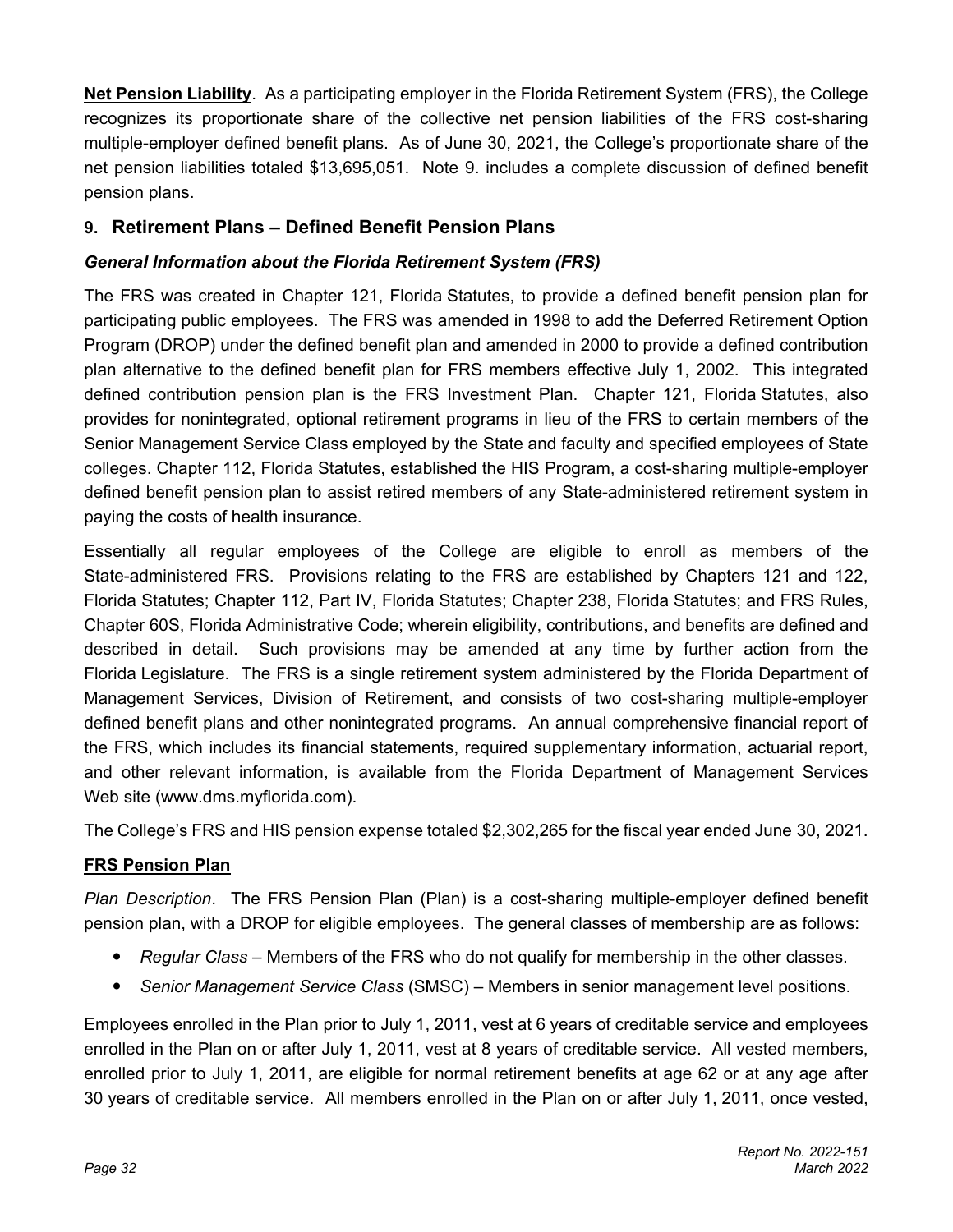**Net Pension Liability**. As a participating employer in the Florida Retirement System (FRS), the College recognizes its proportionate share of the collective net pension liabilities of the FRS cost-sharing multiple-employer defined benefit plans. As of June 30, 2021, the College's proportionate share of the net pension liabilities totaled $13,695,051. Note 9. includes a complete discussion of defined benefit pension plans.

## 9. Retirement Plans – Defined Benefit Pension Plans

### *General Information about the Florida Retirement System (FRS)*

The FRS was created in Chapter 121, Florida Statutes, to provide a defined benefit pension plan for participating public employees. The FRS was amended in 1998 to add the Deferred Retirement Option Program (DROP) under the defined benefit plan and amended in 2000 to provide a defined contribution plan alternative to the defined benefit plan for FRS members effective July 1, 2002. This integrated defined contribution pension plan is the FRS Investment Plan. Chapter 121, Florida Statutes, also provides for nonintegrated, optional retirement programs in lieu of the FRS to certain members of the Senior Management Service Class employed by the State and faculty and specified employees of State colleges. Chapter 112, Florida Statutes, established the HIS Program, a cost-sharing multiple-employer defined benefit pension plan to assist retired members of any State-administered retirement system in paying the costs of health insurance.

Essentially all regular employees of the College are eligible to enroll as members of the State-administered FRS. Provisions relating to the FRS are established by Chapters 121 and 122, Florida Statutes; Chapter 112, Part IV, Florida Statutes; Chapter 238, Florida Statutes; and FRS Rules, Chapter 60S, Florida Administrative Code; wherein eligibility, contributions, and benefits are defined and described in detail. Such provisions may be amended at any time by further action from the Florida Legislature. The FRS is a single retirement system administered by the Florida Department of Management Services, Division of Retirement, and consists of two cost-sharing multiple-employer defined benefit plans and other nonintegrated programs. An annual comprehensive financial report of the FRS, which includes its financial statements, required supplementary information, actuarial report, and other relevant information, is available from the Florida Department of Management Services Web site (www.dms.myflorida.com).

The College's FRS and HIS pension expense totaled $2,302,265 for the fiscal year ended June 30, 2021.

### FRS Pension Plan

*Plan Description*. The FRS Pension Plan (Plan) is a cost-sharing multiple-employer defined benefit pension plan, with a DROP for eligible employees. The general classes of membership are as follows:

- *Regular Class* – Members of the FRS who do not qualify for membership in the other classes.
- *Senior Management Service Class* (SMSC) – Members in senior management level positions.

Employees enrolled in the Plan prior to July 1, 2011, vest at 6 years of creditable service and employees enrolled in the Plan on or after July 1, 2011, vest at 8 years of creditable service. All vested members, enrolled prior to July 1, 2011, are eligible for normal retirement benefits at age 62 or at any age after 30 years of creditable service. All members enrolled in the Plan on or after July 1, 2011, once vested,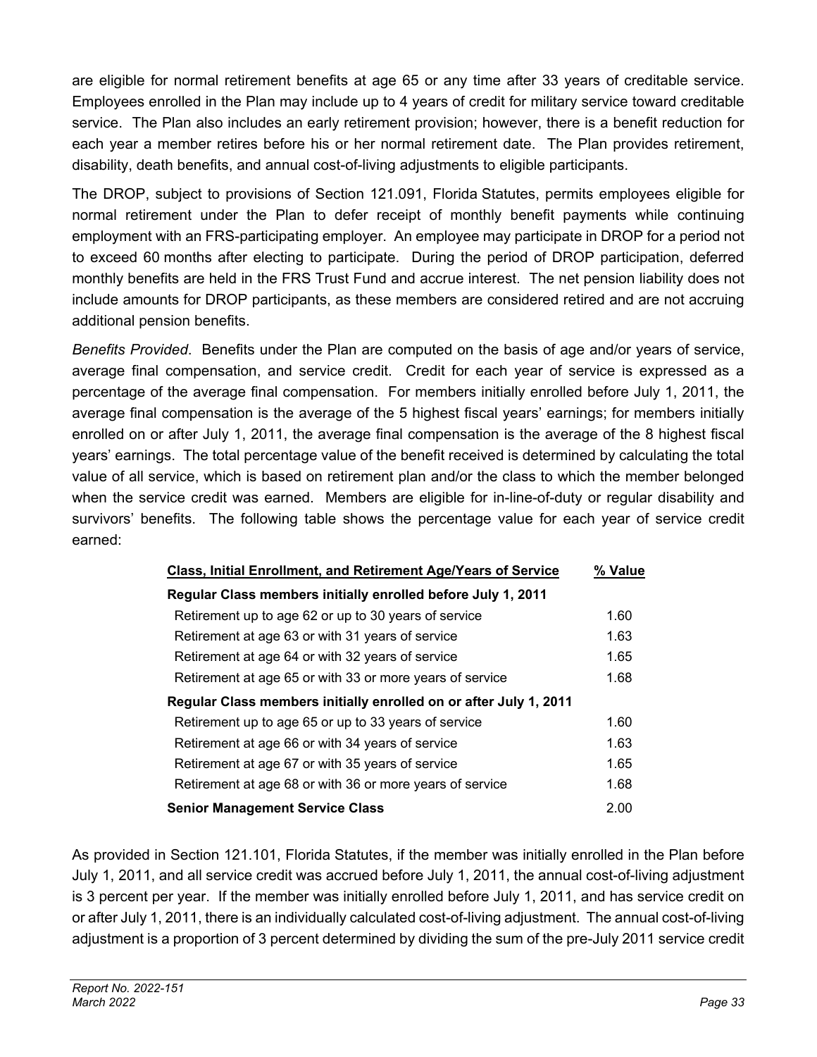are eligible for normal retirement benefits at age 65 or any time after 33 years of creditable service. Employees enrolled in the Plan may include up to 4 years of credit for military service toward creditable service. The Plan also includes an early retirement provision; however, there is a benefit reduction for each year a member retires before his or her normal retirement date. The Plan provides retirement, disability, death benefits, and annual cost-of-living adjustments to eligible participants.

The DROP, subject to provisions of Section 121.091, Florida Statutes, permits employees eligible for normal retirement under the Plan to defer receipt of monthly benefit payments while continuing employment with an FRS-participating employer. An employee may participate in DROP for a period not to exceed 60 months after electing to participate. During the period of DROP participation, deferred monthly benefits are held in the FRS Trust Fund and accrue interest. The net pension liability does not include amounts for DROP participants, as these members are considered retired and are not accruing additional pension benefits.

*Benefits Provided*. Benefits under the Plan are computed on the basis of age and/or years of service, average final compensation, and service credit. Credit for each year of service is expressed as a percentage of the average final compensation. For members initially enrolled before July 1, 2011, the average final compensation is the average of the 5 highest fiscal years' earnings; for members initially enrolled on or after July 1, 2011, the average final compensation is the average of the 8 highest fiscal years' earnings. The total percentage value of the benefit received is determined by calculating the total value of all service, which is based on retirement plan and/or the class to which the member belonged when the service credit was earned. Members are eligible for in-line-of-duty or regular disability and survivors' benefits. The following table shows the percentage value for each year of service credit earned:

| Class, Initial Enrollment, and Retirement Age/Years of Service | % Value |
|---|---|
| **Regular Class members initially enrolled before July 1, 2011** | |
| Retirement up to age 62 or up to 30 years of service | 1.60 |
| Retirement at age 63 or with 31 years of service | 1.63 |
| Retirement at age 64 or with 32 years of service | 1.65 |
| Retirement at age 65 or with 33 or more years of service | 1.68 |
| **Regular Class members initially enrolled on or after July 1, 2011** | |
| Retirement up to age 65 or up to 33 years of service | 1.60 |
| Retirement at age 66 or with 34 years of service | 1.63 |
| Retirement at age 67 or with 35 years of service | 1.65 |
| Retirement at age 68 or with 36 or more years of service | 1.68 |
| **Senior Management Service Class** | 2.00 |

As provided in Section 121.101, Florida Statutes, if the member was initially enrolled in the Plan before July 1, 2011, and all service credit was accrued before July 1, 2011, the annual cost-of-living adjustment is 3 percent per year. If the member was initially enrolled before July 1, 2011, and has service credit on or after July 1, 2011, there is an individually calculated cost-of-living adjustment. The annual cost-of-living adjustment is a proportion of 3 percent determined by dividing the sum of the pre-July 2011 service credit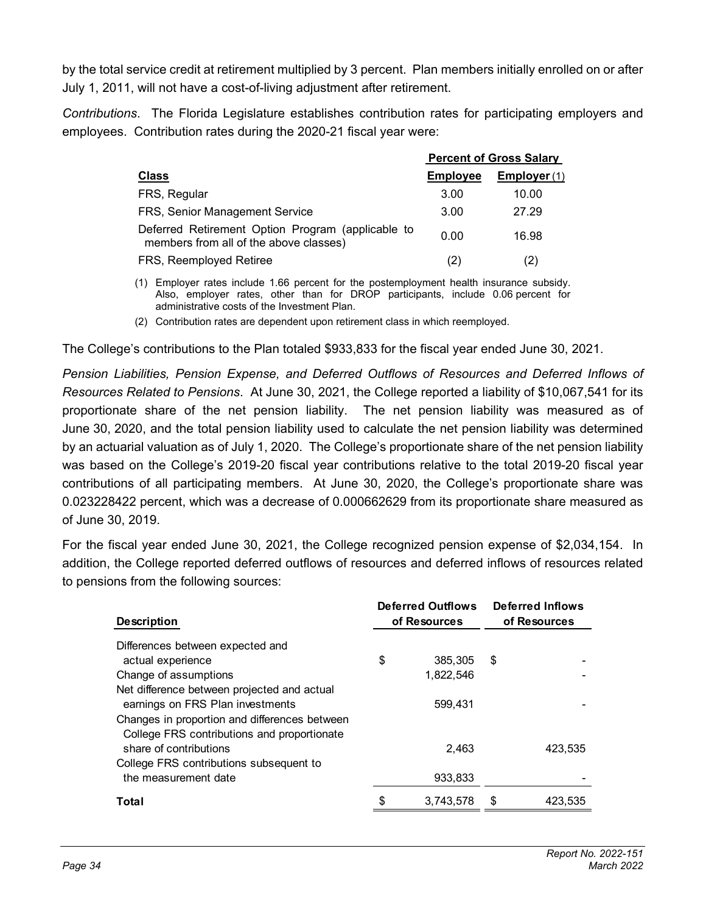by the total service credit at retirement multiplied by 3 percent. Plan members initially enrolled on or after July 1, 2011, will not have a cost-of-living adjustment after retirement.

*Contributions*. The Florida Legislature establishes contribution rates for participating employers and employees. Contribution rates during the 2020-21 fiscal year were:

| | Percent of Gross Salary | |
|---|---|---|
| **Class** | **Employee** | **Employer** (1) |
| FRS, Regular | 3.00 | 10.00 |
| FRS, Senior Management Service | 3.00 | 27.29 |
| Deferred Retirement Option Program (applicable to members from all of the above classes) | 0.00 | 16.98 |
| FRS, Reemployed Retiree | (2) | (2) |

(1) Employer rates include 1.66 percent for the postemployment health insurance subsidy. Also, employer rates, other than for DROP participants, include 0.06 percent for administrative costs of the Investment Plan.

(2) Contribution rates are dependent upon retirement class in which reemployed.

The College's contributions to the Plan totaled $933,833 for the fiscal year ended June 30, 2021.

*Pension Liabilities, Pension Expense, and Deferred Outflows of Resources and Deferred Inflows of Resources Related to Pensions*. At June 30, 2021, the College reported a liability of $10,067,541 for its proportionate share of the net pension liability. The net pension liability was measured as of June 30, 2020, and the total pension liability used to calculate the net pension liability was determined by an actuarial valuation as of July 1, 2020. The College's proportionate share of the net pension liability was based on the College's 2019-20 fiscal year contributions relative to the total 2019-20 fiscal year contributions of all participating members. At June 30, 2020, the College's proportionate share was 0.023228422 percent, which was a decrease of 0.000662629 from its proportionate share measured as of June 30, 2019.

For the fiscal year ended June 30, 2021, the College recognized pension expense of $2,034,154. In addition, the College reported deferred outflows of resources and deferred inflows of resources related to pensions from the following sources:

| Description | Deferred Outflows of Resources | Deferred Inflows of Resources |
|---|---|---|
| Differences between expected and actual experience | $ 385,305 | $ - |
| Change of assumptions | 1,822,546 | - |
| Net difference between projected and actual earnings on FRS Plan investments | 599,431 | - |
| Changes in proportion and differences between College FRS contributions and proportionate share of contributions | 2,463 | 423,535 |
| College FRS contributions subsequent to the measurement date | 933,833 | - |
| **Total** | $ 3,743,578 | $ 423,535 |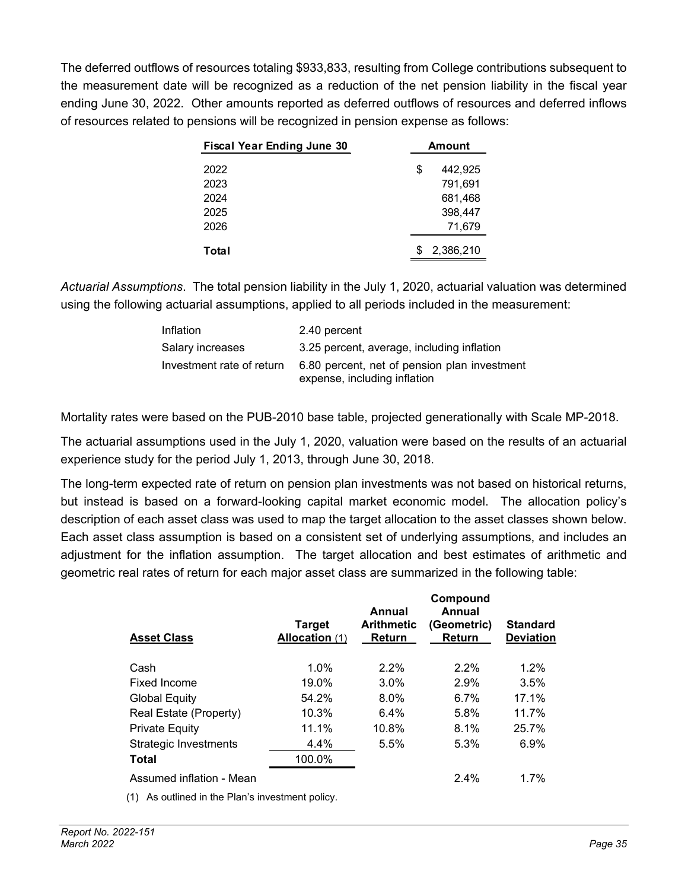The deferred outflows of resources totaling $933,833, resulting from College contributions subsequent to the measurement date will be recognized as a reduction of the net pension liability in the fiscal year ending June 30, 2022. Other amounts reported as deferred outflows of resources and deferred inflows of resources related to pensions will be recognized in pension expense as follows:

| Fiscal Year Ending June 30 | Amount |
|---|---|
| 2022 | $ 442,925 |
| 2023 | 791,691 |
| 2024 | 681,468 |
| 2025 | 398,447 |
| 2026 | 71,679 |
| **Total** | $ 2,386,210 |

*Actuarial Assumptions*. The total pension liability in the July 1, 2020, actuarial valuation was determined using the following actuarial assumptions, applied to all periods included in the measurement:

| | |
|---|---|
| Inflation | 2.40 percent |
| Salary increases | 3.25 percent, average, including inflation |
| Investment rate of return | 6.80 percent, net of pension plan investment expense, including inflation |

Mortality rates were based on the PUB-2010 base table, projected generationally with Scale MP-2018.

The actuarial assumptions used in the July 1, 2020, valuation were based on the results of an actuarial experience study for the period July 1, 2013, through June 30, 2018.

The long-term expected rate of return on pension plan investments was not based on historical returns, but instead is based on a forward-looking capital market economic model. The allocation policy's description of each asset class was used to map the target allocation to the asset classes shown below. Each asset class assumption is based on a consistent set of underlying assumptions, and includes an adjustment for the inflation assumption. The target allocation and best estimates of arithmetic and geometric real rates of return for each major asset class are summarized in the following table:

| Asset Class | Target Allocation (1) | Annual Arithmetic Return | Compound Annual (Geometric) Return | Standard Deviation |
|---|---|---|---|---|
| Cash | 1.0% | 2.2% | 2.2% | 1.2% |
| Fixed Income | 19.0% | 3.0% | 2.9% | 3.5% |
| Global Equity | 54.2% | 8.0% | 6.7% | 17.1% |
| Real Estate (Property) | 10.3% | 6.4% | 5.8% | 11.7% |
| Private Equity | 11.1% | 10.8% | 8.1% | 25.7% |
| Strategic Investments | 4.4% | 5.5% | 5.3% | 6.9% |
| **Total** | 100.0% | | | |
| Assumed inflation - Mean | | | 2.4% | 1.7% |

(1) As outlined in the Plan's investment policy.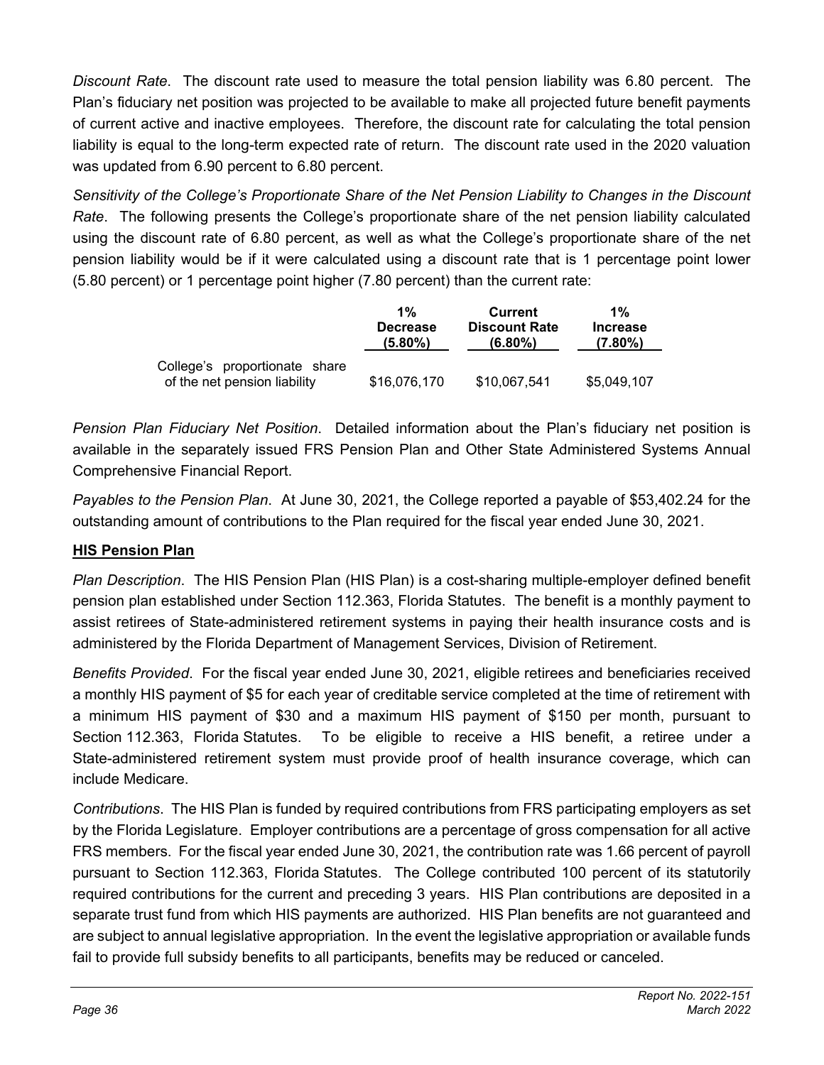*Discount Rate*. The discount rate used to measure the total pension liability was 6.80 percent. The Plan's fiduciary net position was projected to be available to make all projected future benefit payments of current active and inactive employees. Therefore, the discount rate for calculating the total pension liability is equal to the long-term expected rate of return. The discount rate used in the 2020 valuation was updated from 6.90 percent to 6.80 percent.

*Sensitivity of the College's Proportionate Share of the Net Pension Liability to Changes in the Discount Rate*. The following presents the College's proportionate share of the net pension liability calculated using the discount rate of 6.80 percent, as well as what the College's proportionate share of the net pension liability would be if it were calculated using a discount rate that is 1 percentage point lower (5.80 percent) or 1 percentage point higher (7.80 percent) than the current rate:

| | 1% Decrease (5.80%) | Current Discount Rate (6.80%) | 1% Increase (7.80%) |
|---|---|---|---|
| College's proportionate share of the net pension liability | $16,076,170 | $10,067,541 | $5,049,107 |

*Pension Plan Fiduciary Net Position*. Detailed information about the Plan's fiduciary net position is available in the separately issued FRS Pension Plan and Other State Administered Systems Annual Comprehensive Financial Report.

*Payables to the Pension Plan*. At June 30, 2021, the College reported a payable of $53,402.24 for the outstanding amount of contributions to the Plan required for the fiscal year ended June 30, 2021.

**HIS Pension Plan**

*Plan Description*. The HIS Pension Plan (HIS Plan) is a cost-sharing multiple-employer defined benefit pension plan established under Section 112.363, Florida Statutes. The benefit is a monthly payment to assist retirees of State-administered retirement systems in paying their health insurance costs and is administered by the Florida Department of Management Services, Division of Retirement.

*Benefits Provided*. For the fiscal year ended June 30, 2021, eligible retirees and beneficiaries received a monthly HIS payment of $5 for each year of creditable service completed at the time of retirement with a minimum HIS payment of $30 and a maximum HIS payment of $150 per month, pursuant to Section 112.363, Florida Statutes. To be eligible to receive a HIS benefit, a retiree under a State-administered retirement system must provide proof of health insurance coverage, which can include Medicare.

*Contributions*. The HIS Plan is funded by required contributions from FRS participating employers as set by the Florida Legislature. Employer contributions are a percentage of gross compensation for all active FRS members. For the fiscal year ended June 30, 2021, the contribution rate was 1.66 percent of payroll pursuant to Section 112.363, Florida Statutes. The College contributed 100 percent of its statutorily required contributions for the current and preceding 3 years. HIS Plan contributions are deposited in a separate trust fund from which HIS payments are authorized. HIS Plan benefits are not guaranteed and are subject to annual legislative appropriation. In the event the legislative appropriation or available funds fail to provide full subsidy benefits to all participants, benefits may be reduced or canceled.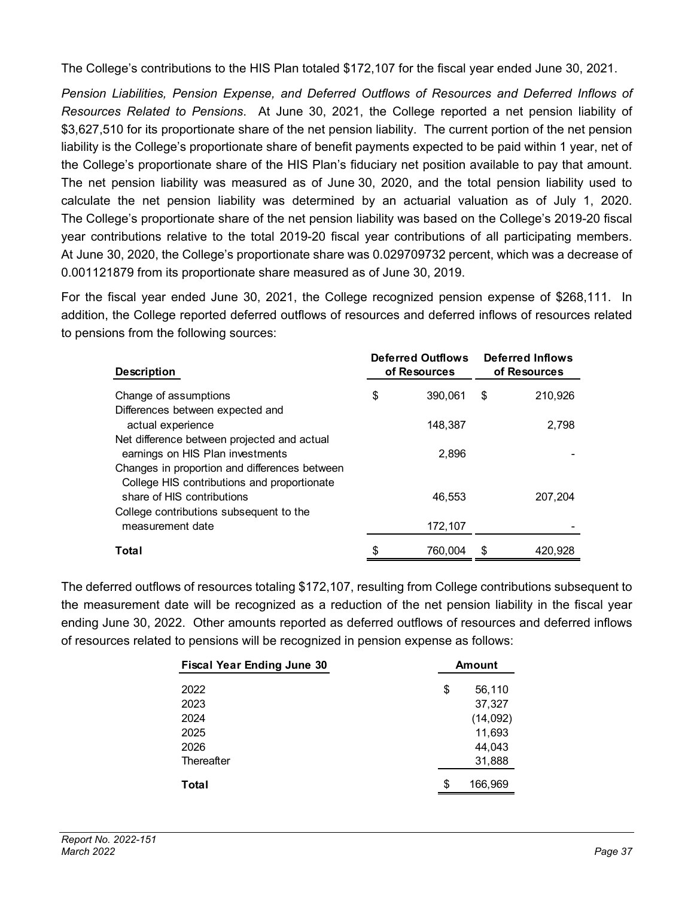The College's contributions to the HIS Plan totaled $172,107 for the fiscal year ended June 30, 2021.

*Pension Liabilities, Pension Expense, and Deferred Outflows of Resources and Deferred Inflows of Resources Related to Pensions*. At June 30, 2021, the College reported a net pension liability of $3,627,510 for its proportionate share of the net pension liability. The current portion of the net pension liability is the College's proportionate share of benefit payments expected to be paid within 1 year, net of the College's proportionate share of the HIS Plan's fiduciary net position available to pay that amount. The net pension liability was measured as of June 30, 2020, and the total pension liability used to calculate the net pension liability was determined by an actuarial valuation as of July 1, 2020. The College's proportionate share of the net pension liability was based on the College's 2019-20 fiscal year contributions relative to the total 2019-20 fiscal year contributions of all participating members. At June 30, 2020, the College's proportionate share was 0.029709732 percent, which was a decrease of 0.001121879 from its proportionate share measured as of June 30, 2019.

For the fiscal year ended June 30, 2021, the College recognized pension expense of $268,111. In addition, the College reported deferred outflows of resources and deferred inflows of resources related to pensions from the following sources:

| Description | Deferred Outflows of Resources | Deferred Inflows of Resources |
|---|---|---|
| Change of assumptions | $ 390,061 | $ 210,926 |
| Differences between expected and actual experience | 148,387 | 2,798 |
| Net difference between projected and actual earnings on HIS Plan investments | 2,896 | - |
| Changes in proportion and differences between College HIS contributions and proportionate share of HIS contributions | 46,553 | 207,204 |
| College contributions subsequent to the measurement date | 172,107 | - |
| **Total** | $ 760,004 | $ 420,928 |

The deferred outflows of resources totaling $172,107, resulting from College contributions subsequent to the measurement date will be recognized as a reduction of the net pension liability in the fiscal year ending June 30, 2022. Other amounts reported as deferred outflows of resources and deferred inflows of resources related to pensions will be recognized in pension expense as follows:

| Fiscal Year Ending June 30 | Amount |
|---|---|
| 2022 | $ 56,110 |
| 2023 | 37,327 |
| 2024 | (14,092) |
| 2025 | 11,693 |
| 2026 | 44,043 |
| Thereafter | 31,888 |
| **Total** | $ 166,969 |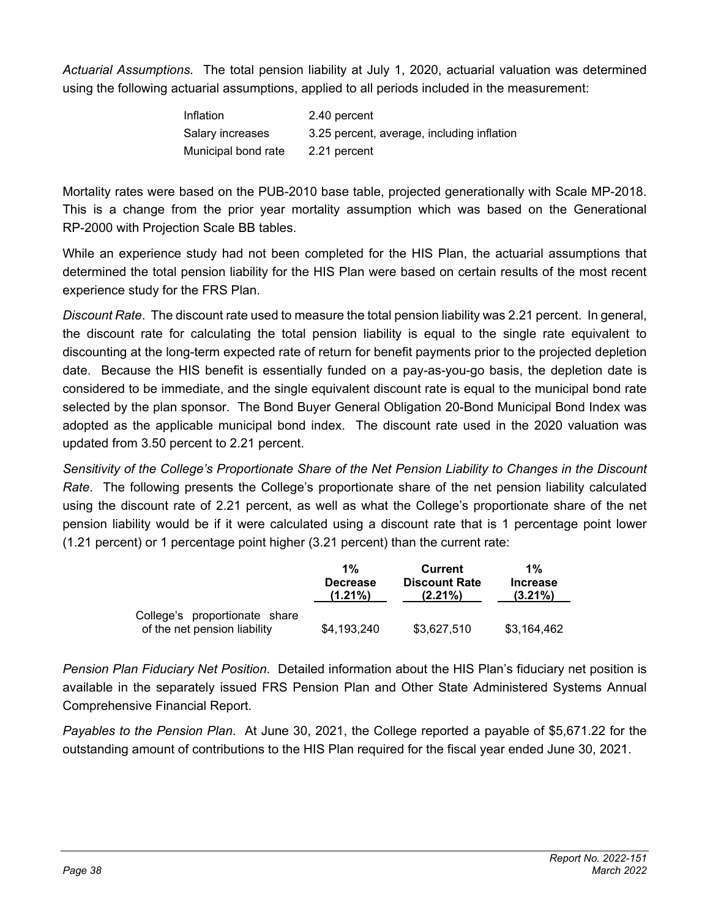*Actuarial Assumptions*. The total pension liability at July 1, 2020, actuarial valuation was determined using the following actuarial assumptions, applied to all periods included in the measurement:

| | |
|---|---|
| Inflation | 2.40 percent |
| Salary increases | 3.25 percent, average, including inflation |
| Municipal bond rate | 2.21 percent |

Mortality rates were based on the PUB-2010 base table, projected generationally with Scale MP-2018. This is a change from the prior year mortality assumption which was based on the Generational RP-2000 with Projection Scale BB tables.

While an experience study had not been completed for the HIS Plan, the actuarial assumptions that determined the total pension liability for the HIS Plan were based on certain results of the most recent experience study for the FRS Plan.

*Discount Rate*. The discount rate used to measure the total pension liability was 2.21 percent. In general, the discount rate for calculating the total pension liability is equal to the single rate equivalent to discounting at the long-term expected rate of return for benefit payments prior to the projected depletion date. Because the HIS benefit is essentially funded on a pay-as-you-go basis, the depletion date is considered to be immediate, and the single equivalent discount rate is equal to the municipal bond rate selected by the plan sponsor. The Bond Buyer General Obligation 20-Bond Municipal Bond Index was adopted as the applicable municipal bond index. The discount rate used in the 2020 valuation was updated from 3.50 percent to 2.21 percent.

*Sensitivity of the College's Proportionate Share of the Net Pension Liability to Changes in the Discount Rate*. The following presents the College's proportionate share of the net pension liability calculated using the discount rate of 2.21 percent, as well as what the College's proportionate share of the net pension liability would be if it were calculated using a discount rate that is 1 percentage point lower (1.21 percent) or 1 percentage point higher (3.21 percent) than the current rate:

| | 1% Decrease (1.21%) | Current Discount Rate (2.21%) | 1% Increase (3.21%) |
|---|---|---|---|
| College's proportionate share of the net pension liability | $4,193,240 | $3,627,510 | $3,164,462 |

*Pension Plan Fiduciary Net Position*. Detailed information about the HIS Plan's fiduciary net position is available in the separately issued FRS Pension Plan and Other State Administered Systems Annual Comprehensive Financial Report.

*Payables to the Pension Plan*. At June 30, 2021, the College reported a payable of $5,671.22 for the outstanding amount of contributions to the HIS Plan required for the fiscal year ended June 30, 2021.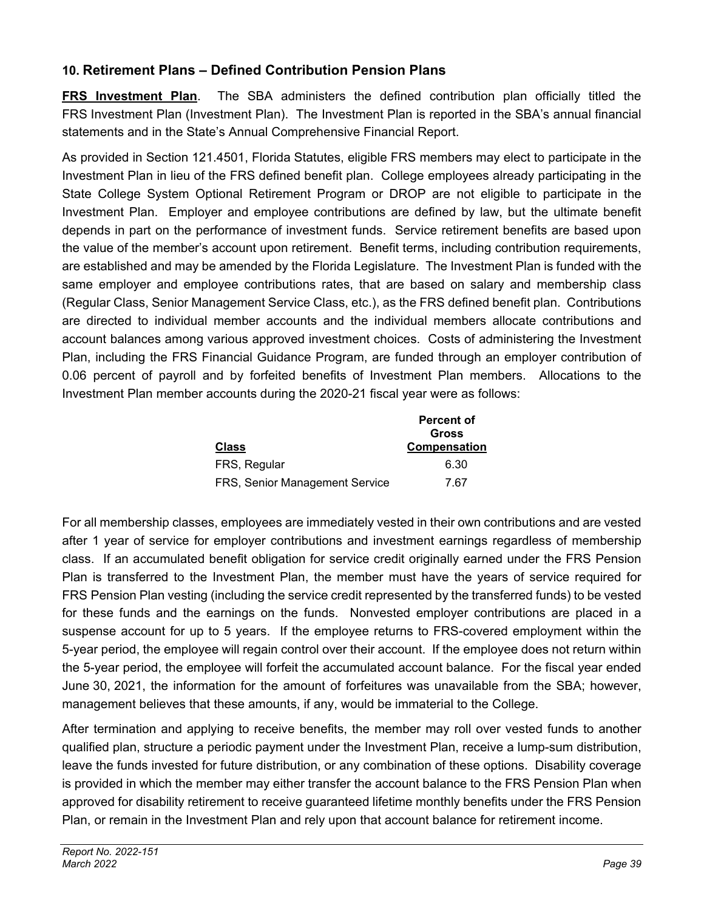### 10. Retirement Plans – Defined Contribution Pension Plans

**FRS Investment Plan**. The SBA administers the defined contribution plan officially titled the FRS Investment Plan (Investment Plan). The Investment Plan is reported in the SBA's annual financial statements and in the State's Annual Comprehensive Financial Report.

As provided in Section 121.4501, Florida Statutes, eligible FRS members may elect to participate in the Investment Plan in lieu of the FRS defined benefit plan. College employees already participating in the State College System Optional Retirement Program or DROP are not eligible to participate in the Investment Plan. Employer and employee contributions are defined by law, but the ultimate benefit depends in part on the performance of investment funds. Service retirement benefits are based upon the value of the member's account upon retirement. Benefit terms, including contribution requirements, are established and may be amended by the Florida Legislature. The Investment Plan is funded with the same employer and employee contributions rates, that are based on salary and membership class (Regular Class, Senior Management Service Class, etc.), as the FRS defined benefit plan. Contributions are directed to individual member accounts and the individual members allocate contributions and account balances among various approved investment choices. Costs of administering the Investment Plan, including the FRS Financial Guidance Program, are funded through an employer contribution of 0.06 percent of payroll and by forfeited benefits of Investment Plan members. Allocations to the Investment Plan member accounts during the 2020-21 fiscal year were as follows:

| Class | Percent of Gross Compensation |
|---|---|
| FRS, Regular | 6.30 |
| FRS, Senior Management Service | 7.67 |

For all membership classes, employees are immediately vested in their own contributions and are vested after 1 year of service for employer contributions and investment earnings regardless of membership class. If an accumulated benefit obligation for service credit originally earned under the FRS Pension Plan is transferred to the Investment Plan, the member must have the years of service required for FRS Pension Plan vesting (including the service credit represented by the transferred funds) to be vested for these funds and the earnings on the funds. Nonvested employer contributions are placed in a suspense account for up to 5 years. If the employee returns to FRS-covered employment within the 5-year period, the employee will regain control over their account. If the employee does not return within the 5-year period, the employee will forfeit the accumulated account balance. For the fiscal year ended June 30, 2021, the information for the amount of forfeitures was unavailable from the SBA; however, management believes that these amounts, if any, would be immaterial to the College.

After termination and applying to receive benefits, the member may roll over vested funds to another qualified plan, structure a periodic payment under the Investment Plan, receive a lump-sum distribution, leave the funds invested for future distribution, or any combination of these options. Disability coverage is provided in which the member may either transfer the account balance to the FRS Pension Plan when approved for disability retirement to receive guaranteed lifetime monthly benefits under the FRS Pension Plan, or remain in the Investment Plan and rely upon that account balance for retirement income.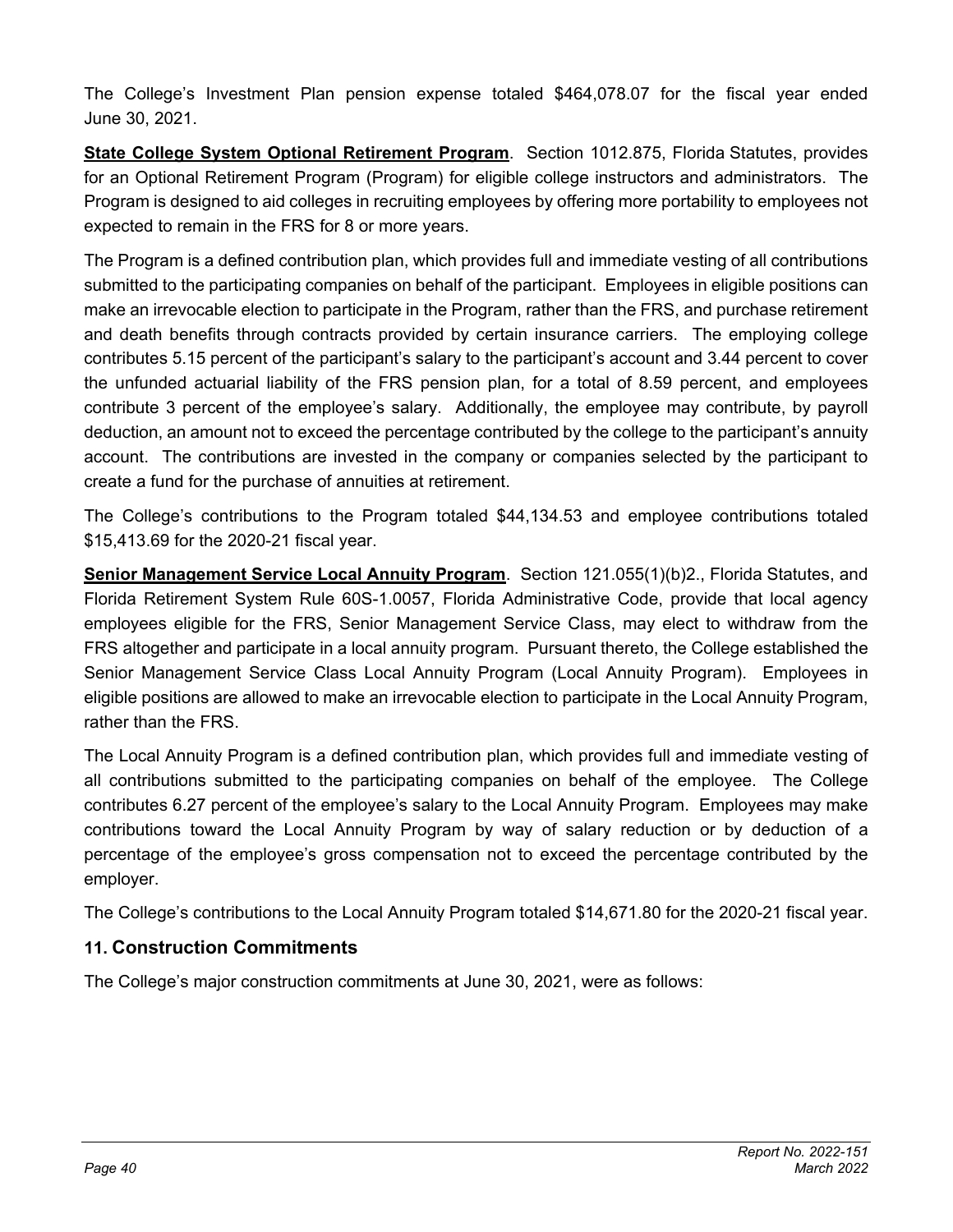The College's Investment Plan pension expense totaled $464,078.07 for the fiscal year ended June 30, 2021.

**State College System Optional Retirement Program**. Section 1012.875, Florida Statutes, provides for an Optional Retirement Program (Program) for eligible college instructors and administrators. The Program is designed to aid colleges in recruiting employees by offering more portability to employees not expected to remain in the FRS for 8 or more years.

The Program is a defined contribution plan, which provides full and immediate vesting of all contributions submitted to the participating companies on behalf of the participant. Employees in eligible positions can make an irrevocable election to participate in the Program, rather than the FRS, and purchase retirement and death benefits through contracts provided by certain insurance carriers. The employing college contributes 5.15 percent of the participant's salary to the participant's account and 3.44 percent to cover the unfunded actuarial liability of the FRS pension plan, for a total of 8.59 percent, and employees contribute 3 percent of the employee's salary. Additionally, the employee may contribute, by payroll deduction, an amount not to exceed the percentage contributed by the college to the participant's annuity account. The contributions are invested in the company or companies selected by the participant to create a fund for the purchase of annuities at retirement.

The College's contributions to the Program totaled $44,134.53 and employee contributions totaled $15,413.69 for the 2020-21 fiscal year.

**Senior Management Service Local Annuity Program**. Section 121.055(1)(b)2., Florida Statutes, and Florida Retirement System Rule 60S-1.0057, Florida Administrative Code, provide that local agency employees eligible for the FRS, Senior Management Service Class, may elect to withdraw from the FRS altogether and participate in a local annuity program. Pursuant thereto, the College established the Senior Management Service Class Local Annuity Program (Local Annuity Program). Employees in eligible positions are allowed to make an irrevocable election to participate in the Local Annuity Program, rather than the FRS.

The Local Annuity Program is a defined contribution plan, which provides full and immediate vesting of all contributions submitted to the participating companies on behalf of the employee. The College contributes 6.27 percent of the employee's salary to the Local Annuity Program. Employees may make contributions toward the Local Annuity Program by way of salary reduction or by deduction of a percentage of the employee's gross compensation not to exceed the percentage contributed by the employer.

The College's contributions to the Local Annuity Program totaled $14,671.80 for the 2020-21 fiscal year.

## 11. Construction Commitments

The College's major construction commitments at June 30, 2021, were as follows: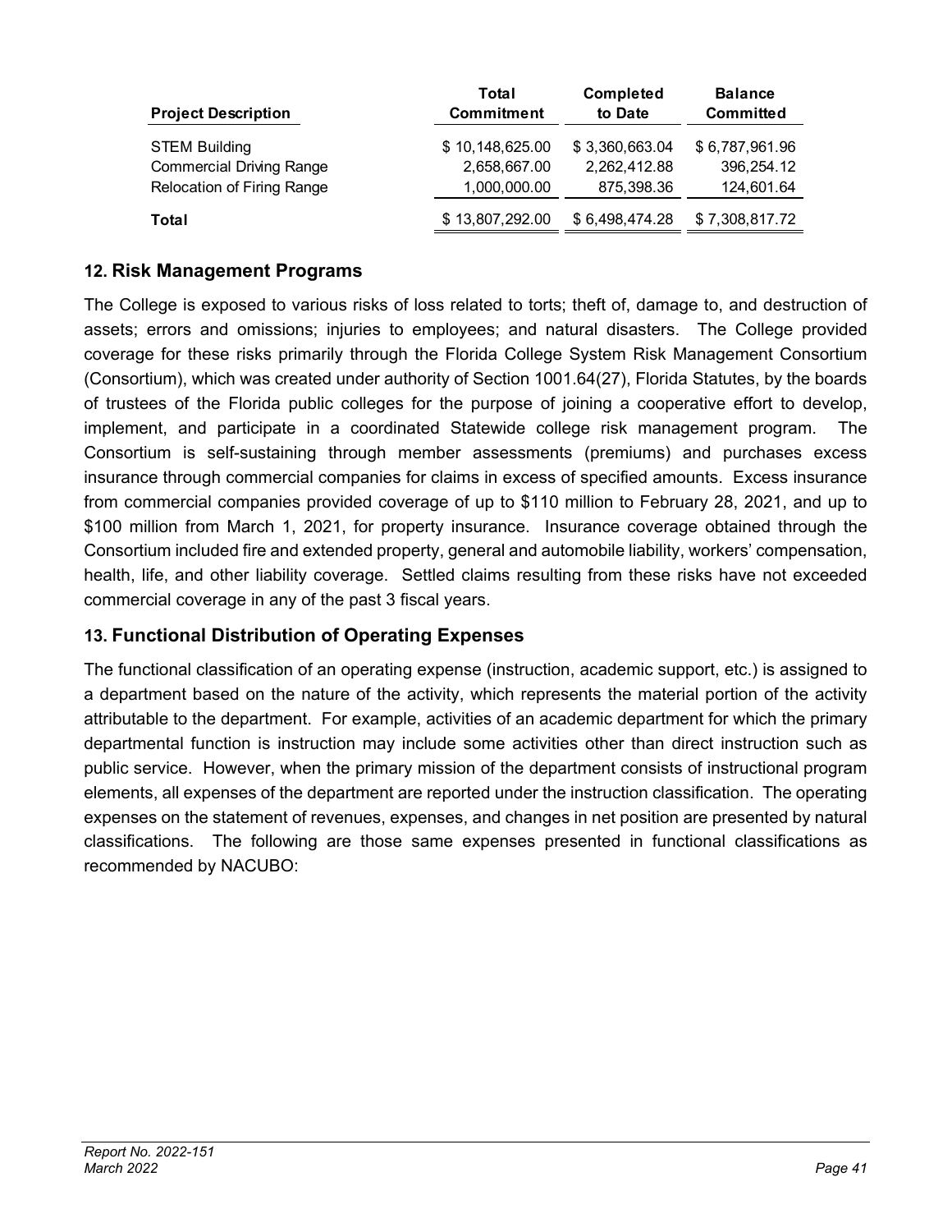| Project Description | Total Commitment | Completed to Date | Balance Committed |
|---|---|---|---|
| STEM Building | $ 10,148,625.00 | $ 3,360,663.04 | $ 6,787,961.96 |
| Commercial Driving Range | 2,658,667.00 | 2,262,412.88 | 396,254.12 |
| Relocation of Firing Range | 1,000,000.00 | 875,398.36 | 124,601.64 |
| **Total** | $ 13,807,292.00 | $ 6,498,474.28 | $ 7,308,817.72 |

## 12. Risk Management Programs

The College is exposed to various risks of loss related to torts; theft of, damage to, and destruction of assets; errors and omissions; injuries to employees; and natural disasters. The College provided coverage for these risks primarily through the Florida College System Risk Management Consortium (Consortium), which was created under authority of Section 1001.64(27), Florida Statutes, by the boards of trustees of the Florida public colleges for the purpose of joining a cooperative effort to develop, implement, and participate in a coordinated Statewide college risk management program. The Consortium is self-sustaining through member assessments (premiums) and purchases excess insurance through commercial companies for claims in excess of specified amounts. Excess insurance from commercial companies provided coverage of up to $110 million to February 28, 2021, and up to $100 million from March 1, 2021, for property insurance. Insurance coverage obtained through the Consortium included fire and extended property, general and automobile liability, workers' compensation, health, life, and other liability coverage. Settled claims resulting from these risks have not exceeded commercial coverage in any of the past 3 fiscal years.

## 13. Functional Distribution of Operating Expenses

The functional classification of an operating expense (instruction, academic support, etc.) is assigned to a department based on the nature of the activity, which represents the material portion of the activity attributable to the department. For example, activities of an academic department for which the primary departmental function is instruction may include some activities other than direct instruction such as public service. However, when the primary mission of the department consists of instructional program elements, all expenses of the department are reported under the instruction classification. The operating expenses on the statement of revenues, expenses, and changes in net position are presented by natural classifications. The following are those same expenses presented in functional classifications as recommended by NACUBO: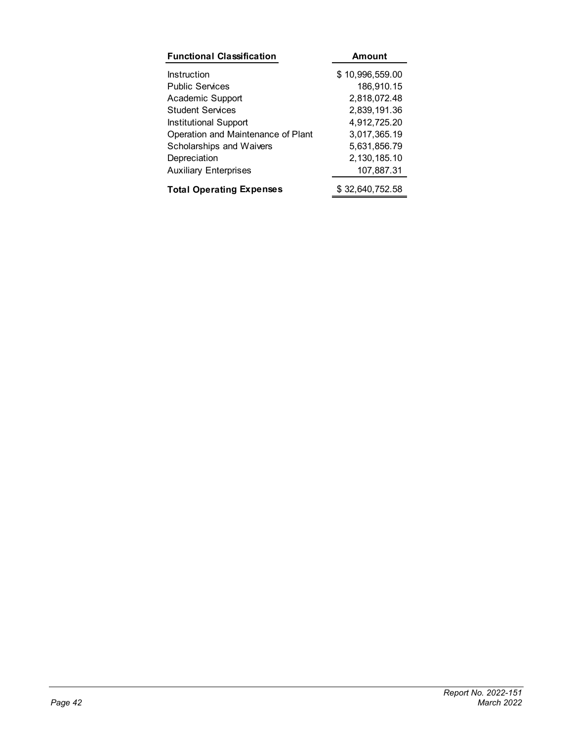| Functional Classification | Amount |
|---|---|
| Instruction | $ 10,996,559.00 |
| Public Services | 186,910.15 |
| Academic Support | 2,818,072.48 |
| Student Services | 2,839,191.36 |
| Institutional Support | 4,912,725.20 |
| Operation and Maintenance of Plant | 3,017,365.19 |
| Scholarships and Waivers | 5,631,856.79 |
| Depreciation | 2,130,185.10 |
| Auxiliary Enterprises | 107,887.31 |
| **Total Operating Expenses** | $ 32,640,752.58 |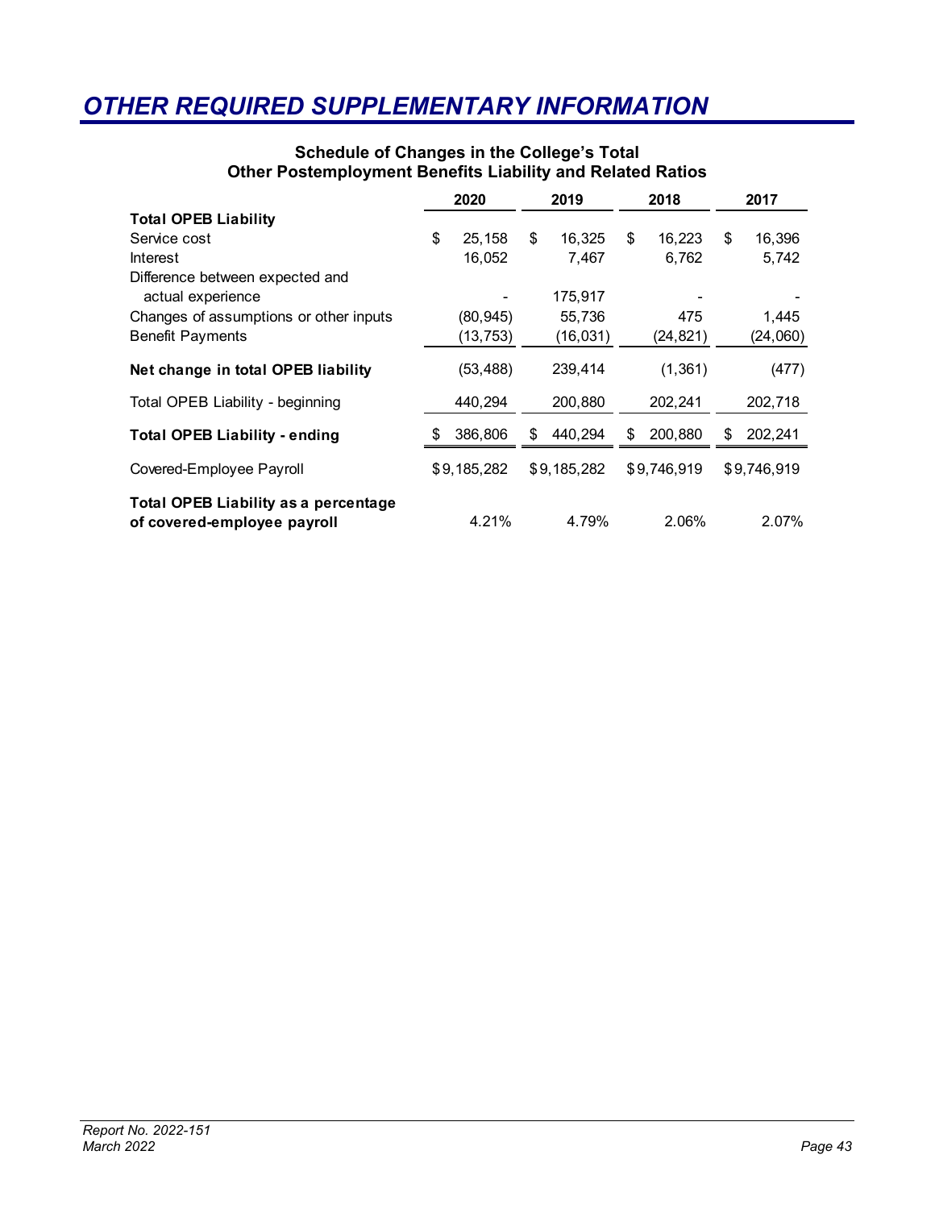# OTHER REQUIRED SUPPLEMENTARY INFORMATION

### Schedule of Changes in the College's Total Other Postemployment Benefits Liability and Related Ratios

| | 2020 | 2019 | 2018 | 2017 |
|---|---|---|---|---|
| **Total OPEB Liability** | | | | |
| Service cost | $ 25,158 | $ 16,325 | $ 16,223 | $ 16,396 |
| Interest | 16,052 | 7,467 | 6,762 | 5,742 |
| Difference between expected and actual experience | - | 175,917 | - | - |
| Changes of assumptions or other inputs | (80,945) | 55,736 | 475 | 1,445 |
| Benefit Payments | (13,753) | (16,031) | (24,821) | (24,060) |
| **Net change in total OPEB liability** | (53,488) | 239,414 | (1,361) | (477) |
| Total OPEB Liability - beginning | 440,294 | 200,880 | 202,241 | 202,718 |
| **Total OPEB Liability - ending** | $ 386,806 | $ 440,294 | $ 200,880 | $ 202,241 |
| Covered-Employee Payroll | $9,185,282 | $9,185,282 | $9,746,919 | $9,746,919 |
| **Total OPEB Liability as a percentage of covered-employee payroll** | 4.21% | 4.79% | 2.06% | 2.07% |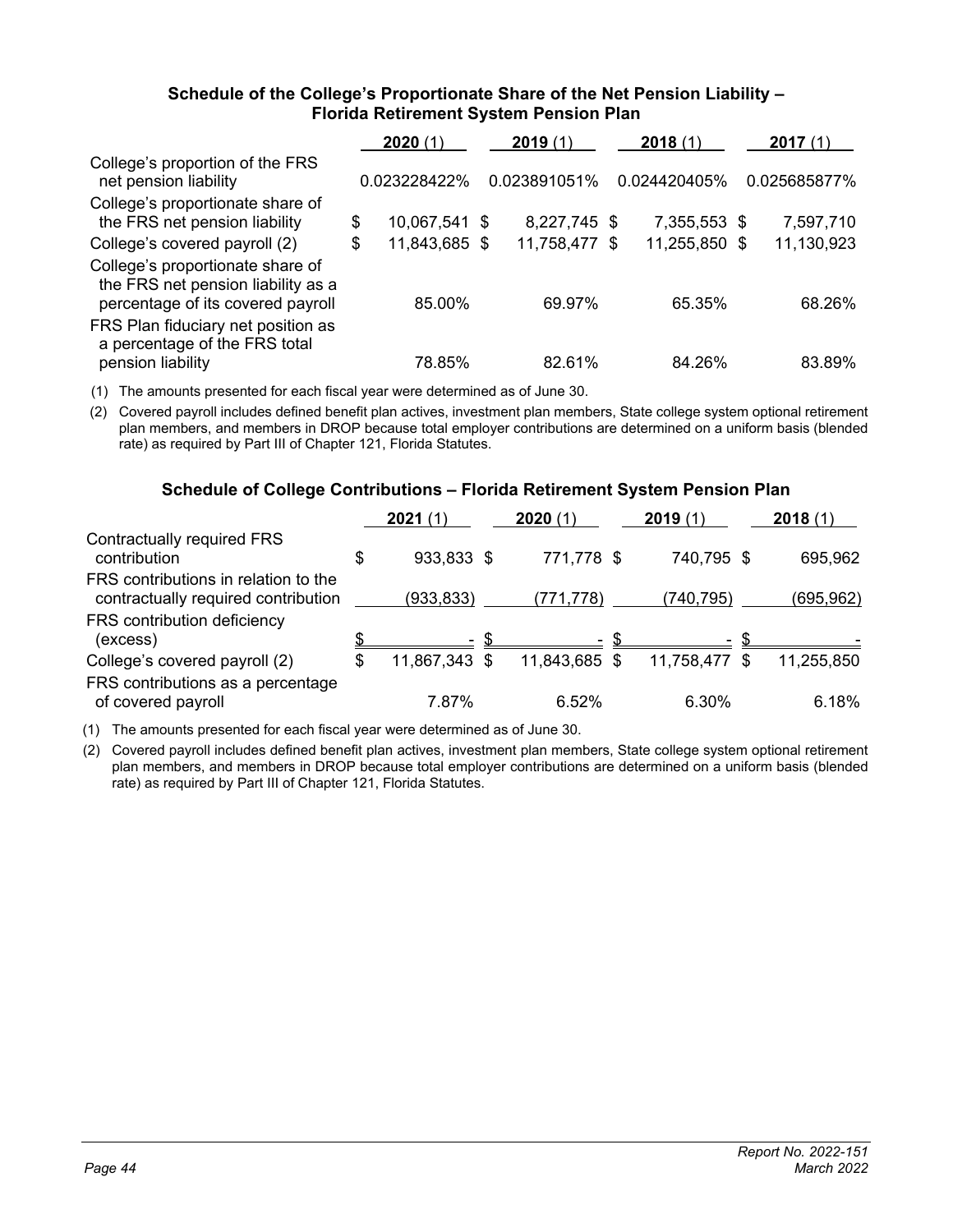### Schedule of the College's Proportionate Share of the Net Pension Liability – Florida Retirement System Pension Plan

| | 2020 (1) | 2019 (1) | 2018 (1) | 2017 (1) |
|---|---|---|---|---|
| College's proportion of the FRS net pension liability | 0.023228422% | 0.023891051% | 0.024420405% | 0.025685877% |
| College's proportionate share of the FRS net pension liability | $ 10,067,541 | $ 8,227,745 | $ 7,355,553 | $ 7,597,710 |
| College's covered payroll (2) | $ 11,843,685 | $ 11,758,477 | $ 11,255,850 | $ 11,130,923 |
| College's proportionate share of the FRS net pension liability as a percentage of its covered payroll | 85.00% | 69.97% | 65.35% | 68.26% |
| FRS Plan fiduciary net position as a percentage of the FRS total pension liability | 78.85% | 82.61% | 84.26% | 83.89% |

(1) The amounts presented for each fiscal year were determined as of June 30.

(2) Covered payroll includes defined benefit plan actives, investment plan members, State college system optional retirement plan members, and members in DROP because total employer contributions are determined on a uniform basis (blended rate) as required by Part III of Chapter 121, Florida Statutes.

### Schedule of College Contributions – Florida Retirement System Pension Plan

| | 2021 (1) | 2020 (1) | 2019 (1) | 2018 (1) |
|---|---|---|---|---|
| Contractually required FRS contribution | $ 933,833 | $ 771,778 | $ 740,795 | $ 695,962 |
| FRS contributions in relation to the contractually required contribution | (933,833) | (771,778) | (740,795) | (695,962) |
| FRS contribution deficiency (excess) | $ - | $ - | $ - | $ - |
| College's covered payroll (2) | $ 11,867,343 | $ 11,843,685 | $ 11,758,477 | $ 11,255,850 |
| FRS contributions as a percentage of covered payroll | 7.87% | 6.52% | 6.30% | 6.18% |

(1) The amounts presented for each fiscal year were determined as of June 30.

(2) Covered payroll includes defined benefit plan actives, investment plan members, State college system optional retirement plan members, and members in DROP because total employer contributions are determined on a uniform basis (blended rate) as required by Part III of Chapter 121, Florida Statutes.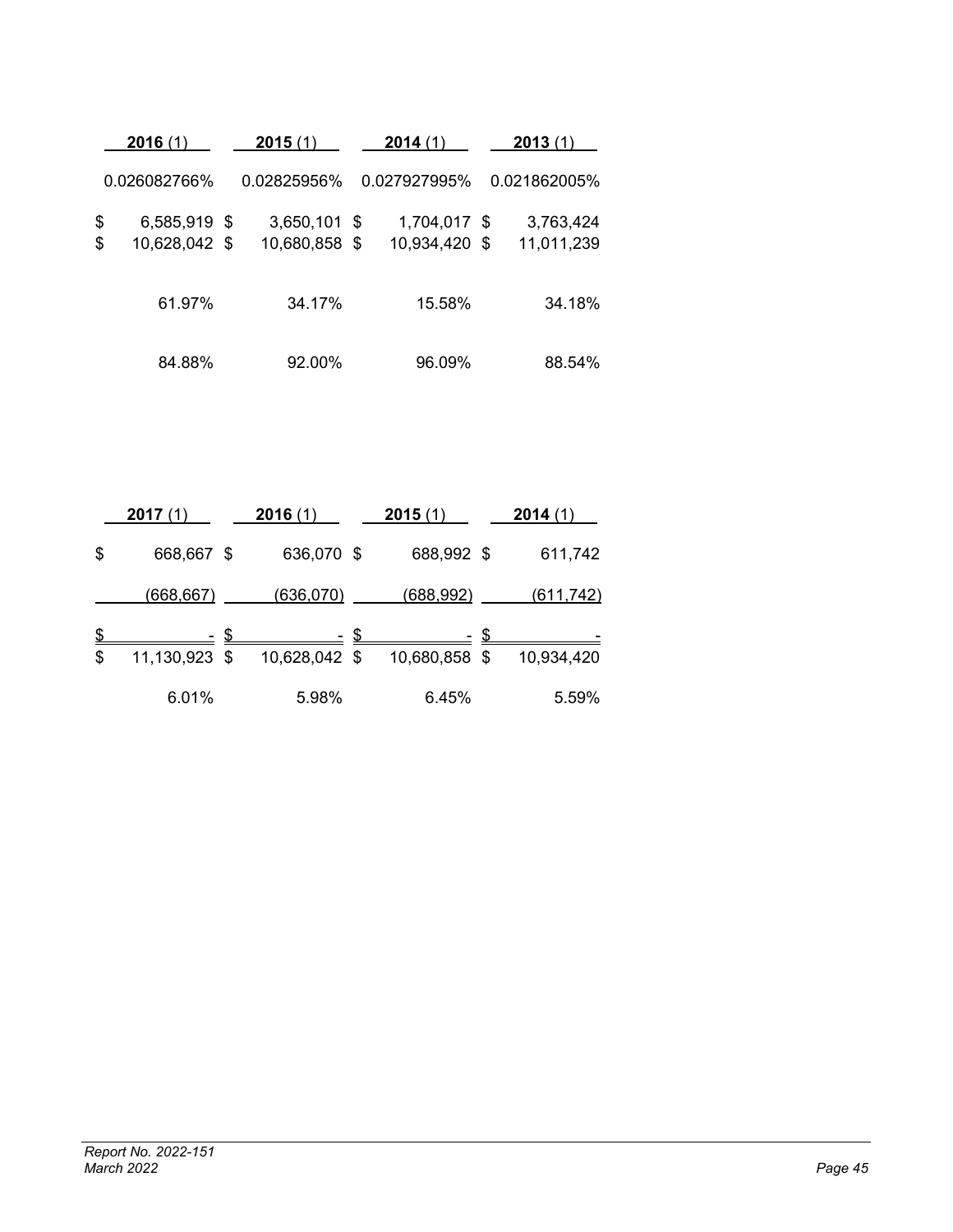| 2016 (1) | 2015 (1) | 2014 (1) | 2013 (1) |
|---|---|---|---|
| 0.026082766% | 0.02825956% | 0.027927995% | 0.021862005% |
| $ 6,585,919 | $ 3,650,101 | $ 1,704,017 | $ 3,763,424 |
| $ 10,628,042 | $ 10,680,858 | $ 10,934,420 | $ 11,011,239 |
| 61.97% | 34.17% | 15.58% | 34.18% |
| 84.88% | 92.00% | 96.09% | 88.54% |

| 2017 (1) | 2016 (1) | 2015 (1) | 2014 (1) |
|---|---|---|---|
| $ 668,667 | $ 636,070 | $ 688,992 | $ 611,742 |
| (668,667) | (636,070) | (688,992) | (611,742) |
| $ - | $ - | $ - | $ - |
| $ 11,130,923 | $ 10,628,042 | $ 10,680,858 | $ 10,934,420 |
| 6.01% | 5.98% | 6.45% | 5.59% |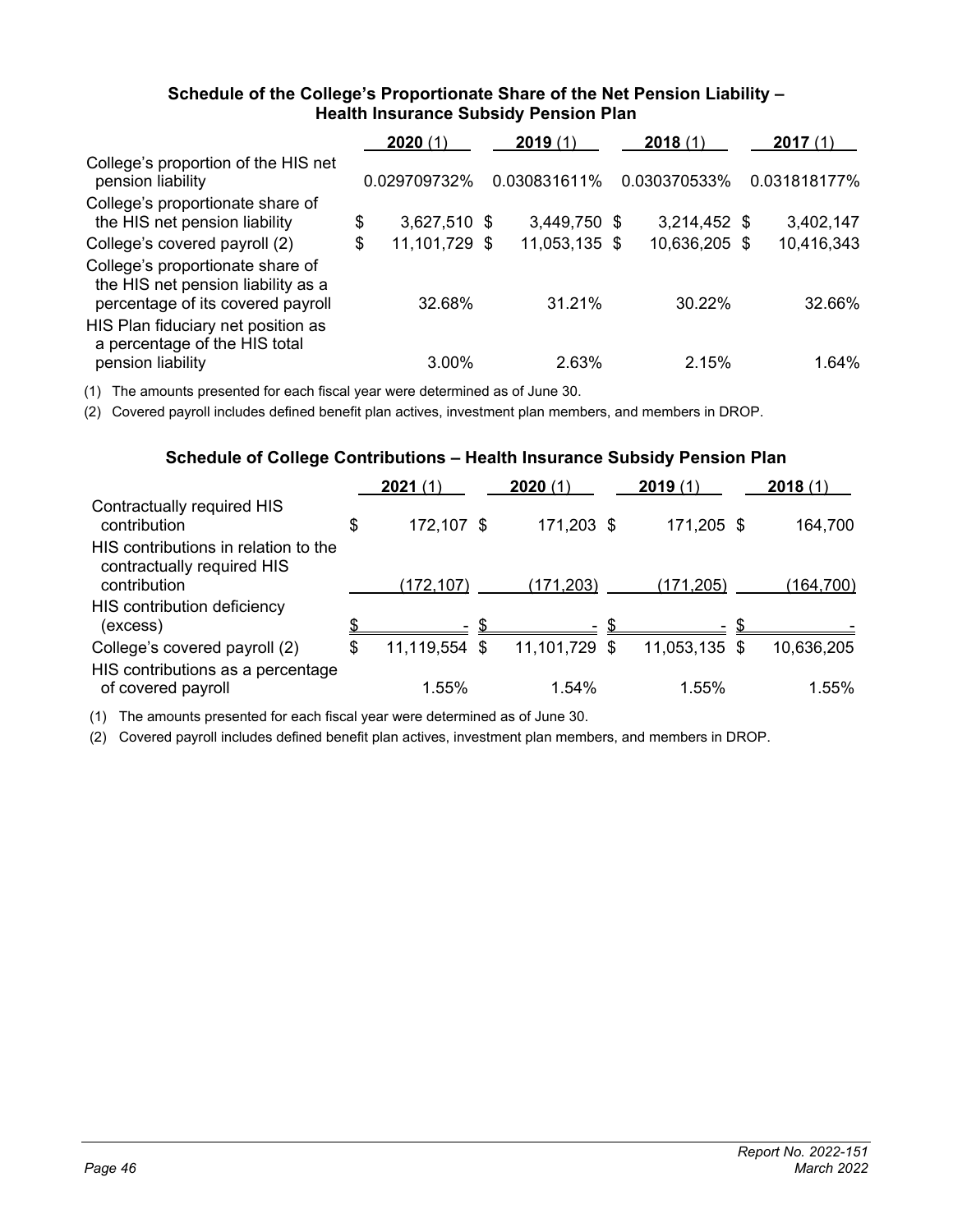### Schedule of the College's Proportionate Share of the Net Pension Liability – Health Insurance Subsidy Pension Plan

| | **2020** (1) | **2019** (1) | **2018** (1) | **2017** (1) |
|---|---|---|---|---|
| College's proportion of the HIS net pension liability | 0.029709732% | 0.030831611% | 0.030370533% | 0.031818177% |
| College's proportionate share of the HIS net pension liability | $ 3,627,510 | $ 3,449,750 | $ 3,214,452 | $ 3,402,147 |
| College's covered payroll (2) | $ 11,101,729 | $ 11,053,135 | $ 10,636,205 | $ 10,416,343 |
| College's proportionate share of the HIS net pension liability as a percentage of its covered payroll | 32.68% | 31.21% | 30.22% | 32.66% |
| HIS Plan fiduciary net position as a percentage of the HIS total pension liability | 3.00% | 2.63% | 2.15% | 1.64% |

(1) The amounts presented for each fiscal year were determined as of June 30.

(2) Covered payroll includes defined benefit plan actives, investment plan members, and members in DROP.

### Schedule of College Contributions – Health Insurance Subsidy Pension Plan

| | **2021** (1) | **2020** (1) | **2019** (1) | **2018** (1) |
|---|---|---|---|---|
| Contractually required HIS contribution | $ 172,107 | $ 171,203 | $ 171,205 | $ 164,700 |
| HIS contributions in relation to the contractually required HIS contribution | (172,107) | (171,203) | (171,205) | (164,700) |
| HIS contribution deficiency (excess) | $ - | $ - | $ - | $ - |
| College's covered payroll (2) | $ 11,119,554 | $ 11,101,729 | $ 11,053,135 | $ 10,636,205 |
| HIS contributions as a percentage of covered payroll | 1.55% | 1.54% | 1.55% | 1.55% |

(1) The amounts presented for each fiscal year were determined as of June 30.

(2) Covered payroll includes defined benefit plan actives, investment plan members, and members in DROP.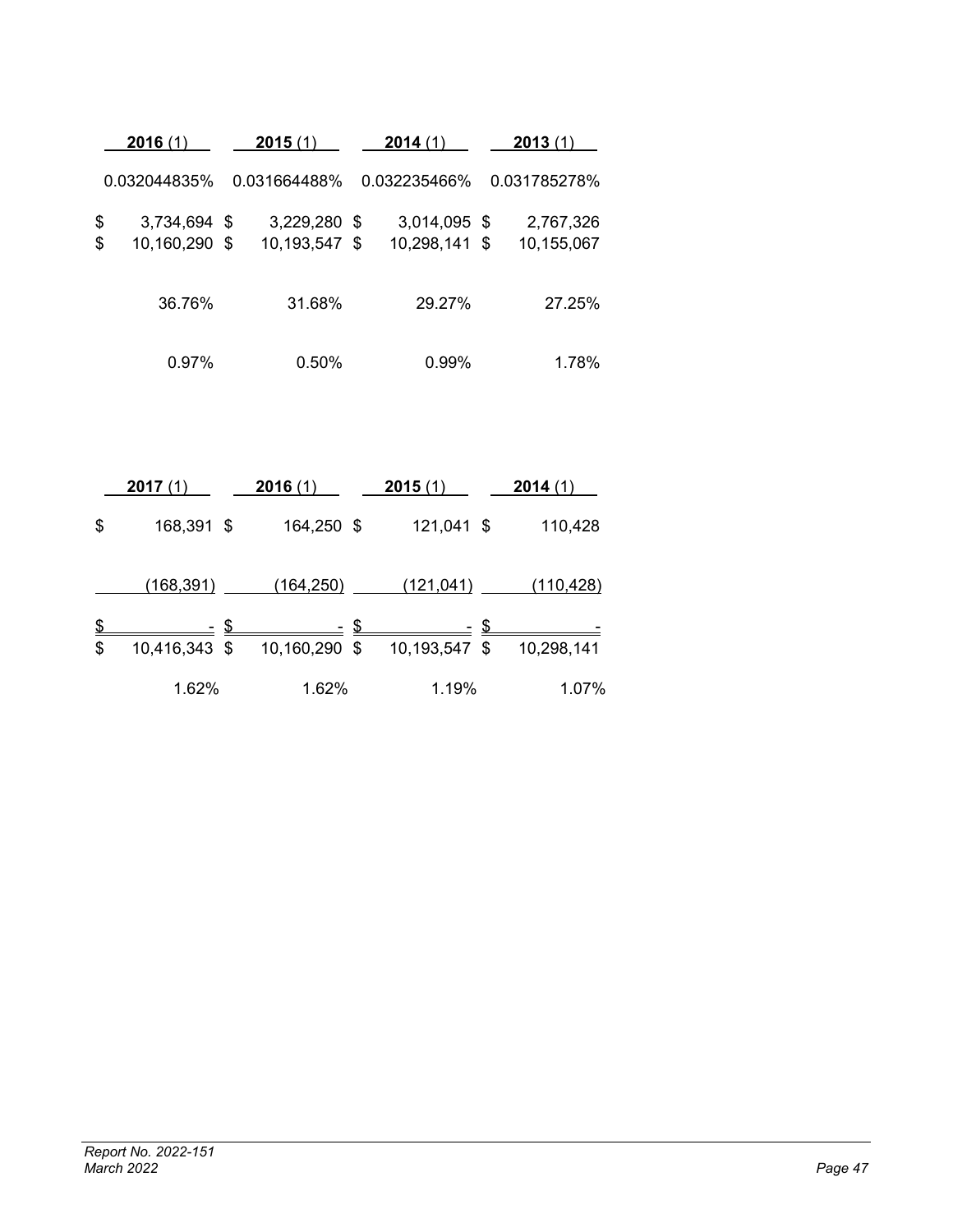| 2016 (1) | 2015 (1) | 2014 (1) | 2013 (1) |
|---|---|---|---|
| 0.032044835% | 0.031664488% | 0.032235466% | 0.031785278% |
| $ 3,734,694 | $ 3,229,280 | $ 3,014,095 | $ 2,767,326 |
| $ 10,160,290 | $ 10,193,547 | $ 10,298,141 | $ 10,155,067 |
| 36.76% | 31.68% | 29.27% | 27.25% |
| 0.97% | 0.50% | 0.99% | 1.78% |

| 2017 (1) | 2016 (1) | 2015 (1) | 2014 (1) |
|---|---|---|---|
| $ 168,391 | $ 164,250 | $ 121,041 | $ 110,428 |
| (168,391) | (164,250) | (121,041) | (110,428) |
| $ - | $ - | $ - | $ - |
| $ 10,416,343 | $ 10,160,290 | $ 10,193,547 | $ 10,298,141 |
| 1.62% | 1.62% | 1.19% | 1.07% |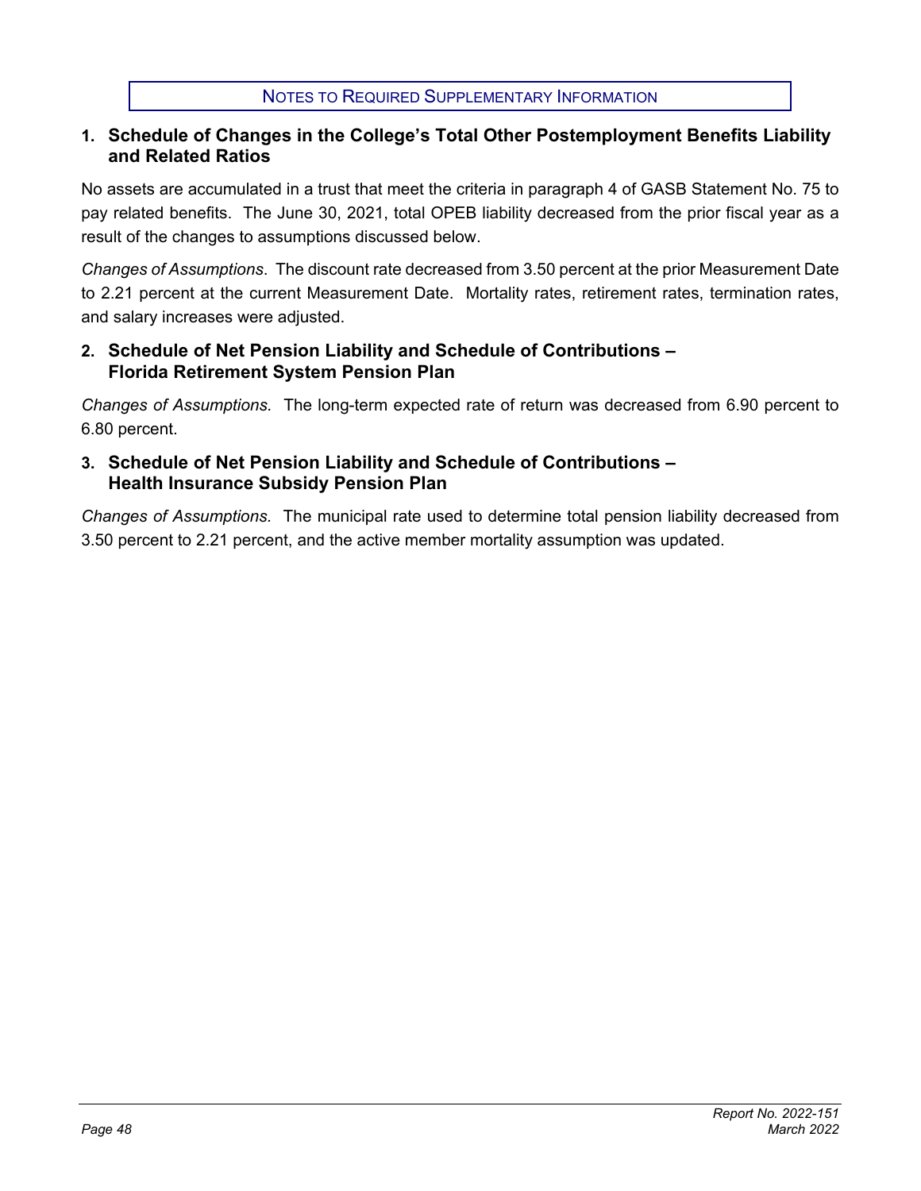## NOTES TO REQUIRED SUPPLEMENTARY INFORMATION

### 1. Schedule of Changes in the College's Total Other Postemployment Benefits Liability and Related Ratios

No assets are accumulated in a trust that meet the criteria in paragraph 4 of GASB Statement No. 75 to pay related benefits. The June 30, 2021, total OPEB liability decreased from the prior fiscal year as a result of the changes to assumptions discussed below.

*Changes of Assumptions*. The discount rate decreased from 3.50 percent at the prior Measurement Date to 2.21 percent at the current Measurement Date. Mortality rates, retirement rates, termination rates, and salary increases were adjusted.

### 2. Schedule of Net Pension Liability and Schedule of Contributions – Florida Retirement System Pension Plan

*Changes of Assumptions.* The long-term expected rate of return was decreased from 6.90 percent to 6.80 percent.

### 3. Schedule of Net Pension Liability and Schedule of Contributions – Health Insurance Subsidy Pension Plan

*Changes of Assumptions.* The municipal rate used to determine total pension liability decreased from 3.50 percent to 2.21 percent, and the active member mortality assumption was updated.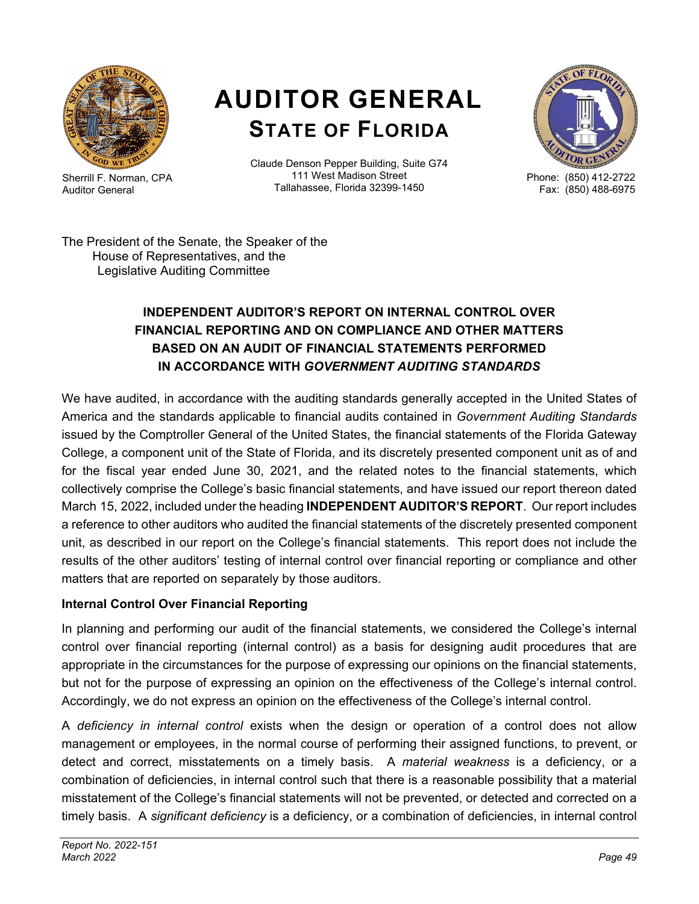# AUDITOR GENERAL
## STATE OF FLORIDA

Sherrill F. Norman, CPA
Auditor General

Claude Denson Pepper Building, Suite G74
111 West Madison Street
Tallahassee, Florida 32399-1450

Phone: (850) 412-2722
Fax: (850) 488-6975

The President of the Senate, the Speaker of the
House of Representatives, and the
Legislative Auditing Committee

### INDEPENDENT AUDITOR'S REPORT ON INTERNAL CONTROL OVER FINANCIAL REPORTING AND ON COMPLIANCE AND OTHER MATTERS BASED ON AN AUDIT OF FINANCIAL STATEMENTS PERFORMED IN ACCORDANCE WITH *GOVERNMENT AUDITING STANDARDS*

We have audited, in accordance with the auditing standards generally accepted in the United States of America and the standards applicable to financial audits contained in *Government Auditing Standards* issued by the Comptroller General of the United States, the financial statements of the Florida Gateway College, a component unit of the State of Florida, and its discretely presented component unit as of and for the fiscal year ended June 30, 2021, and the related notes to the financial statements, which collectively comprise the College's basic financial statements, and have issued our report thereon dated March 15, 2022, included under the heading **INDEPENDENT AUDITOR'S REPORT**. Our report includes a reference to other auditors who audited the financial statements of the discretely presented component unit, as described in our report on the College's financial statements. This report does not include the results of the other auditors' testing of internal control over financial reporting or compliance and other matters that are reported on separately by those auditors.

**Internal Control Over Financial Reporting**

In planning and performing our audit of the financial statements, we considered the College's internal control over financial reporting (internal control) as a basis for designing audit procedures that are appropriate in the circumstances for the purpose of expressing our opinions on the financial statements, but not for the purpose of expressing an opinion on the effectiveness of the College's internal control. Accordingly, we do not express an opinion on the effectiveness of the College's internal control.

A *deficiency in internal control* exists when the design or operation of a control does not allow management or employees, in the normal course of performing their assigned functions, to prevent, or detect and correct, misstatements on a timely basis. A *material weakness* is a deficiency, or a combination of deficiencies, in internal control such that there is a reasonable possibility that a material misstatement of the College's financial statements will not be prevented, or detected and corrected on a timely basis. A *significant deficiency* is a deficiency, or a combination of deficiencies, in internal control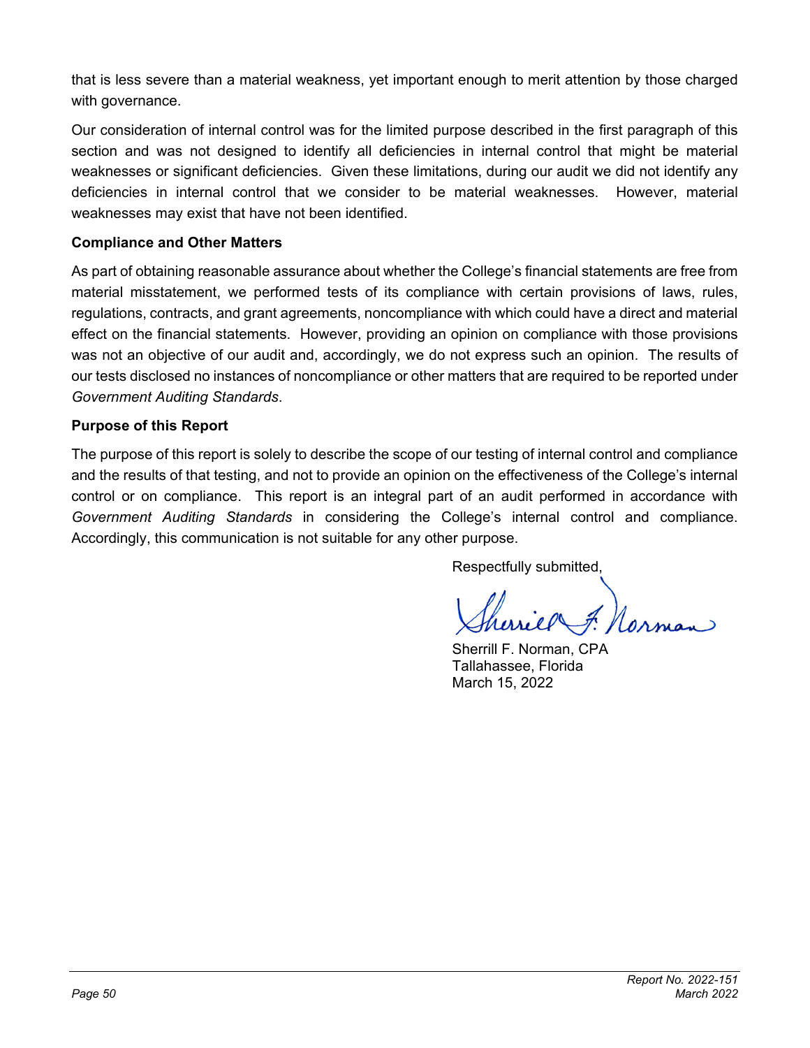that is less severe than a material weakness, yet important enough to merit attention by those charged with governance.

Our consideration of internal control was for the limited purpose described in the first paragraph of this section and was not designed to identify all deficiencies in internal control that might be material weaknesses or significant deficiencies. Given these limitations, during our audit we did not identify any deficiencies in internal control that we consider to be material weaknesses. However, material weaknesses may exist that have not been identified.

**Compliance and Other Matters**

As part of obtaining reasonable assurance about whether the College's financial statements are free from material misstatement, we performed tests of its compliance with certain provisions of laws, rules, regulations, contracts, and grant agreements, noncompliance with which could have a direct and material effect on the financial statements. However, providing an opinion on compliance with those provisions was not an objective of our audit and, accordingly, we do not express such an opinion. The results of our tests disclosed no instances of noncompliance or other matters that are required to be reported under *Government Auditing Standards*.

**Purpose of this Report**

The purpose of this report is solely to describe the scope of our testing of internal control and compliance and the results of that testing, and not to provide an opinion on the effectiveness of the College's internal control or on compliance. This report is an integral part of an audit performed in accordance with *Government Auditing Standards* in considering the College's internal control and compliance. Accordingly, this communication is not suitable for any other purpose.

Respectfully submitted,

Sherrill F. Norman

Sherrill F. Norman, CPA
Tallahassee, Florida
March 15, 2022